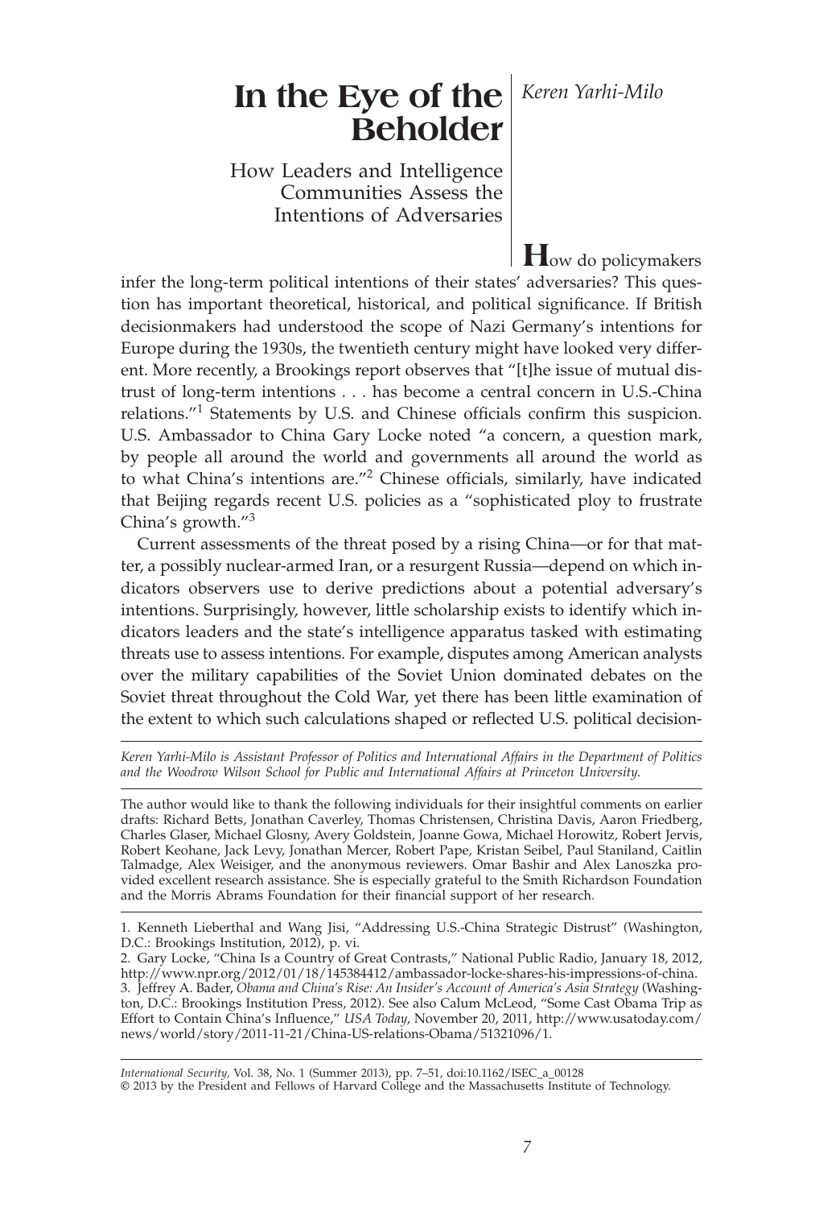# In the Eye of the Beholder

## How Leaders and Intelligence Communities Assess the Intentions of Adversaries

*Keren Yarhi-Milo*

How do policymakers infer the long-term political intentions of their states' adversaries? This question has important theoretical, historical, and political significance. If British decisionmakers had understood the scope of Nazi Germany's intentions for Europe during the 1930s, the twentieth century might have looked very different. More recently, a Brookings report observes that "[t]he issue of mutual distrust of long-term intentions . . . has become a central concern in U.S.-China relations."[1] Statements by U.S. and Chinese officials confirm this suspicion. U.S. Ambassador to China Gary Locke noted "a concern, a question mark, by people all around the world and governments all around the world as to what China's intentions are."[2] Chinese officials, similarly, have indicated that Beijing regards recent U.S. policies as a "sophisticated ploy to frustrate China's growth."[3]

Current assessments of the threat posed by a rising China—or for that matter, a possibly nuclear-armed Iran, or a resurgent Russia—depend on which indicators observers use to derive predictions about a potential adversary's intentions. Surprisingly, however, little scholarship exists to identify which indicators leaders and the state's intelligence apparatus tasked with estimating threats use to assess intentions. For example, disputes among American analysts over the military capabilities of the Soviet Union dominated debates on the Soviet threat throughout the Cold War, yet there has been little examination of the extent to which such calculations shaped or reflected U.S. political decision-

---

*Keren Yarhi-Milo is Assistant Professor of Politics and International Affairs in the Department of Politics and the Woodrow Wilson School for Public and International Affairs at Princeton University.*

The author would like to thank the following individuals for their insightful comments on earlier drafts: Richard Betts, Jonathan Caverley, Thomas Christensen, Christina Davis, Aaron Friedberg, Charles Glaser, Michael Glosny, Avery Goldstein, Joanne Gowa, Michael Horowitz, Robert Jervis, Robert Keohane, Jack Levy, Jonathan Mercer, Robert Pape, Kristan Seibel, Paul Staniland, Caitlin Talmadge, Alex Weisiger, and the anonymous reviewers. Omar Bashir and Alex Lanoszka provided excellent research assistance. She is especially grateful to the Smith Richardson Foundation and the Morris Abrams Foundation for their financial support of her research.

1. Kenneth Lieberthal and Wang Jisi, "Addressing U.S.-China Strategic Distrust" (Washington, D.C.: Brookings Institution, 2012), p. vi.

2. Gary Locke, "China Is a Country of Great Contrasts," National Public Radio, January 18, 2012, http://www.npr.org/2012/01/18/145384412/ambassador-locke-shares-his-impressions-of-china.

3. Jeffrey A. Bader, *Obama and China's Rise: An Insider's Account of America's Asia Strategy* (Washington, D.C.: Brookings Institution Press, 2012). See also Calum McLeod, "Some Cast Obama Trip as Effort to Contain China's Influence," *USA Today*, November 20, 2011, http://www.usatoday.com/news/world/story/2011-11-21/China-US-relations-Obama/51321096/1.

*International Security,* Vol. 38, No. 1 (Summer 2013), pp. 7–51, doi:10.1162/ISEC_a_00128
© 2013 by the President and Fellows of Harvard College and the Massachusetts Institute of Technology.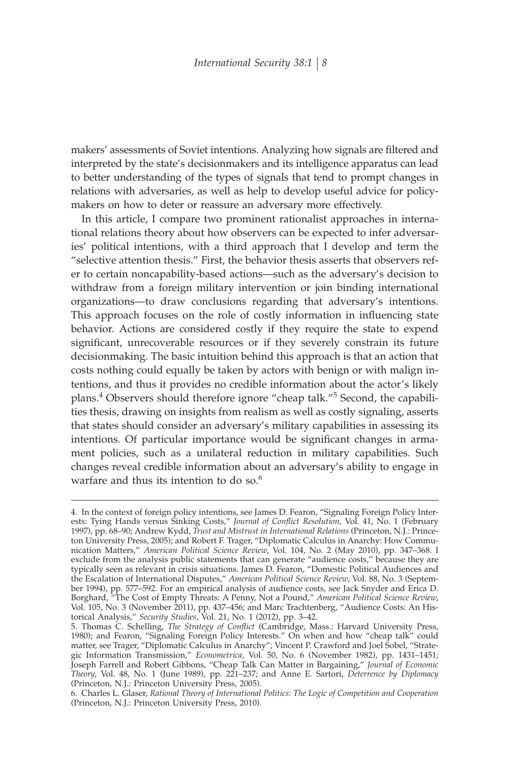makers' assessments of Soviet intentions. Analyzing how signals are filtered and interpreted by the state's decisionmakers and its intelligence apparatus can lead to better understanding of the types of signals that tend to prompt changes in relations with adversaries, as well as help to develop useful advice for policymakers on how to deter or reassure an adversary more effectively.

In this article, I compare two prominent rationalist approaches in international relations theory about how observers can be expected to infer adversaries' political intentions, with a third approach that I develop and term the "selective attention thesis." First, the behavior thesis asserts that observers refer to certain noncapability-based actions—such as the adversary's decision to withdraw from a foreign military intervention or join binding international organizations—to draw conclusions regarding that adversary's intentions. This approach focuses on the role of costly information in influencing state behavior. Actions are considered costly if they require the state to expend significant, unrecoverable resources or if they severely constrain its future decisionmaking. The basic intuition behind this approach is that an action that costs nothing could equally be taken by actors with benign or with malign intentions, and thus it provides no credible information about the actor's likely plans.[4] Observers should therefore ignore "cheap talk."[5] Second, the capabilities thesis, drawing on insights from realism as well as costly signaling, asserts that states should consider an adversary's military capabilities in assessing its intentions. Of particular importance would be significant changes in armament policies, such as a unilateral reduction in military capabilities. Such changes reveal credible information about an adversary's ability to engage in warfare and thus its intention to do so.[6]

4. In the context of foreign policy intentions, see James D. Fearon, "Signaling Foreign Policy Interests: Tying Hands versus Sinking Costs," *Journal of Conflict Resolution*, Vol. 41, No. 1 (February 1997), pp. 68–90; Andrew Kydd, *Trust and Mistrust in International Relations* (Princeton, N.J.: Princeton University Press, 2005); and Robert F. Trager, "Diplomatic Calculus in Anarchy: How Communication Matters," *American Political Science Review*, Vol. 104, No. 2 (May 2010), pp. 347–368. I exclude from the analysis public statements that can generate "audience costs," because they are typically seen as relevant in crisis situations. James D. Fearon, "Domestic Political Audiences and the Escalation of International Disputes," *American Political Science Review*, Vol. 88, No. 3 (September 1994), pp. 577–592. For an empirical analysis of audience costs, see Jack Snyder and Erica D. Borghard, "The Cost of Empty Threats: A Penny, Not a Pound," *American Political Science Review*, Vol. 105, No. 3 (November 2011), pp. 437–456; and Marc Trachtenberg, "Audience Costs: An Historical Analysis," *Security Studies*, Vol. 21, No. 1 (2012), pp. 3–42.

5. Thomas C. Schelling, *The Strategy of Conflict* (Cambridge, Mass.: Harvard University Press, 1980); and Fearon, "Signaling Foreign Policy Interests." On when and how "cheap talk" could matter, see Trager, "Diplomatic Calculus in Anarchy"; Vincent P. Crawford and Joel Sobel, "Strategic Information Transmission," *Econometrica*, Vol. 50, No. 6 (November 1982), pp. 1431–1451; Joseph Farrell and Robert Gibbons, "Cheap Talk Can Matter in Bargaining," *Journal of Economic Theory*, Vol. 48, No. 1 (June 1989), pp. 221–237; and Anne E. Sartori, *Deterrence by Diplomacy* (Princeton, N.J.: Princeton University Press, 2005).

6. Charles L. Glaser, *Rational Theory of International Politics: The Logic of Competition and Cooperation* (Princeton, N.J.: Princeton University Press, 2010).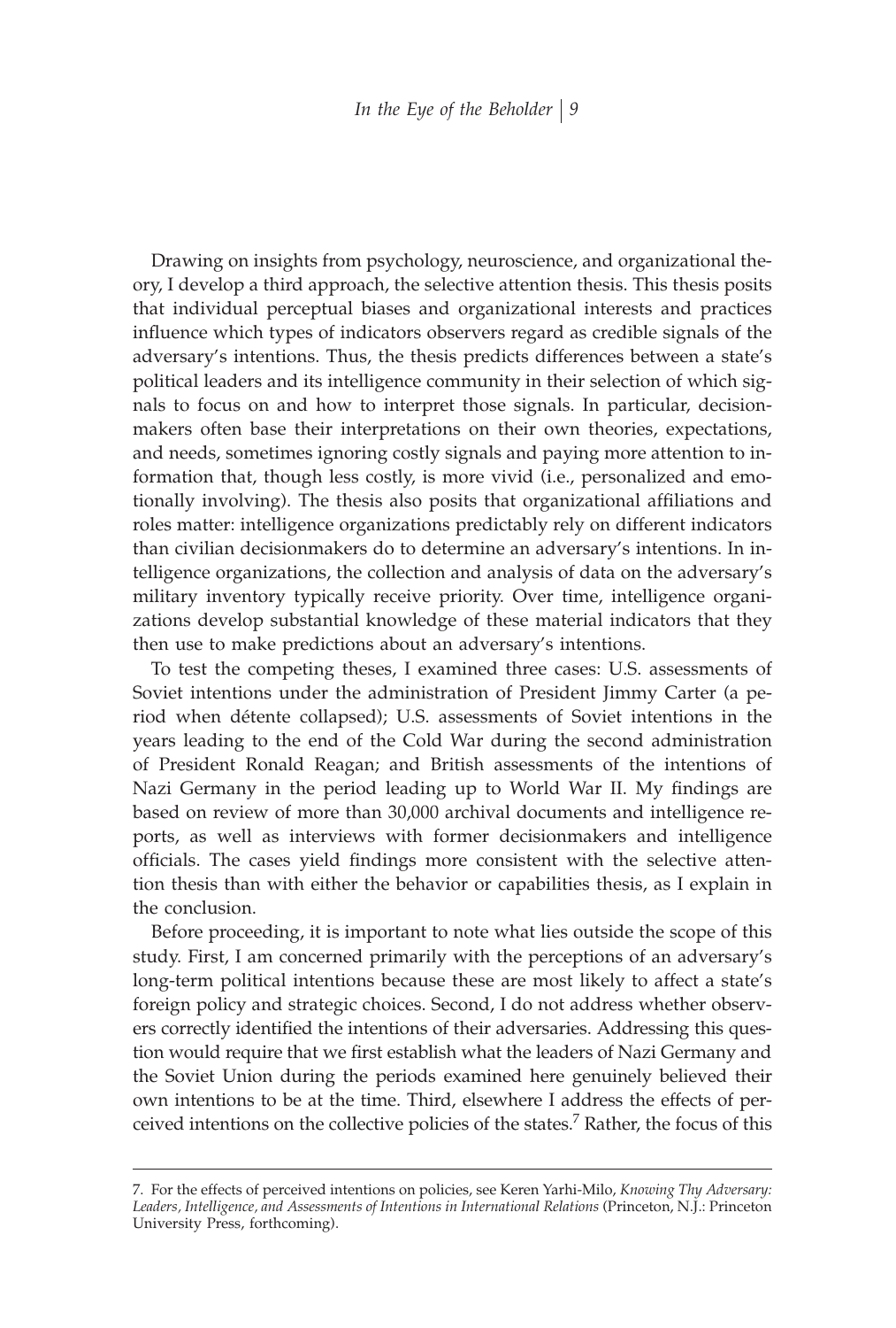Drawing on insights from psychology, neuroscience, and organizational theory, I develop a third approach, the selective attention thesis. This thesis posits that individual perceptual biases and organizational interests and practices influence which types of indicators observers regard as credible signals of the adversary's intentions. Thus, the thesis predicts differences between a state's political leaders and its intelligence community in their selection of which signals to focus on and how to interpret those signals. In particular, decisionmakers often base their interpretations on their own theories, expectations, and needs, sometimes ignoring costly signals and paying more attention to information that, though less costly, is more vivid (i.e., personalized and emotionally involving). The thesis also posits that organizational affiliations and roles matter: intelligence organizations predictably rely on different indicators than civilian decisionmakers do to determine an adversary's intentions. In intelligence organizations, the collection and analysis of data on the adversary's military inventory typically receive priority. Over time, intelligence organizations develop substantial knowledge of these material indicators that they then use to make predictions about an adversary's intentions.

To test the competing theses, I examined three cases: U.S. assessments of Soviet intentions under the administration of President Jimmy Carter (a period when détente collapsed); U.S. assessments of Soviet intentions in the years leading to the end of the Cold War during the second administration of President Ronald Reagan; and British assessments of the intentions of Nazi Germany in the period leading up to World War II. My findings are based on review of more than 30,000 archival documents and intelligence reports, as well as interviews with former decisionmakers and intelligence officials. The cases yield findings more consistent with the selective attention thesis than with either the behavior or capabilities thesis, as I explain in the conclusion.

Before proceeding, it is important to note what lies outside the scope of this study. First, I am concerned primarily with the perceptions of an adversary's long-term political intentions because these are most likely to affect a state's foreign policy and strategic choices. Second, I do not address whether observers correctly identified the intentions of their adversaries. Addressing this question would require that we first establish what the leaders of Nazi Germany and the Soviet Union during the periods examined here genuinely believed their own intentions to be at the time. Third, elsewhere I address the effects of perceived intentions on the collective policies of the states.[7] Rather, the focus of this

---

7. For the effects of perceived intentions on policies, see Keren Yarhi-Milo, *Knowing Thy Adversary: Leaders, Intelligence, and Assessments of Intentions in International Relations* (Princeton, N.J.: Princeton University Press, forthcoming).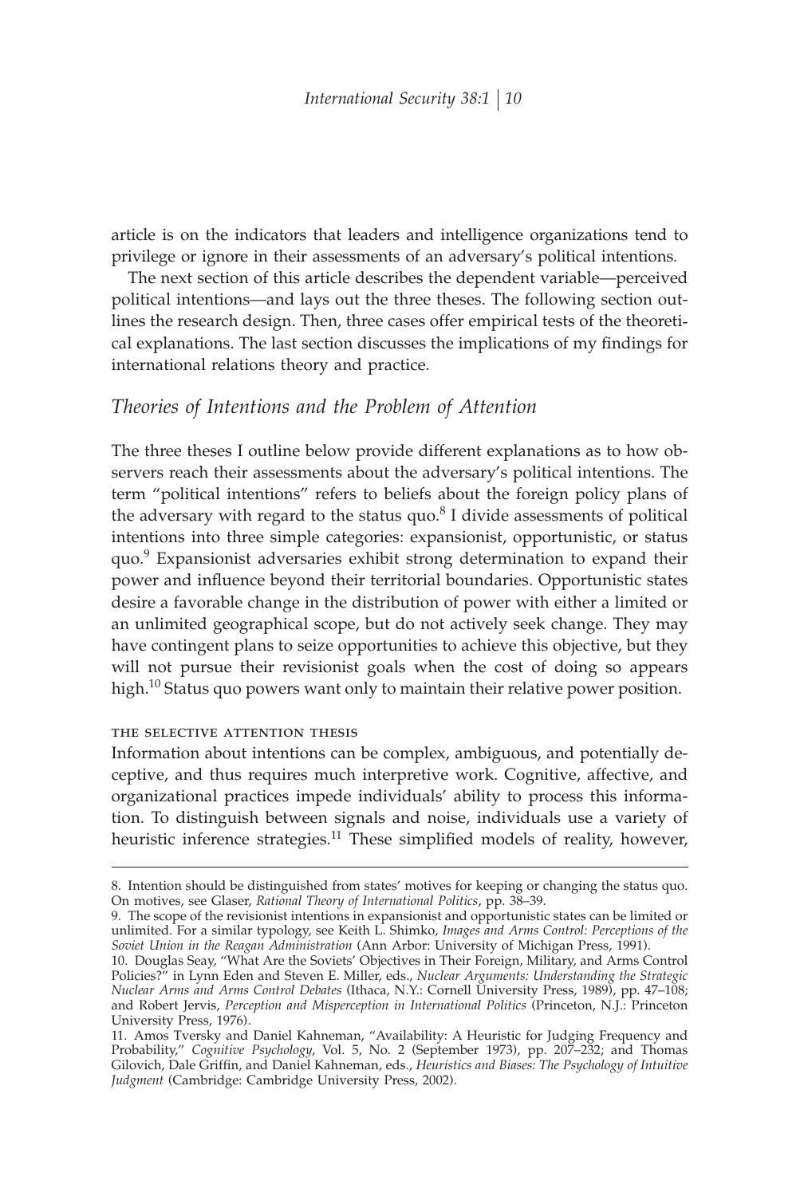article is on the indicators that leaders and intelligence organizations tend to privilege or ignore in their assessments of an adversary's political intentions.

The next section of this article describes the dependent variable—perceived political intentions—and lays out the three theses. The following section outlines the research design. Then, three cases offer empirical tests of the theoretical explanations. The last section discusses the implications of my findings for international relations theory and practice.

## *Theories of Intentions and the Problem of Attention*

The three theses I outline below provide different explanations as to how observers reach their assessments about the adversary's political intentions. The term "political intentions" refers to beliefs about the foreign policy plans of the adversary with regard to the status quo.[8] I divide assessments of political intentions into three simple categories: expansionist, opportunistic, or status quo.[9] Expansionist adversaries exhibit strong determination to expand their power and influence beyond their territorial boundaries. Opportunistic states desire a favorable change in the distribution of power with either a limited or an unlimited geographical scope, but do not actively seek change. They may have contingent plans to seize opportunities to achieve this objective, but they will not pursue their revisionist goals when the cost of doing so appears high.[10] Status quo powers want only to maintain their relative power position.

### THE SELECTIVE ATTENTION THESIS

Information about intentions can be complex, ambiguous, and potentially deceptive, and thus requires much interpretive work. Cognitive, affective, and organizational practices impede individuals' ability to process this information. To distinguish between signals and noise, individuals use a variety of heuristic inference strategies.[11] These simplified models of reality, however,

---

8. Intention should be distinguished from states' motives for keeping or changing the status quo. On motives, see Glaser, *Rational Theory of International Politics*, pp. 38–39.

9. The scope of the revisionist intentions in expansionist and opportunistic states can be limited or unlimited. For a similar typology, see Keith L. Shimko, *Images and Arms Control: Perceptions of the Soviet Union in the Reagan Administration* (Ann Arbor: University of Michigan Press, 1991).

10. Douglas Seay, "What Are the Soviets' Objectives in Their Foreign, Military, and Arms Control Policies?" in Lynn Eden and Steven E. Miller, eds., *Nuclear Arguments: Understanding the Strategic Nuclear Arms and Arms Control Debates* (Ithaca, N.Y.: Cornell University Press, 1989), pp. 47–108; and Robert Jervis, *Perception and Misperception in International Politics* (Princeton, N.J.: Princeton University Press, 1976).

11. Amos Tversky and Daniel Kahneman, "Availability: A Heuristic for Judging Frequency and Probability," *Cognitive Psychology*, Vol. 5, No. 2 (September 1973), pp. 207–232; and Thomas Gilovich, Dale Griffin, and Daniel Kahneman, eds., *Heuristics and Biases: The Psychology of Intuitive Judgment* (Cambridge: Cambridge University Press, 2002).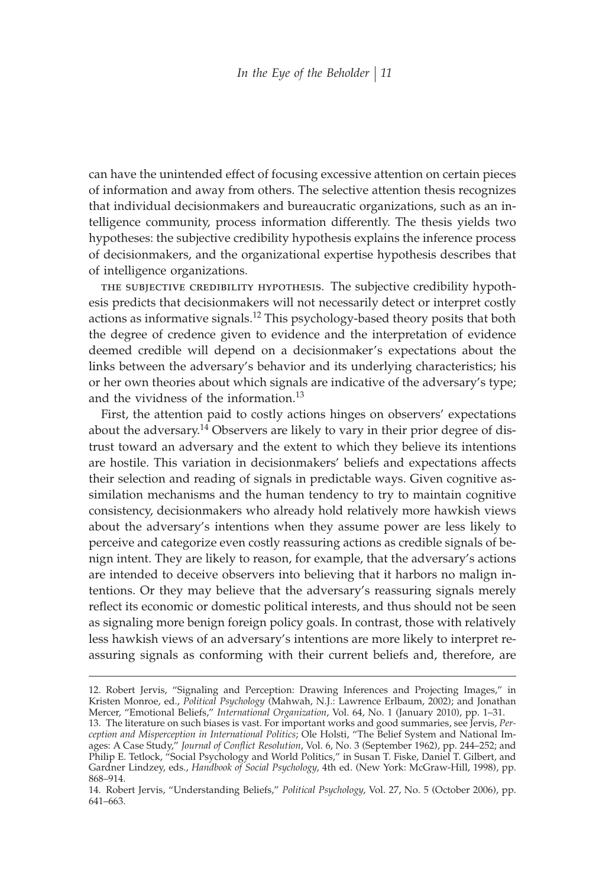can have the unintended effect of focusing excessive attention on certain pieces of information and away from others. The selective attention thesis recognizes that individual decisionmakers and bureaucratic organizations, such as an intelligence community, process information differently. The thesis yields two hypotheses: the subjective credibility hypothesis explains the inference process of decisionmakers, and the organizational expertise hypothesis describes that of intelligence organizations.

THE SUBJECTIVE CREDIBILITY HYPOTHESIS. The subjective credibility hypothesis predicts that decisionmakers will not necessarily detect or interpret costly actions as informative signals.[12] This psychology-based theory posits that both the degree of credence given to evidence and the interpretation of evidence deemed credible will depend on a decisionmaker's expectations about the links between the adversary's behavior and its underlying characteristics; his or her own theories about which signals are indicative of the adversary's type; and the vividness of the information.[13]

First, the attention paid to costly actions hinges on observers' expectations about the adversary.[14] Observers are likely to vary in their prior degree of distrust toward an adversary and the extent to which they believe its intentions are hostile. This variation in decisionmakers' beliefs and expectations affects their selection and reading of signals in predictable ways. Given cognitive assimilation mechanisms and the human tendency to try to maintain cognitive consistency, decisionmakers who already hold relatively more hawkish views about the adversary's intentions when they assume power are less likely to perceive and categorize even costly reassuring actions as credible signals of benign intent. They are likely to reason, for example, that the adversary's actions are intended to deceive observers into believing that it harbors no malign intentions. Or they may believe that the adversary's reassuring signals merely reflect its economic or domestic political interests, and thus should not be seen as signaling more benign foreign policy goals. In contrast, those with relatively less hawkish views of an adversary's intentions are more likely to interpret reassuring signals as conforming with their current beliefs and, therefore, are

12. Robert Jervis, "Signaling and Perception: Drawing Inferences and Projecting Images," in Kristen Monroe, ed., *Political Psychology* (Mahwah, N.J.: Lawrence Erlbaum, 2002); and Jonathan Mercer, "Emotional Beliefs," *International Organization*, Vol. 64, No. 1 (January 2010), pp. 1–31.

13. The literature on such biases is vast. For important works and good summaries, see Jervis, *Perception and Misperception in International Politics*; Ole Holsti, "The Belief System and National Images: A Case Study," *Journal of Conflict Resolution*, Vol. 6, No. 3 (September 1962), pp. 244–252; and Philip E. Tetlock, "Social Psychology and World Politics," in Susan T. Fiske, Daniel T. Gilbert, and Gardner Lindzey, eds., *Handbook of Social Psychology*, 4th ed. (New York: McGraw-Hill, 1998), pp. 868–914.

14. Robert Jervis, "Understanding Beliefs," *Political Psychology*, Vol. 27, No. 5 (October 2006), pp. 641–663.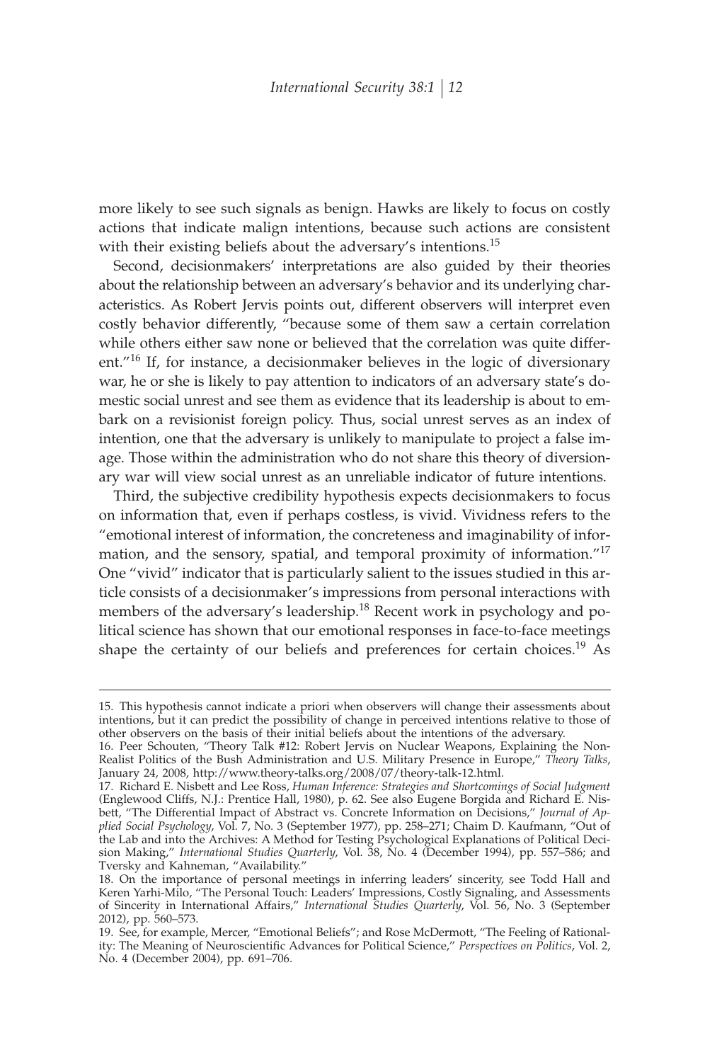more likely to see such signals as benign. Hawks are likely to focus on costly actions that indicate malign intentions, because such actions are consistent with their existing beliefs about the adversary's intentions.[15]

Second, decisionmakers' interpretations are also guided by their theories about the relationship between an adversary's behavior and its underlying characteristics. As Robert Jervis points out, different observers will interpret even costly behavior differently, "because some of them saw a certain correlation while others either saw none or believed that the correlation was quite different."[16] If, for instance, a decisionmaker believes in the logic of diversionary war, he or she is likely to pay attention to indicators of an adversary state's domestic social unrest and see them as evidence that its leadership is about to embark on a revisionist foreign policy. Thus, social unrest serves as an index of intention, one that the adversary is unlikely to manipulate to project a false image. Those within the administration who do not share this theory of diversionary war will view social unrest as an unreliable indicator of future intentions.

Third, the subjective credibility hypothesis expects decisionmakers to focus on information that, even if perhaps costless, is vivid. Vividness refers to the "emotional interest of information, the concreteness and imaginability of information, and the sensory, spatial, and temporal proximity of information."[17] One "vivid" indicator that is particularly salient to the issues studied in this article consists of a decisionmaker's impressions from personal interactions with members of the adversary's leadership.[18] Recent work in psychology and political science has shown that our emotional responses in face-to-face meetings shape the certainty of our beliefs and preferences for certain choices.[19] As

---

15. This hypothesis cannot indicate a priori when observers will change their assessments about intentions, but it can predict the possibility of change in perceived intentions relative to those of other observers on the basis of their initial beliefs about the intentions of the adversary.

16. Peer Schouten, "Theory Talk #12: Robert Jervis on Nuclear Weapons, Explaining the Non-Realist Politics of the Bush Administration and U.S. Military Presence in Europe," *Theory Talks*, January 24, 2008, http://www.theory-talks.org/2008/07/theory-talk-12.html.

17. Richard E. Nisbett and Lee Ross, *Human Inference: Strategies and Shortcomings of Social Judgment* (Englewood Cliffs, N.J.: Prentice Hall, 1980), p. 62. See also Eugene Borgida and Richard E. Nisbett, "The Differential Impact of Abstract vs. Concrete Information on Decisions," *Journal of Applied Social Psychology*, Vol. 7, No. 3 (September 1977), pp. 258–271; Chaim D. Kaufmann, "Out of the Lab and into the Archives: A Method for Testing Psychological Explanations of Political Decision Making," *International Studies Quarterly*, Vol. 38, No. 4 (December 1994), pp. 557–586; and Tversky and Kahneman, "Availability."

18. On the importance of personal meetings in inferring leaders' sincerity, see Todd Hall and Keren Yarhi-Milo, "The Personal Touch: Leaders' Impressions, Costly Signaling, and Assessments of Sincerity in International Affairs," *International Studies Quarterly*, Vol. 56, No. 3 (September 2012), pp. 560–573.

19. See, for example, Mercer, "Emotional Beliefs"; and Rose McDermott, "The Feeling of Rationality: The Meaning of Neuroscientific Advances for Political Science," *Perspectives on Politics*, Vol. 2, No. 4 (December 2004), pp. 691–706.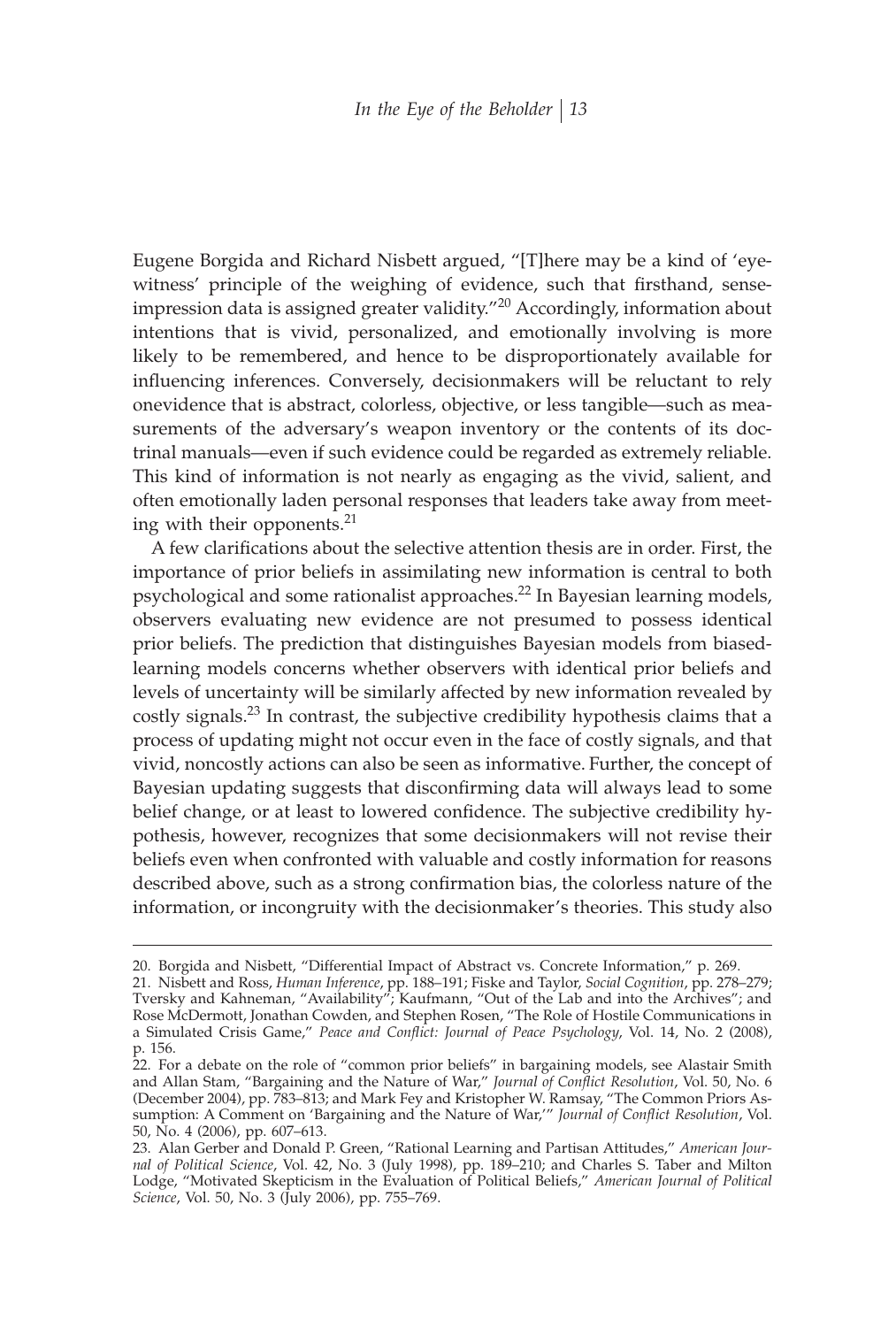Eugene Borgida and Richard Nisbett argued, "[T]here may be a kind of 'eyewitness' principle of the weighing of evidence, such that firsthand, sense-impression data is assigned greater validity."[20] Accordingly, information about intentions that is vivid, personalized, and emotionally involving is more likely to be remembered, and hence to be disproportionately available for influencing inferences. Conversely, decisionmakers will be reluctant to rely onevidence that is abstract, colorless, objective, or less tangible—such as measurements of the adversary's weapon inventory or the contents of its doctrinal manuals—even if such evidence could be regarded as extremely reliable. This kind of information is not nearly as engaging as the vivid, salient, and often emotionally laden personal responses that leaders take away from meeting with their opponents.[21]

A few clarifications about the selective attention thesis are in order. First, the importance of prior beliefs in assimilating new information is central to both psychological and some rationalist approaches.[22] In Bayesian learning models, observers evaluating new evidence are not presumed to possess identical prior beliefs. The prediction that distinguishes Bayesian models from biased-learning models concerns whether observers with identical prior beliefs and levels of uncertainty will be similarly affected by new information revealed by costly signals.[23] In contrast, the subjective credibility hypothesis claims that a process of updating might not occur even in the face of costly signals, and that vivid, noncostly actions can also be seen as informative. Further, the concept of Bayesian updating suggests that disconfirming data will always lead to some belief change, or at least to lowered confidence. The subjective credibility hypothesis, however, recognizes that some decisionmakers will not revise their beliefs even when confronted with valuable and costly information for reasons described above, such as a strong confirmation bias, the colorless nature of the information, or incongruity with the decisionmaker's theories. This study also

---

20. Borgida and Nisbett, "Differential Impact of Abstract vs. Concrete Information," p. 269.

21. Nisbett and Ross, *Human Inference*, pp. 188–191; Fiske and Taylor, *Social Cognition*, pp. 278–279; Tversky and Kahneman, "Availability"; Kaufmann, "Out of the Lab and into the Archives"; and Rose McDermott, Jonathan Cowden, and Stephen Rosen, "The Role of Hostile Communications in a Simulated Crisis Game," *Peace and Conflict: Journal of Peace Psychology*, Vol. 14, No. 2 (2008), p. 156.

22. For a debate on the role of "common prior beliefs" in bargaining models, see Alastair Smith and Allan Stam, "Bargaining and the Nature of War," *Journal of Conflict Resolution*, Vol. 50, No. 6 (December 2004), pp. 783–813; and Mark Fey and Kristopher W. Ramsay, "The Common Priors Assumption: A Comment on 'Bargaining and the Nature of War,'" *Journal of Conflict Resolution*, Vol. 50, No. 4 (2006), pp. 607–613.

23. Alan Gerber and Donald P. Green, "Rational Learning and Partisan Attitudes," *American Journal of Political Science*, Vol. 42, No. 3 (July 1998), pp. 189–210; and Charles S. Taber and Milton Lodge, "Motivated Skepticism in the Evaluation of Political Beliefs," *American Journal of Political Science*, Vol. 50, No. 3 (July 2006), pp. 755–769.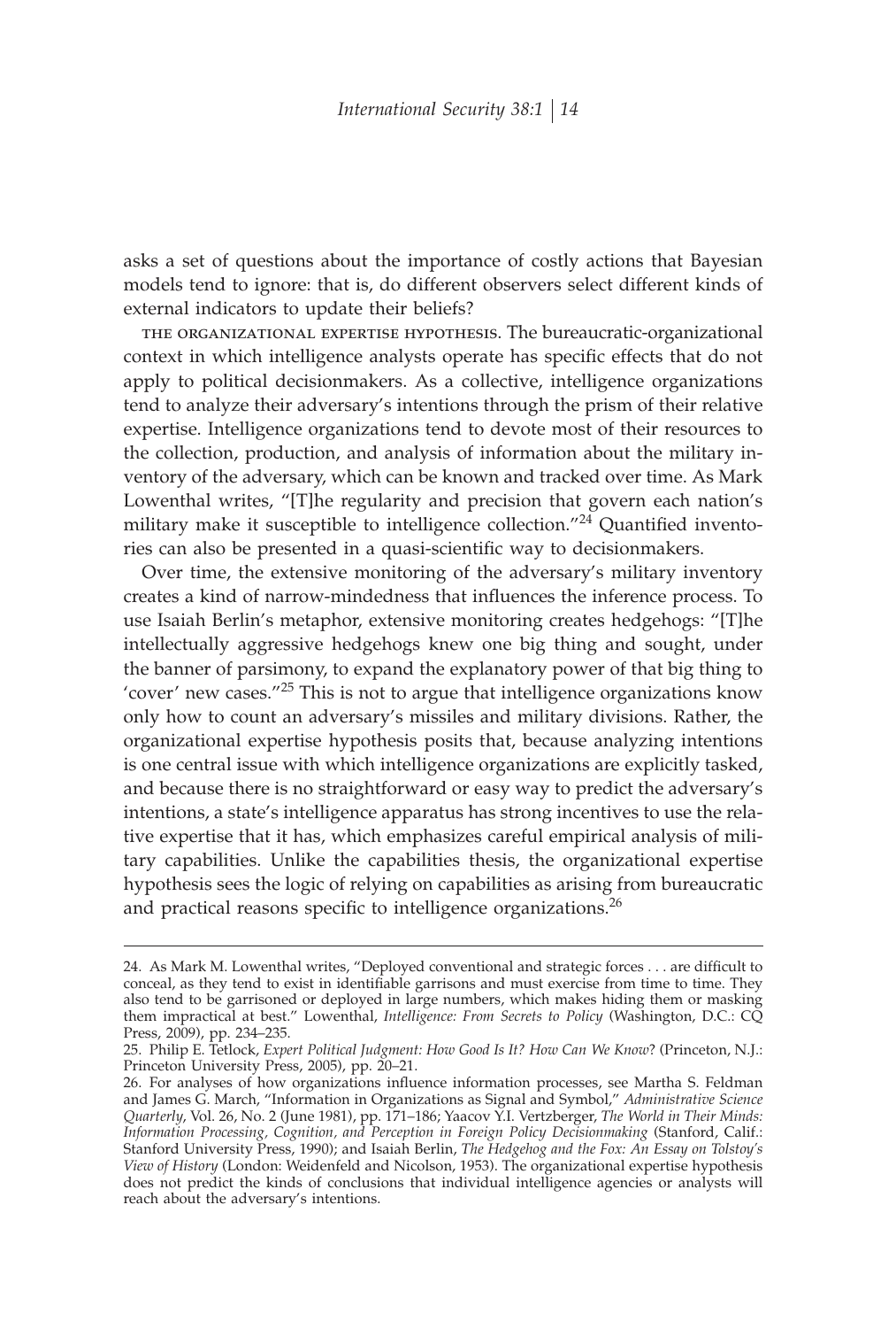asks a set of questions about the importance of costly actions that Bayesian models tend to ignore: that is, do different observers select different kinds of external indicators to update their beliefs?

THE ORGANIZATIONAL EXPERTISE HYPOTHESIS. The bureaucratic-organizational context in which intelligence analysts operate has specific effects that do not apply to political decisionmakers. As a collective, intelligence organizations tend to analyze their adversary's intentions through the prism of their relative expertise. Intelligence organizations tend to devote most of their resources to the collection, production, and analysis of information about the military inventory of the adversary, which can be known and tracked over time. As Mark Lowenthal writes, "[T]he regularity and precision that govern each nation's military make it susceptible to intelligence collection."[24] Quantified inventories can also be presented in a quasi-scientific way to decisionmakers.

Over time, the extensive monitoring of the adversary's military inventory creates a kind of narrow-mindedness that influences the inference process. To use Isaiah Berlin's metaphor, extensive monitoring creates hedgehogs: "[T]he intellectually aggressive hedgehogs knew one big thing and sought, under the banner of parsimony, to expand the explanatory power of that big thing to 'cover' new cases."[25] This is not to argue that intelligence organizations know only how to count an adversary's missiles and military divisions. Rather, the organizational expertise hypothesis posits that, because analyzing intentions is one central issue with which intelligence organizations are explicitly tasked, and because there is no straightforward or easy way to predict the adversary's intentions, a state's intelligence apparatus has strong incentives to use the relative expertise that it has, which emphasizes careful empirical analysis of military capabilities. Unlike the capabilities thesis, the organizational expertise hypothesis sees the logic of relying on capabilities as arising from bureaucratic and practical reasons specific to intelligence organizations.[26]

---

24. As Mark M. Lowenthal writes, "Deployed conventional and strategic forces . . . are difficult to conceal, as they tend to exist in identifiable garrisons and must exercise from time to time. They also tend to be garrisoned or deployed in large numbers, which makes hiding them or masking them impractical at best." Lowenthal, *Intelligence: From Secrets to Policy* (Washington, D.C.: CQ Press, 2009), pp. 234–235.

25. Philip E. Tetlock, *Expert Political Judgment: How Good Is It? How Can We Know*? (Princeton, N.J.: Princeton University Press, 2005), pp. 20–21.

26. For analyses of how organizations influence information processes, see Martha S. Feldman and James G. March, "Information in Organizations as Signal and Symbol," *Administrative Science Quarterly*, Vol. 26, No. 2 (June 1981), pp. 171–186; Yaacov Y.I. Vertzberger, *The World in Their Minds: Information Processing, Cognition, and Perception in Foreign Policy Decisionmaking* (Stanford, Calif.: Stanford University Press, 1990); and Isaiah Berlin, *The Hedgehog and the Fox: An Essay on Tolstoy's View of History* (London: Weidenfeld and Nicolson, 1953). The organizational expertise hypothesis does not predict the kinds of conclusions that individual intelligence agencies or analysts will reach about the adversary's intentions.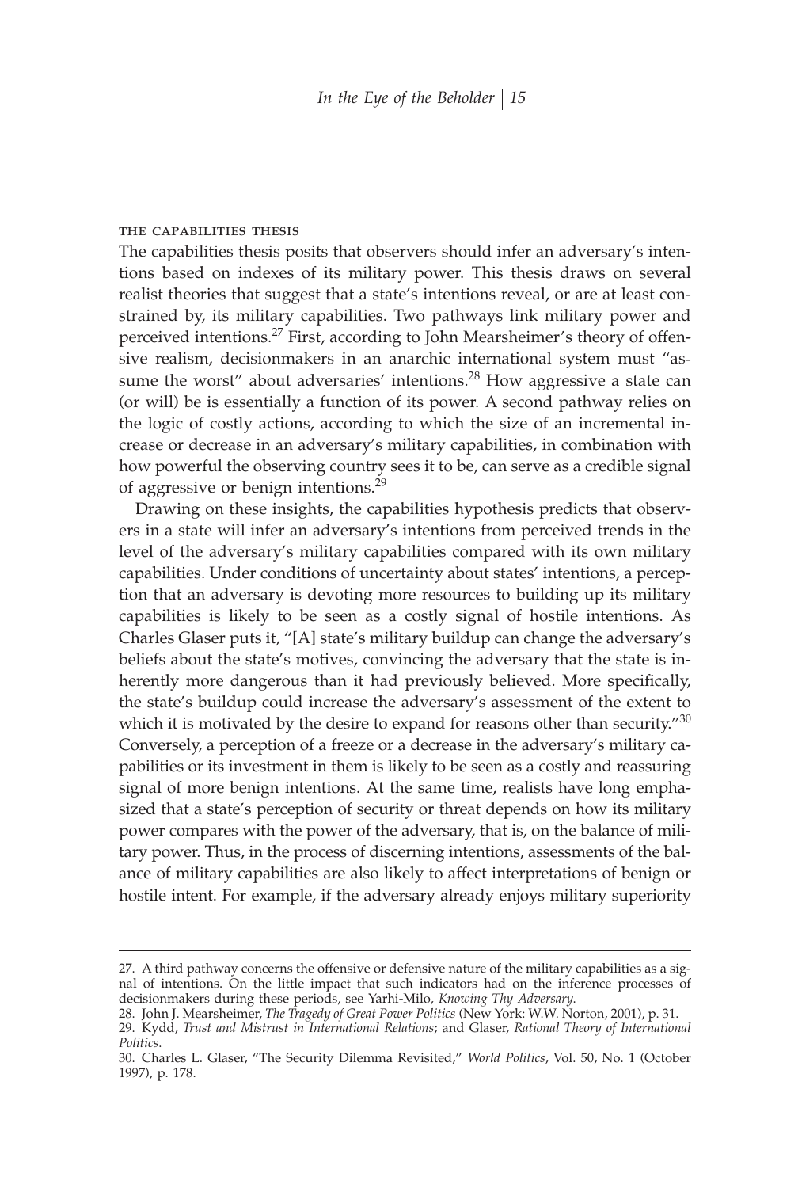### THE CAPABILITIES THESIS

The capabilities thesis posits that observers should infer an adversary's intentions based on indexes of its military power. This thesis draws on several realist theories that suggest that a state's intentions reveal, or are at least constrained by, its military capabilities. Two pathways link military power and perceived intentions.[27] First, according to John Mearsheimer's theory of offensive realism, decisionmakers in an anarchic international system must "assume the worst" about adversaries' intentions.[28] How aggressive a state can (or will) be is essentially a function of its power. A second pathway relies on the logic of costly actions, according to which the size of an incremental increase or decrease in an adversary's military capabilities, in combination with how powerful the observing country sees it to be, can serve as a credible signal of aggressive or benign intentions.[29]

Drawing on these insights, the capabilities hypothesis predicts that observers in a state will infer an adversary's intentions from perceived trends in the level of the adversary's military capabilities compared with its own military capabilities. Under conditions of uncertainty about states' intentions, a perception that an adversary is devoting more resources to building up its military capabilities is likely to be seen as a costly signal of hostile intentions. As Charles Glaser puts it, "[A] state's military buildup can change the adversary's beliefs about the state's motives, convincing the adversary that the state is inherently more dangerous than it had previously believed. More specifically, the state's buildup could increase the adversary's assessment of the extent to which it is motivated by the desire to expand for reasons other than security."[30] Conversely, a perception of a freeze or a decrease in the adversary's military capabilities or its investment in them is likely to be seen as a costly and reassuring signal of more benign intentions. At the same time, realists have long emphasized that a state's perception of security or threat depends on how its military power compares with the power of the adversary, that is, on the balance of military power. Thus, in the process of discerning intentions, assessments of the balance of military capabilities are also likely to affect interpretations of benign or hostile intent. For example, if the adversary already enjoys military superiority

27. A third pathway concerns the offensive or defensive nature of the military capabilities as a signal of intentions. On the little impact that such indicators had on the inference processes of decisionmakers during these periods, see Yarhi-Milo, *Knowing Thy Adversary*.

28. John J. Mearsheimer, *The Tragedy of Great Power Politics* (New York: W.W. Norton, 2001), p. 31.

29. Kydd, *Trust and Mistrust in International Relations*; and Glaser, *Rational Theory of International Politics*.

30. Charles L. Glaser, "The Security Dilemma Revisited," *World Politics*, Vol. 50, No. 1 (October 1997), p. 178.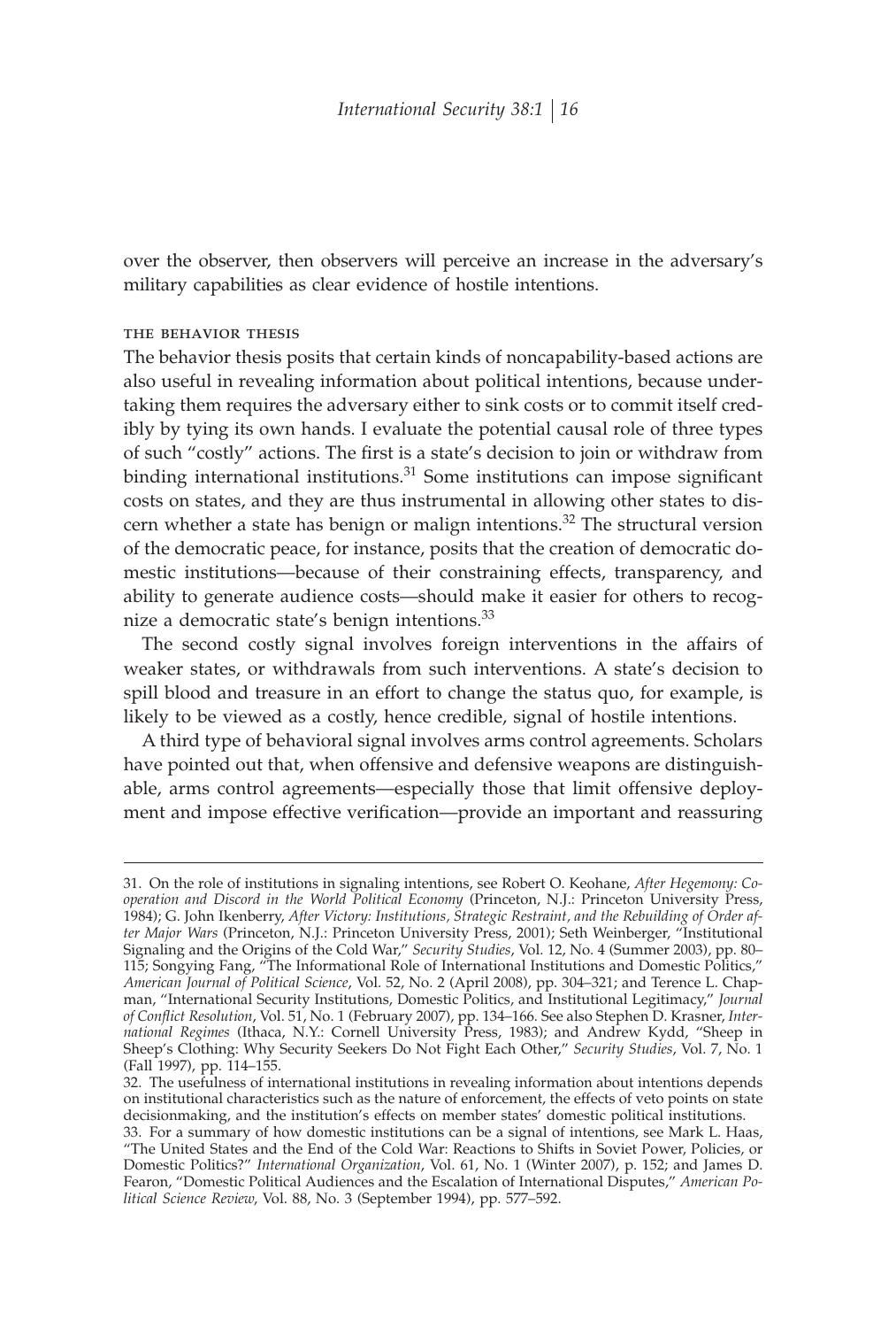over the observer, then observers will perceive an increase in the adversary's military capabilities as clear evidence of hostile intentions.

### the behavior thesis

The behavior thesis posits that certain kinds of noncapability-based actions are also useful in revealing information about political intentions, because undertaking them requires the adversary either to sink costs or to commit itself credibly by tying its own hands. I evaluate the potential causal role of three types of such "costly" actions. The first is a state's decision to join or withdraw from binding international institutions.[31] Some institutions can impose significant costs on states, and they are thus instrumental in allowing other states to discern whether a state has benign or malign intentions.[32] The structural version of the democratic peace, for instance, posits that the creation of democratic domestic institutions—because of their constraining effects, transparency, and ability to generate audience costs—should make it easier for others to recognize a democratic state's benign intentions.[33]

The second costly signal involves foreign interventions in the affairs of weaker states, or withdrawals from such interventions. A state's decision to spill blood and treasure in an effort to change the status quo, for example, is likely to be viewed as a costly, hence credible, signal of hostile intentions.

A third type of behavioral signal involves arms control agreements. Scholars have pointed out that, when offensive and defensive weapons are distinguishable, arms control agreements—especially those that limit offensive deployment and impose effective verification—provide an important and reassuring

---

31. On the role of institutions in signaling intentions, see Robert O. Keohane, *After Hegemony: Cooperation and Discord in the World Political Economy* (Princeton, N.J.: Princeton University Press, 1984); G. John Ikenberry, *After Victory: Institutions, Strategic Restraint, and the Rebuilding of Order after Major Wars* (Princeton, N.J.: Princeton University Press, 2001); Seth Weinberger, "Institutional Signaling and the Origins of the Cold War," *Security Studies*, Vol. 12, No. 4 (Summer 2003), pp. 80–115; Songying Fang, "The Informational Role of International Institutions and Domestic Politics," *American Journal of Political Science*, Vol. 52, No. 2 (April 2008), pp. 304–321; and Terence L. Chapman, "International Security Institutions, Domestic Politics, and Institutional Legitimacy," *Journal of Conflict Resolution*, Vol. 51, No. 1 (February 2007), pp. 134–166. See also Stephen D. Krasner, *International Regimes* (Ithaca, N.Y.: Cornell University Press, 1983); and Andrew Kydd, "Sheep in Sheep's Clothing: Why Security Seekers Do Not Fight Each Other," *Security Studies*, Vol. 7, No. 1 (Fall 1997), pp. 114–155.

32. The usefulness of international institutions in revealing information about intentions depends on institutional characteristics such as the nature of enforcement, the effects of veto points on state decisionmaking, and the institution's effects on member states' domestic political institutions.

33. For a summary of how domestic institutions can be a signal of intentions, see Mark L. Haas, "The United States and the End of the Cold War: Reactions to Shifts in Soviet Power, Policies, or Domestic Politics?" *International Organization*, Vol. 61, No. 1 (Winter 2007), p. 152; and James D. Fearon, "Domestic Political Audiences and the Escalation of International Disputes," *American Political Science Review*, Vol. 88, No. 3 (September 1994), pp. 577–592.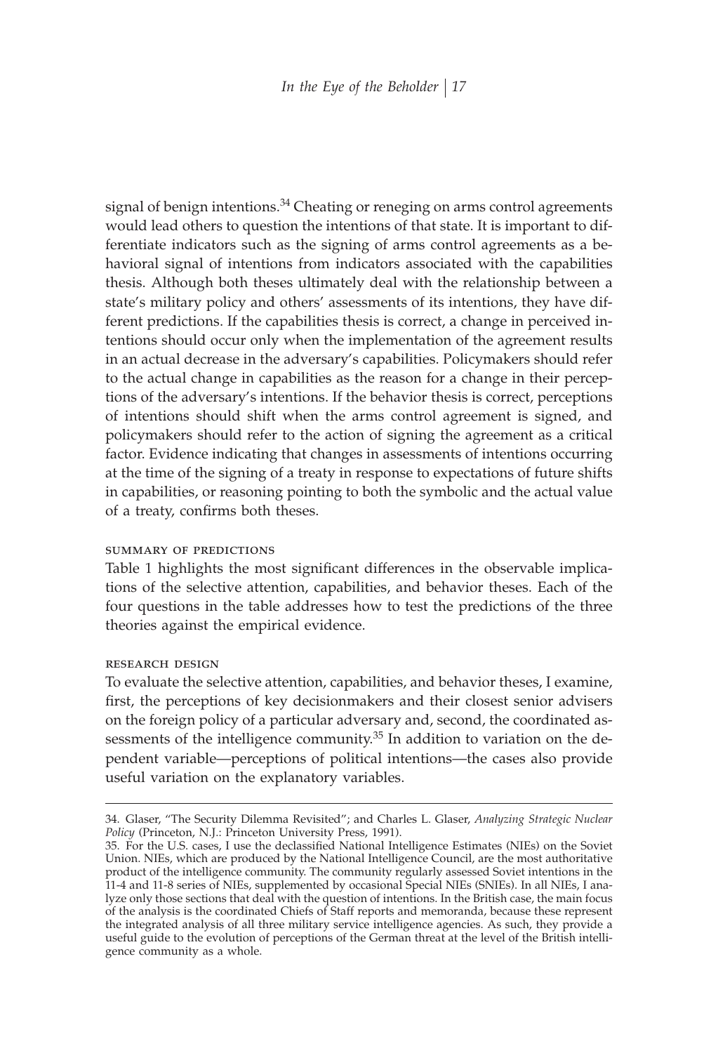signal of benign intentions.[34] Cheating or reneging on arms control agreements would lead others to question the intentions of that state. It is important to differentiate indicators such as the signing of arms control agreements as a behavioral signal of intentions from indicators associated with the capabilities thesis. Although both theses ultimately deal with the relationship between a state's military policy and others' assessments of its intentions, they have different predictions. If the capabilities thesis is correct, a change in perceived intentions should occur only when the implementation of the agreement results in an actual decrease in the adversary's capabilities. Policymakers should refer to the actual change in capabilities as the reason for a change in their perceptions of the adversary's intentions. If the behavior thesis is correct, perceptions of intentions should shift when the arms control agreement is signed, and policymakers should refer to the action of signing the agreement as a critical factor. Evidence indicating that changes in assessments of intentions occurring at the time of the signing of a treaty in response to expectations of future shifts in capabilities, or reasoning pointing to both the symbolic and the actual value of a treaty, confirms both theses.

### SUMMARY OF PREDICTIONS

Table 1 highlights the most significant differences in the observable implications of the selective attention, capabilities, and behavior theses. Each of the four questions in the table addresses how to test the predictions of the three theories against the empirical evidence.

### RESEARCH DESIGN

To evaluate the selective attention, capabilities, and behavior theses, I examine, first, the perceptions of key decisionmakers and their closest senior advisers on the foreign policy of a particular adversary and, second, the coordinated assessments of the intelligence community.[35] In addition to variation on the dependent variable—perceptions of political intentions—the cases also provide useful variation on the explanatory variables.

---

34. Glaser, "The Security Dilemma Revisited"; and Charles L. Glaser, *Analyzing Strategic Nuclear Policy* (Princeton, N.J.: Princeton University Press, 1991).

35. For the U.S. cases, I use the declassified National Intelligence Estimates (NIEs) on the Soviet Union. NIEs, which are produced by the National Intelligence Council, are the most authoritative product of the intelligence community. The community regularly assessed Soviet intentions in the 11-4 and 11-8 series of NIEs, supplemented by occasional Special NIEs (SNIEs). In all NIEs, I analyze only those sections that deal with the question of intentions. In the British case, the main focus of the analysis is the coordinated Chiefs of Staff reports and memoranda, because these represent the integrated analysis of all three military service intelligence agencies. As such, they provide a useful guide to the evolution of perceptions of the German threat at the level of the British intelligence community as a whole.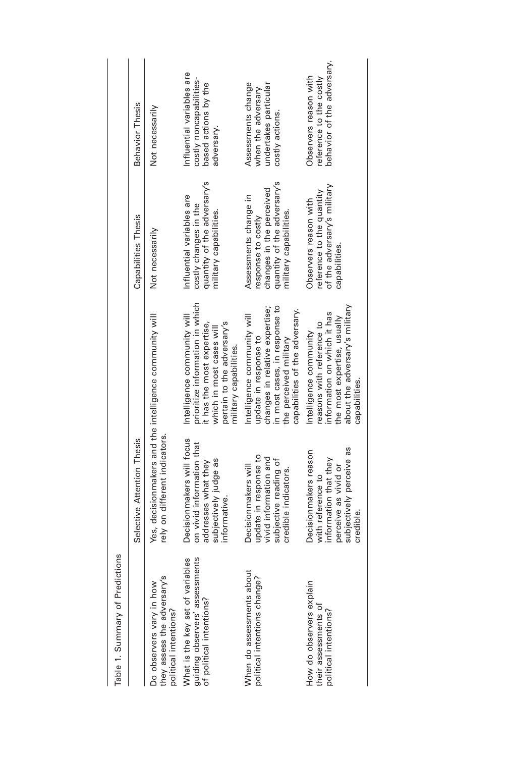Table 1. Summary of Predictions

| | Selective Attention Thesis | | Capabilities Thesis | Behavior Thesis |
|---|---|---|---|---|
| Do observers vary in how they assess the adversary's political intentions? | Yes, decisionmakers and the intelligence community will rely on different indicators. | | Not necessarily | Not necessarily |
| What is the key set of variables guiding observers' assessments of political intentions? | Decisionmakers will focus on vivid information that addresses what they subjectively judge as informative. | Intelligence community will prioritize information in which it has the most expertise, which in most cases will pertain to the adversary's military capabilities. | Influential variables are costly changes in the quantity of the adversary's military capabilities. | Influential variables are costly noncapabilities-based actions by the adversary. |
| When do assessments about political intentions change? | Decisionmakers will update in response to vivid information and subjective reading of credible indicators. | Intelligence community will update in response to changes in relative expertise; in most cases, in response to the perceived military capabilities of the adversary. | Assessments change in response to costly changes in the perceived quantity of the adversary's military capabilities. | Assessments change when the adversary undertakes particular costly actions. |
| How do observers explain their assessments of political intentions? | Decisionmakers reason with reference to information that they perceive as vivid or subjectively perceive as credible. | Intelligence community reasons with reference to information on which it has the most expertise, usually about the adversary's military capabilities. | Observers reason with reference to the quantity of the adversary's military capabilities. | Observers reason with reference to the costly behavior of the adversary. |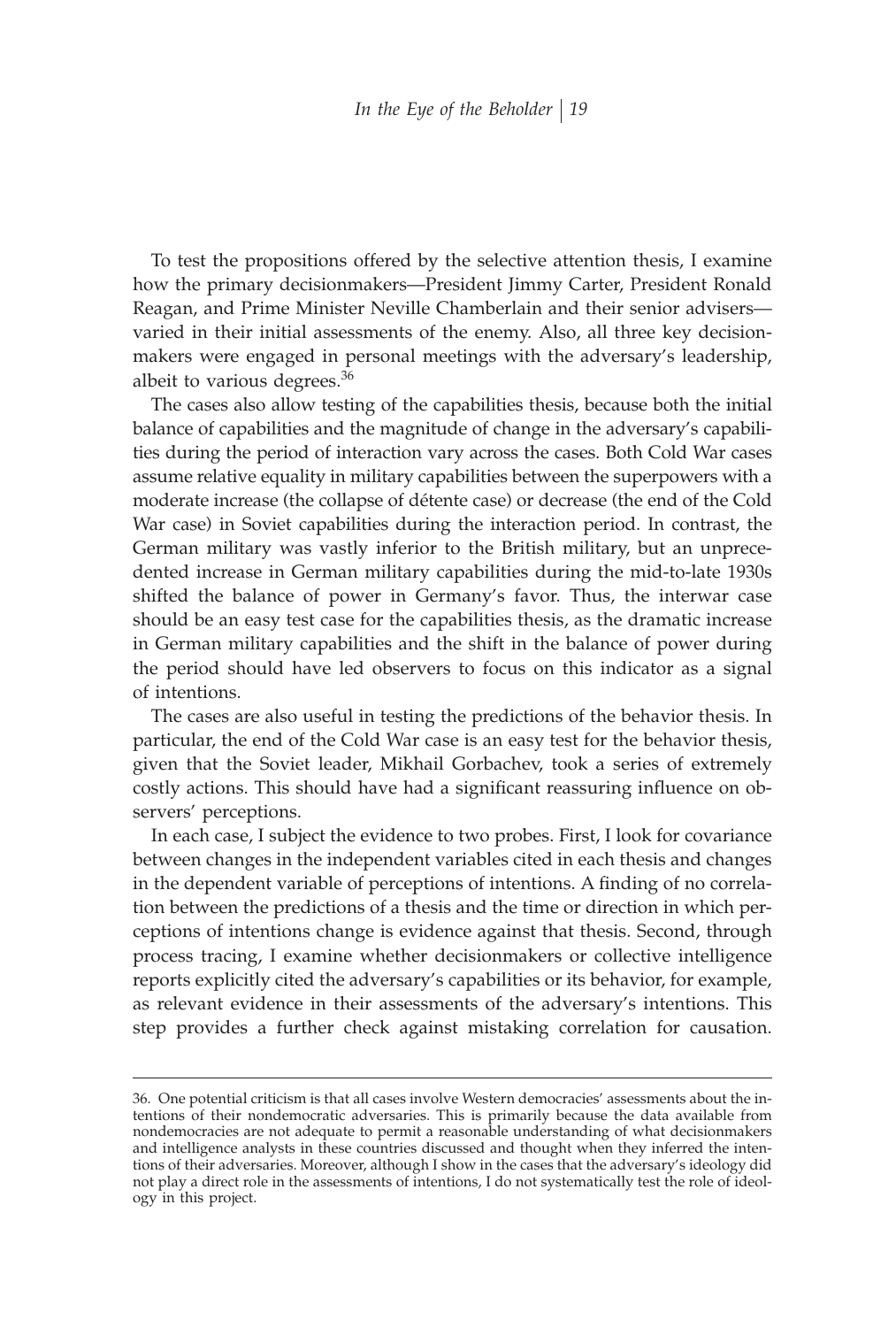To test the propositions offered by the selective attention thesis, I examine how the primary decisionmakers—President Jimmy Carter, President Ronald Reagan, and Prime Minister Neville Chamberlain and their senior advisers—varied in their initial assessments of the enemy. Also, all three key decisionmakers were engaged in personal meetings with the adversary's leadership, albeit to various degrees.[36]

The cases also allow testing of the capabilities thesis, because both the initial balance of capabilities and the magnitude of change in the adversary's capabilities during the period of interaction vary across the cases. Both Cold War cases assume relative equality in military capabilities between the superpowers with a moderate increase (the collapse of détente case) or decrease (the end of the Cold War case) in Soviet capabilities during the interaction period. In contrast, the German military was vastly inferior to the British military, but an unprecedented increase in German military capabilities during the mid-to-late 1930s shifted the balance of power in Germany's favor. Thus, the interwar case should be an easy test case for the capabilities thesis, as the dramatic increase in German military capabilities and the shift in the balance of power during the period should have led observers to focus on this indicator as a signal of intentions.

The cases are also useful in testing the predictions of the behavior thesis. In particular, the end of the Cold War case is an easy test for the behavior thesis, given that the Soviet leader, Mikhail Gorbachev, took a series of extremely costly actions. This should have had a significant reassuring influence on observers' perceptions.

In each case, I subject the evidence to two probes. First, I look for covariance between changes in the independent variables cited in each thesis and changes in the dependent variable of perceptions of intentions. A finding of no correlation between the predictions of a thesis and the time or direction in which perceptions of intentions change is evidence against that thesis. Second, through process tracing, I examine whether decisionmakers or collective intelligence reports explicitly cited the adversary's capabilities or its behavior, for example, as relevant evidence in their assessments of the adversary's intentions. This step provides a further check against mistaking correlation for causation.

36. One potential criticism is that all cases involve Western democracies' assessments about the intentions of their nondemocratic adversaries. This is primarily because the data available from nondemocracies are not adequate to permit a reasonable understanding of what decisionmakers and intelligence analysts in these countries discussed and thought when they inferred the intentions of their adversaries. Moreover, although I show in the cases that the adversary's ideology did not play a direct role in the assessments of intentions, I do not systematically test the role of ideology in this project.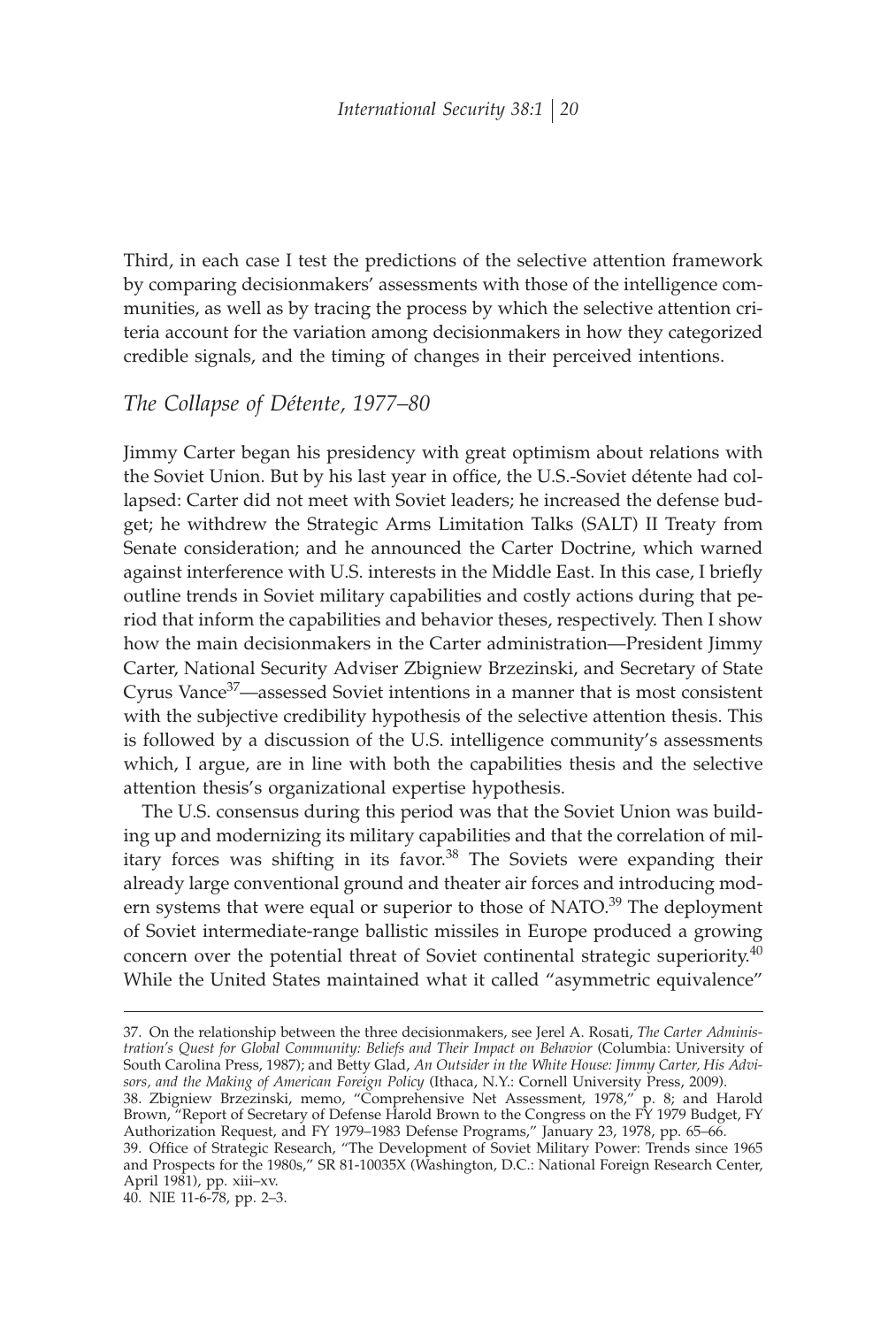Third, in each case I test the predictions of the selective attention framework by comparing decisionmakers' assessments with those of the intelligence communities, as well as by tracing the process by which the selective attention criteria account for the variation among decisionmakers in how they categorized credible signals, and the timing of changes in their perceived intentions.

## *The Collapse of Détente, 1977–80*

Jimmy Carter began his presidency with great optimism about relations with the Soviet Union. But by his last year in office, the U.S.-Soviet détente had collapsed: Carter did not meet with Soviet leaders; he increased the defense budget; he withdrew the Strategic Arms Limitation Talks (SALT) II Treaty from Senate consideration; and he announced the Carter Doctrine, which warned against interference with U.S. interests in the Middle East. In this case, I briefly outline trends in Soviet military capabilities and costly actions during that period that inform the capabilities and behavior theses, respectively. Then I show how the main decisionmakers in the Carter administration—President Jimmy Carter, National Security Adviser Zbigniew Brzezinski, and Secretary of State Cyrus Vance[37]—assessed Soviet intentions in a manner that is most consistent with the subjective credibility hypothesis of the selective attention thesis. This is followed by a discussion of the U.S. intelligence community's assessments which, I argue, are in line with both the capabilities thesis and the selective attention thesis's organizational expertise hypothesis.

The U.S. consensus during this period was that the Soviet Union was building up and modernizing its military capabilities and that the correlation of military forces was shifting in its favor.[38] The Soviets were expanding their already large conventional ground and theater air forces and introducing modern systems that were equal or superior to those of NATO.[39] The deployment of Soviet intermediate-range ballistic missiles in Europe produced a growing concern over the potential threat of Soviet continental strategic superiority.[40] While the United States maintained what it called "asymmetric equivalence"

---

37. On the relationship between the three decisionmakers, see Jerel A. Rosati, *The Carter Administration's Quest for Global Community: Beliefs and Their Impact on Behavior* (Columbia: University of South Carolina Press, 1987); and Betty Glad, *An Outsider in the White House: Jimmy Carter, His Advisors, and the Making of American Foreign Policy* (Ithaca, N.Y.: Cornell University Press, 2009).

38. Zbigniew Brzezinski, memo, "Comprehensive Net Assessment, 1978," p. 8; and Harold Brown, "Report of Secretary of Defense Harold Brown to the Congress on the FY 1979 Budget, FY Authorization Request, and FY 1979–1983 Defense Programs," January 23, 1978, pp. 65–66.

39. Office of Strategic Research, "The Development of Soviet Military Power: Trends since 1965 and Prospects for the 1980s," SR 81-10035X (Washington, D.C.: National Foreign Research Center, April 1981), pp. xiii–xv.

40. NIE 11-6-78, pp. 2–3.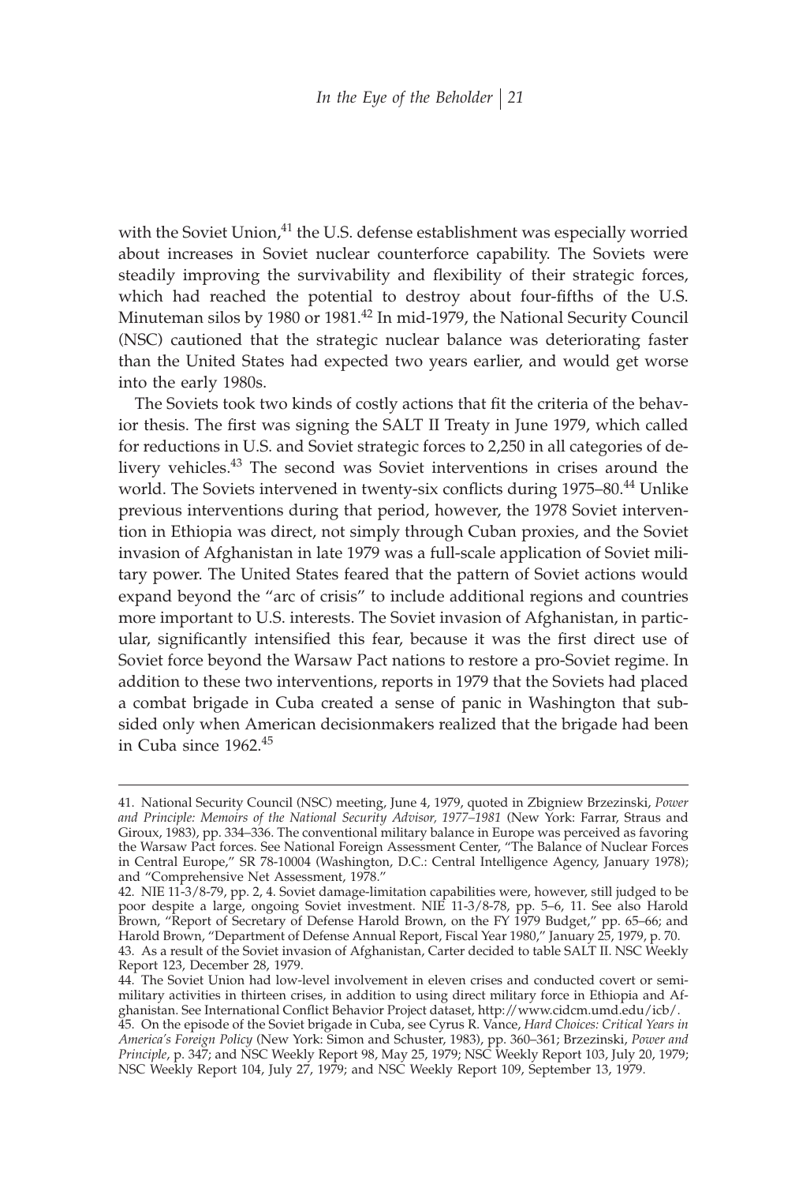with the Soviet Union,[41] the U.S. defense establishment was especially worried about increases in Soviet nuclear counterforce capability. The Soviets were steadily improving the survivability and flexibility of their strategic forces, which had reached the potential to destroy about four-fifths of the U.S. Minuteman silos by 1980 or 1981.[42] In mid-1979, the National Security Council (NSC) cautioned that the strategic nuclear balance was deteriorating faster than the United States had expected two years earlier, and would get worse into the early 1980s.

The Soviets took two kinds of costly actions that fit the criteria of the behavior thesis. The first was signing the SALT II Treaty in June 1979, which called for reductions in U.S. and Soviet strategic forces to 2,250 in all categories of delivery vehicles.[43] The second was Soviet interventions in crises around the world. The Soviets intervened in twenty-six conflicts during 1975–80.[44] Unlike previous interventions during that period, however, the 1978 Soviet intervention in Ethiopia was direct, not simply through Cuban proxies, and the Soviet invasion of Afghanistan in late 1979 was a full-scale application of Soviet military power. The United States feared that the pattern of Soviet actions would expand beyond the "arc of crisis" to include additional regions and countries more important to U.S. interests. The Soviet invasion of Afghanistan, in particular, significantly intensified this fear, because it was the first direct use of Soviet force beyond the Warsaw Pact nations to restore a pro-Soviet regime. In addition to these two interventions, reports in 1979 that the Soviets had placed a combat brigade in Cuba created a sense of panic in Washington that subsided only when American decisionmakers realized that the brigade had been in Cuba since 1962.[45]

---

41. National Security Council (NSC) meeting, June 4, 1979, quoted in Zbigniew Brzezinski, *Power and Principle: Memoirs of the National Security Advisor, 1977–1981* (New York: Farrar, Straus and Giroux, 1983), pp. 334–336. The conventional military balance in Europe was perceived as favoring the Warsaw Pact forces. See National Foreign Assessment Center, "The Balance of Nuclear Forces in Central Europe," SR 78-10004 (Washington, D.C.: Central Intelligence Agency, January 1978); and "Comprehensive Net Assessment, 1978."

42. NIE 11-3/8-79, pp. 2, 4. Soviet damage-limitation capabilities were, however, still judged to be poor despite a large, ongoing Soviet investment. NIE 11-3/8-78, pp. 5–6, 11. See also Harold Brown, "Report of Secretary of Defense Harold Brown, on the FY 1979 Budget," pp. 65–66; and Harold Brown, "Department of Defense Annual Report, Fiscal Year 1980," January 25, 1979, p. 70.

43. As a result of the Soviet invasion of Afghanistan, Carter decided to table SALT II. NSC Weekly Report 123, December 28, 1979.

44. The Soviet Union had low-level involvement in eleven crises and conducted covert or semi-military activities in thirteen crises, in addition to using direct military force in Ethiopia and Afghanistan. See International Conflict Behavior Project dataset, http://www.cidcm.umd.edu/icb/.

45. On the episode of the Soviet brigade in Cuba, see Cyrus R. Vance, *Hard Choices: Critical Years in America's Foreign Policy* (New York: Simon and Schuster, 1983), pp. 360–361; Brzezinski, *Power and Principle*, p. 347; and NSC Weekly Report 98, May 25, 1979; NSC Weekly Report 103, July 20, 1979; NSC Weekly Report 104, July 27, 1979; and NSC Weekly Report 109, September 13, 1979.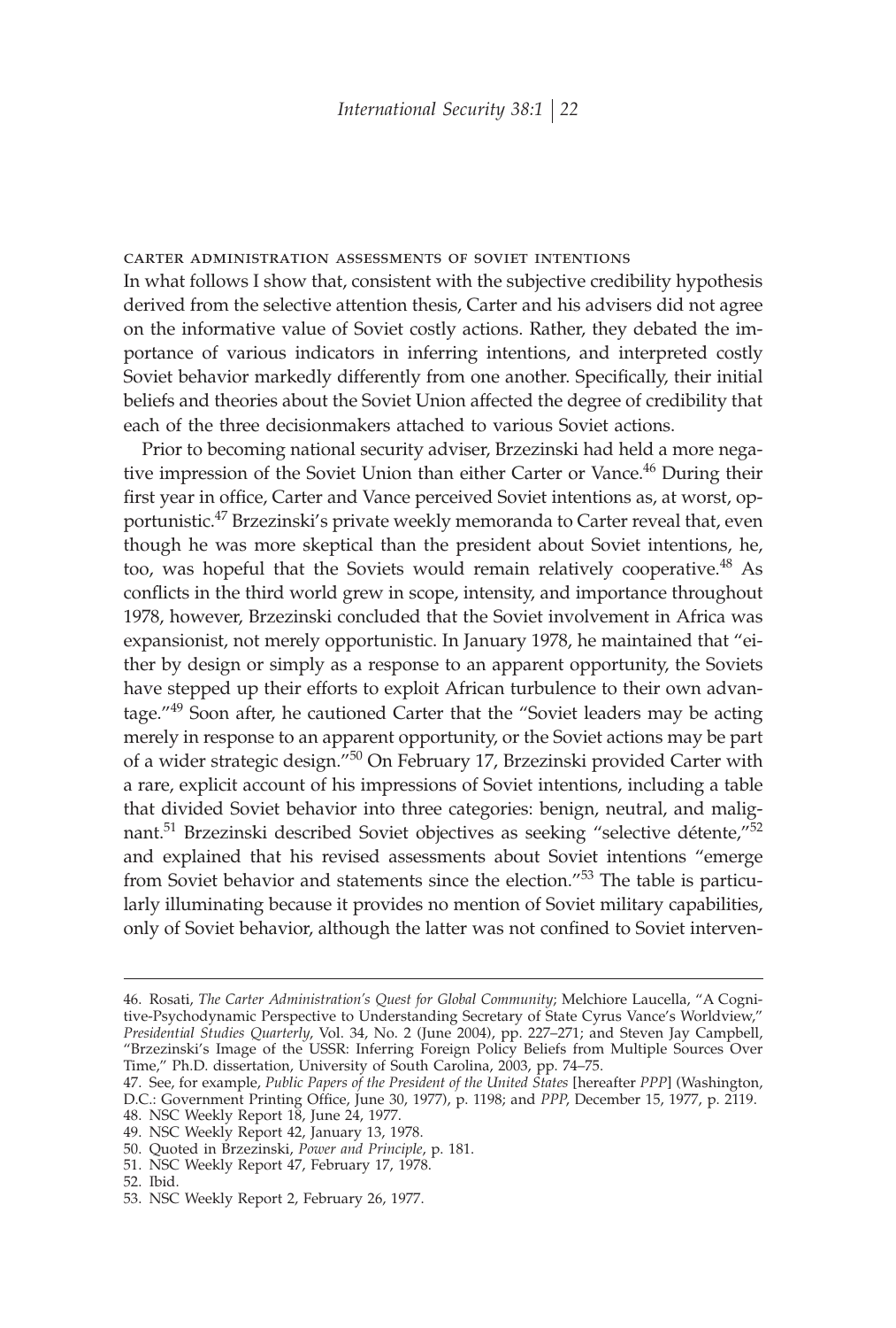### carter administration assessments of soviet intentions

In what follows I show that, consistent with the subjective credibility hypothesis derived from the selective attention thesis, Carter and his advisers did not agree on the informative value of Soviet costly actions. Rather, they debated the importance of various indicators in inferring intentions, and interpreted costly Soviet behavior markedly differently from one another. Specifically, their initial beliefs and theories about the Soviet Union affected the degree of credibility that each of the three decisionmakers attached to various Soviet actions.

Prior to becoming national security adviser, Brzezinski had held a more negative impression of the Soviet Union than either Carter or Vance.[46] During their first year in office, Carter and Vance perceived Soviet intentions as, at worst, opportunistic.[47] Brzezinski's private weekly memoranda to Carter reveal that, even though he was more skeptical than the president about Soviet intentions, he, too, was hopeful that the Soviets would remain relatively cooperative.[48] As conflicts in the third world grew in scope, intensity, and importance throughout 1978, however, Brzezinski concluded that the Soviet involvement in Africa was expansionist, not merely opportunistic. In January 1978, he maintained that "either by design or simply as a response to an apparent opportunity, the Soviets have stepped up their efforts to exploit African turbulence to their own advantage."[49] Soon after, he cautioned Carter that the "Soviet leaders may be acting merely in response to an apparent opportunity, or the Soviet actions may be part of a wider strategic design."[50] On February 17, Brzezinski provided Carter with a rare, explicit account of his impressions of Soviet intentions, including a table that divided Soviet behavior into three categories: benign, neutral, and malignant.[51] Brzezinski described Soviet objectives as seeking "selective détente,"[52] and explained that his revised assessments about Soviet intentions "emerge from Soviet behavior and statements since the election."[53] The table is particularly illuminating because it provides no mention of Soviet military capabilities, only of Soviet behavior, although the latter was not confined to Soviet interven-

---

46. Rosati, *The Carter Administration's Quest for Global Community*; Melchiore Laucella, "A Cognitive-Psychodynamic Perspective to Understanding Secretary of State Cyrus Vance's Worldview," *Presidential Studies Quarterly*, Vol. 34, No. 2 (June 2004), pp. 227–271; and Steven Jay Campbell, "Brzezinski's Image of the USSR: Inferring Foreign Policy Beliefs from Multiple Sources Over Time," Ph.D. dissertation, University of South Carolina, 2003, pp. 74–75.

47. See, for example, *Public Papers of the President of the United States* [hereafter *PPP*] (Washington, D.C.: Government Printing Office, June 30, 1977), p. 1198; and *PPP*, December 15, 1977, p. 2119.

48. NSC Weekly Report 18, June 24, 1977.

49. NSC Weekly Report 42, January 13, 1978.

50. Quoted in Brzezinski, *Power and Principle*, p. 181.

51. NSC Weekly Report 47, February 17, 1978.

52. Ibid.

53. NSC Weekly Report 2, February 26, 1977.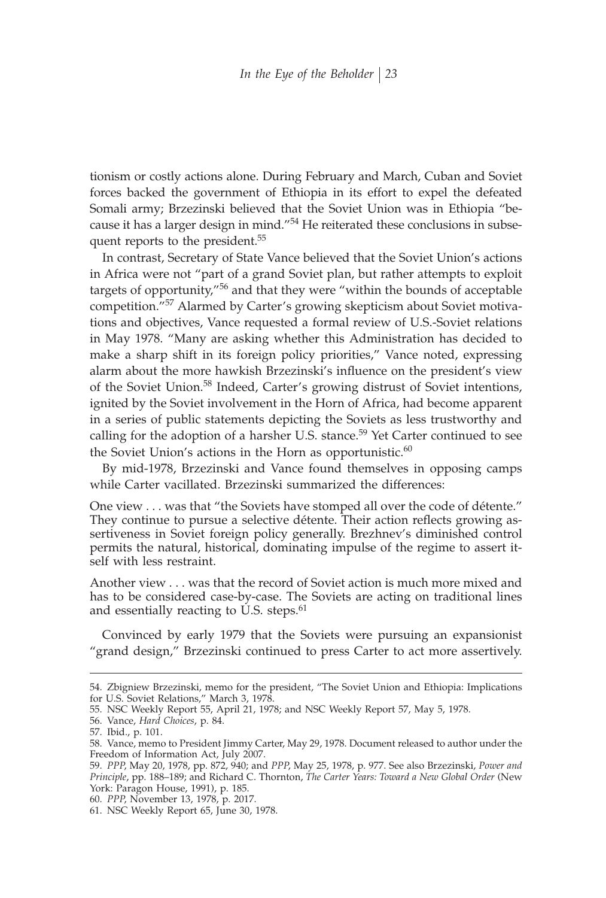tionism or costly actions alone. During February and March, Cuban and Soviet forces backed the government of Ethiopia in its effort to expel the defeated Somali army; Brzezinski believed that the Soviet Union was in Ethiopia "because it has a larger design in mind."[54] He reiterated these conclusions in subsequent reports to the president.[55]

In contrast, Secretary of State Vance believed that the Soviet Union's actions in Africa were not "part of a grand Soviet plan, but rather attempts to exploit targets of opportunity,"[56] and that they were "within the bounds of acceptable competition."[57] Alarmed by Carter's growing skepticism about Soviet motivations and objectives, Vance requested a formal review of U.S.-Soviet relations in May 1978. "Many are asking whether this Administration has decided to make a sharp shift in its foreign policy priorities," Vance noted, expressing alarm about the more hawkish Brzezinski's influence on the president's view of the Soviet Union.[58] Indeed, Carter's growing distrust of Soviet intentions, ignited by the Soviet involvement in the Horn of Africa, had become apparent in a series of public statements depicting the Soviets as less trustworthy and calling for the adoption of a harsher U.S. stance.[59] Yet Carter continued to see the Soviet Union's actions in the Horn as opportunistic.[60]

By mid-1978, Brzezinski and Vance found themselves in opposing camps while Carter vacillated. Brzezinski summarized the differences:

> One view . . . was that "the Soviets have stomped all over the code of détente." They continue to pursue a selective détente. Their action reflects growing assertiveness in Soviet foreign policy generally. Brezhnev's diminished control permits the natural, historical, dominating impulse of the regime to assert itself with less restraint.
>
> Another view . . . was that the record of Soviet action is much more mixed and has to be considered case-by-case. The Soviets are acting on traditional lines and essentially reacting to U.S. steps.[61]

Convinced by early 1979 that the Soviets were pursuing an expansionist "grand design," Brzezinski continued to press Carter to act more assertively.

---

54. Zbigniew Brzezinski, memo for the president, "The Soviet Union and Ethiopia: Implications for U.S. Soviet Relations," March 3, 1978.
55. NSC Weekly Report 55, April 21, 1978; and NSC Weekly Report 57, May 5, 1978.
56. Vance, *Hard Choices*, p. 84.
57. Ibid., p. 101.
58. Vance, memo to President Jimmy Carter, May 29, 1978. Document released to author under the Freedom of Information Act, July 2007.
59. *PPP*, May 20, 1978, pp. 872, 940; and *PPP*, May 25, 1978, p. 977. See also Brzezinski, *Power and Principle*, pp. 188–189; and Richard C. Thornton, *The Carter Years: Toward a New Global Order* (New York: Paragon House, 1991), p. 185.
60. *PPP*, November 13, 1978, p. 2017.
61. NSC Weekly Report 65, June 30, 1978.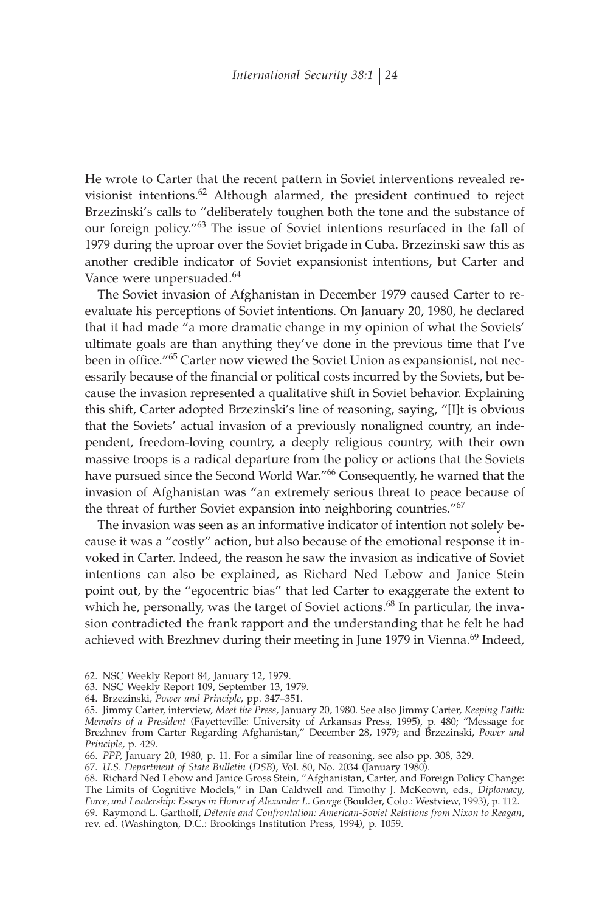He wrote to Carter that the recent pattern in Soviet interventions revealed revisionist intentions.[62] Although alarmed, the president continued to reject Brzezinski's calls to "deliberately toughen both the tone and the substance of our foreign policy."[63] The issue of Soviet intentions resurfaced in the fall of 1979 during the uproar over the Soviet brigade in Cuba. Brzezinski saw this as another credible indicator of Soviet expansionist intentions, but Carter and Vance were unpersuaded.[64]

The Soviet invasion of Afghanistan in December 1979 caused Carter to reevaluate his perceptions of Soviet intentions. On January 20, 1980, he declared that it had made "a more dramatic change in my opinion of what the Soviets' ultimate goals are than anything they've done in the previous time that I've been in office."[65] Carter now viewed the Soviet Union as expansionist, not necessarily because of the financial or political costs incurred by the Soviets, but because the invasion represented a qualitative shift in Soviet behavior. Explaining this shift, Carter adopted Brzezinski's line of reasoning, saying, "[I]t is obvious that the Soviets' actual invasion of a previously nonaligned country, an independent, freedom-loving country, a deeply religious country, with their own massive troops is a radical departure from the policy or actions that the Soviets have pursued since the Second World War."[66] Consequently, he warned that the invasion of Afghanistan was "an extremely serious threat to peace because of the threat of further Soviet expansion into neighboring countries."[67]

The invasion was seen as an informative indicator of intention not solely because it was a "costly" action, but also because of the emotional response it invoked in Carter. Indeed, the reason he saw the invasion as indicative of Soviet intentions can also be explained, as Richard Ned Lebow and Janice Stein point out, by the "egocentric bias" that led Carter to exaggerate the extent to which he, personally, was the target of Soviet actions.[68] In particular, the invasion contradicted the frank rapport and the understanding that he felt he had achieved with Brezhnev during their meeting in June 1979 in Vienna.[69] Indeed,

---

62. NSC Weekly Report 84, January 12, 1979.

63. NSC Weekly Report 109, September 13, 1979.

64. Brzezinski, *Power and Principle*, pp. 347–351.

65. Jimmy Carter, interview, *Meet the Press*, January 20, 1980. See also Jimmy Carter, *Keeping Faith: Memoirs of a President* (Fayetteville: University of Arkansas Press, 1995), p. 480; "Message for Brezhnev from Carter Regarding Afghanistan," December 28, 1979; and Brzezinski, *Power and Principle*, p. 429.

66. *PPP*, January 20, 1980, p. 11. For a similar line of reasoning, see also pp. 308, 329.

67. *U.S. Department of State Bulletin* (*DSB*), Vol. 80, No. 2034 (January 1980).

68. Richard Ned Lebow and Janice Gross Stein, "Afghanistan, Carter, and Foreign Policy Change: The Limits of Cognitive Models," in Dan Caldwell and Timothy J. McKeown, eds., *Diplomacy, Force, and Leadership: Essays in Honor of Alexander L. George* (Boulder, Colo.: Westview, 1993), p. 112.

69. Raymond L. Garthoff, *Détente and Confrontation: American-Soviet Relations from Nixon to Reagan*, rev. ed. (Washington, D.C.: Brookings Institution Press, 1994), p. 1059.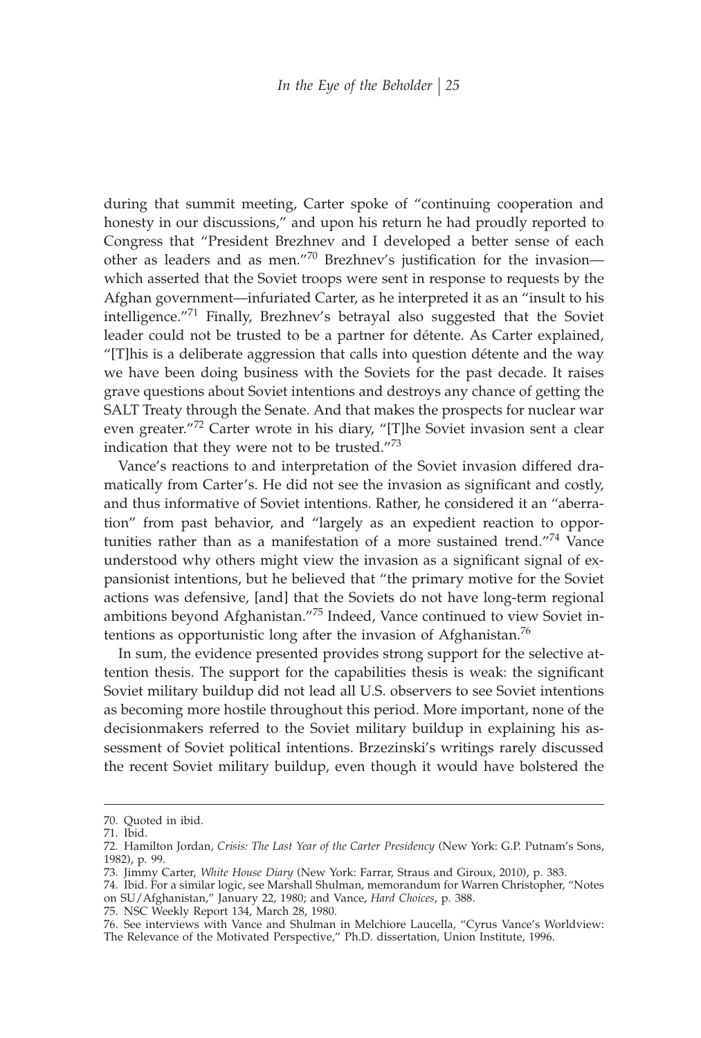during that summit meeting, Carter spoke of "continuing cooperation and honesty in our discussions," and upon his return he had proudly reported to Congress that "President Brezhnev and I developed a better sense of each other as leaders and as men."[70] Brezhnev's justification for the invasion—which asserted that the Soviet troops were sent in response to requests by the Afghan government—infuriated Carter, as he interpreted it as an "insult to his intelligence."[71] Finally, Brezhnev's betrayal also suggested that the Soviet leader could not be trusted to be a partner for détente. As Carter explained, "[T]his is a deliberate aggression that calls into question détente and the way we have been doing business with the Soviets for the past decade. It raises grave questions about Soviet intentions and destroys any chance of getting the SALT Treaty through the Senate. And that makes the prospects for nuclear war even greater."[72] Carter wrote in his diary, "[T]he Soviet invasion sent a clear indication that they were not to be trusted."[73]

Vance's reactions to and interpretation of the Soviet invasion differed dramatically from Carter's. He did not see the invasion as significant and costly, and thus informative of Soviet intentions. Rather, he considered it an "aberration" from past behavior, and "largely as an expedient reaction to opportunities rather than as a manifestation of a more sustained trend."[74] Vance understood why others might view the invasion as a significant signal of expansionist intentions, but he believed that "the primary motive for the Soviet actions was defensive, [and] that the Soviets do not have long-term regional ambitions beyond Afghanistan."[75] Indeed, Vance continued to view Soviet intentions as opportunistic long after the invasion of Afghanistan.[76]

In sum, the evidence presented provides strong support for the selective attention thesis. The support for the capabilities thesis is weak: the significant Soviet military buildup did not lead all U.S. observers to see Soviet intentions as becoming more hostile throughout this period. More important, none of the decisionmakers referred to the Soviet military buildup in explaining his assessment of Soviet political intentions. Brzezinski's writings rarely discussed the recent Soviet military buildup, even though it would have bolstered the

---

70. Quoted in ibid.

71. Ibid.

72. Hamilton Jordan, *Crisis: The Last Year of the Carter Presidency* (New York: G.P. Putnam's Sons, 1982), p. 99.

73. Jimmy Carter, *White House Diary* (New York: Farrar, Straus and Giroux, 2010), p. 383.

74. Ibid. For a similar logic, see Marshall Shulman, memorandum for Warren Christopher, "Notes on SU/Afghanistan," January 22, 1980; and Vance, *Hard Choices*, p. 388.

75. NSC Weekly Report 134, March 28, 1980.

76. See interviews with Vance and Shulman in Melchiore Laucella, "Cyrus Vance's Worldview: The Relevance of the Motivated Perspective," Ph.D. dissertation, Union Institute, 1996.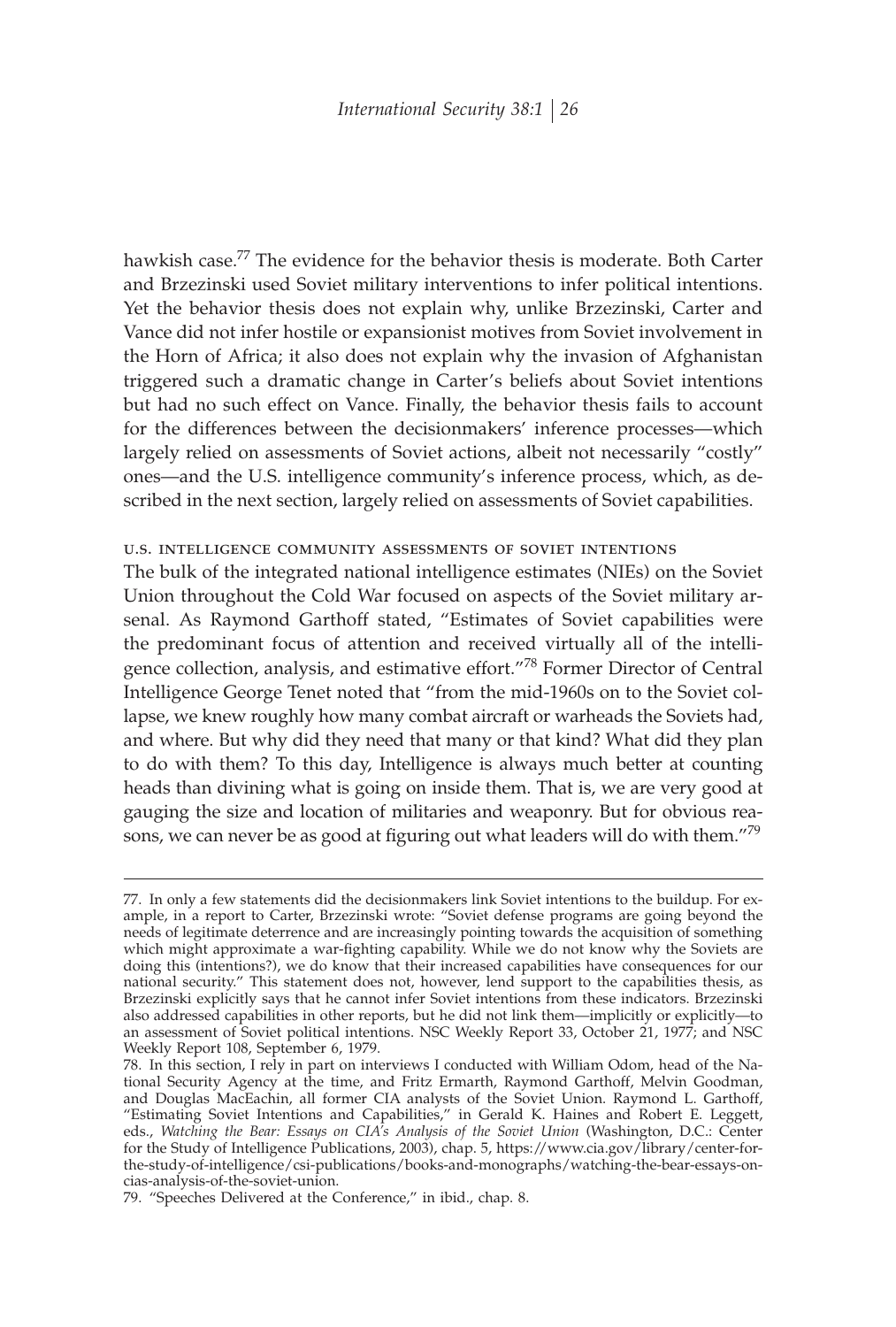hawkish case.[77] The evidence for the behavior thesis is moderate. Both Carter and Brzezinski used Soviet military interventions to infer political intentions. Yet the behavior thesis does not explain why, unlike Brzezinski, Carter and Vance did not infer hostile or expansionist motives from Soviet involvement in the Horn of Africa; it also does not explain why the invasion of Afghanistan triggered such a dramatic change in Carter's beliefs about Soviet intentions but had no such effect on Vance. Finally, the behavior thesis fails to account for the differences between the decisionmakers' inference processes—which largely relied on assessments of Soviet actions, albeit not necessarily "costly" ones—and the U.S. intelligence community's inference process, which, as described in the next section, largely relied on assessments of Soviet capabilities.

### u.s. intelligence community assessments of soviet intentions

The bulk of the integrated national intelligence estimates (NIEs) on the Soviet Union throughout the Cold War focused on aspects of the Soviet military arsenal. As Raymond Garthoff stated, "Estimates of Soviet capabilities were the predominant focus of attention and received virtually all of the intelligence collection, analysis, and estimative effort."[78] Former Director of Central Intelligence George Tenet noted that "from the mid-1960s on to the Soviet collapse, we knew roughly how many combat aircraft or warheads the Soviets had, and where. But why did they need that many or that kind? What did they plan to do with them? To this day, Intelligence is always much better at counting heads than divining what is going on inside them. That is, we are very good at gauging the size and location of militaries and weaponry. But for obvious reasons, we can never be as good at figuring out what leaders will do with them."[79]

---

77. In only a few statements did the decisionmakers link Soviet intentions to the buildup. For example, in a report to Carter, Brzezinski wrote: "Soviet defense programs are going beyond the needs of legitimate deterrence and are increasingly pointing towards the acquisition of something which might approximate a war-fighting capability. While we do not know why the Soviets are doing this (intentions?), we do know that their increased capabilities have consequences for our national security." This statement does not, however, lend support to the capabilities thesis, as Brzezinski explicitly says that he cannot infer Soviet intentions from these indicators. Brzezinski also addressed capabilities in other reports, but he did not link them—implicitly or explicitly—to an assessment of Soviet political intentions. NSC Weekly Report 33, October 21, 1977; and NSC Weekly Report 108, September 6, 1979.

78. In this section, I rely in part on interviews I conducted with William Odom, head of the National Security Agency at the time, and Fritz Ermarth, Raymond Garthoff, Melvin Goodman, and Douglas MacEachin, all former CIA analysts of the Soviet Union. Raymond L. Garthoff, "Estimating Soviet Intentions and Capabilities," in Gerald K. Haines and Robert E. Leggett, eds., *Watching the Bear: Essays on CIA's Analysis of the Soviet Union* (Washington, D.C.: Center for the Study of Intelligence Publications, 2003), chap. 5, https://www.cia.gov/library/center-for-the-study-of-intelligence/csi-publications/books-and-monographs/watching-the-bear-essays-on-cias-analysis-of-the-soviet-union.

79. "Speeches Delivered at the Conference," in ibid., chap. 8.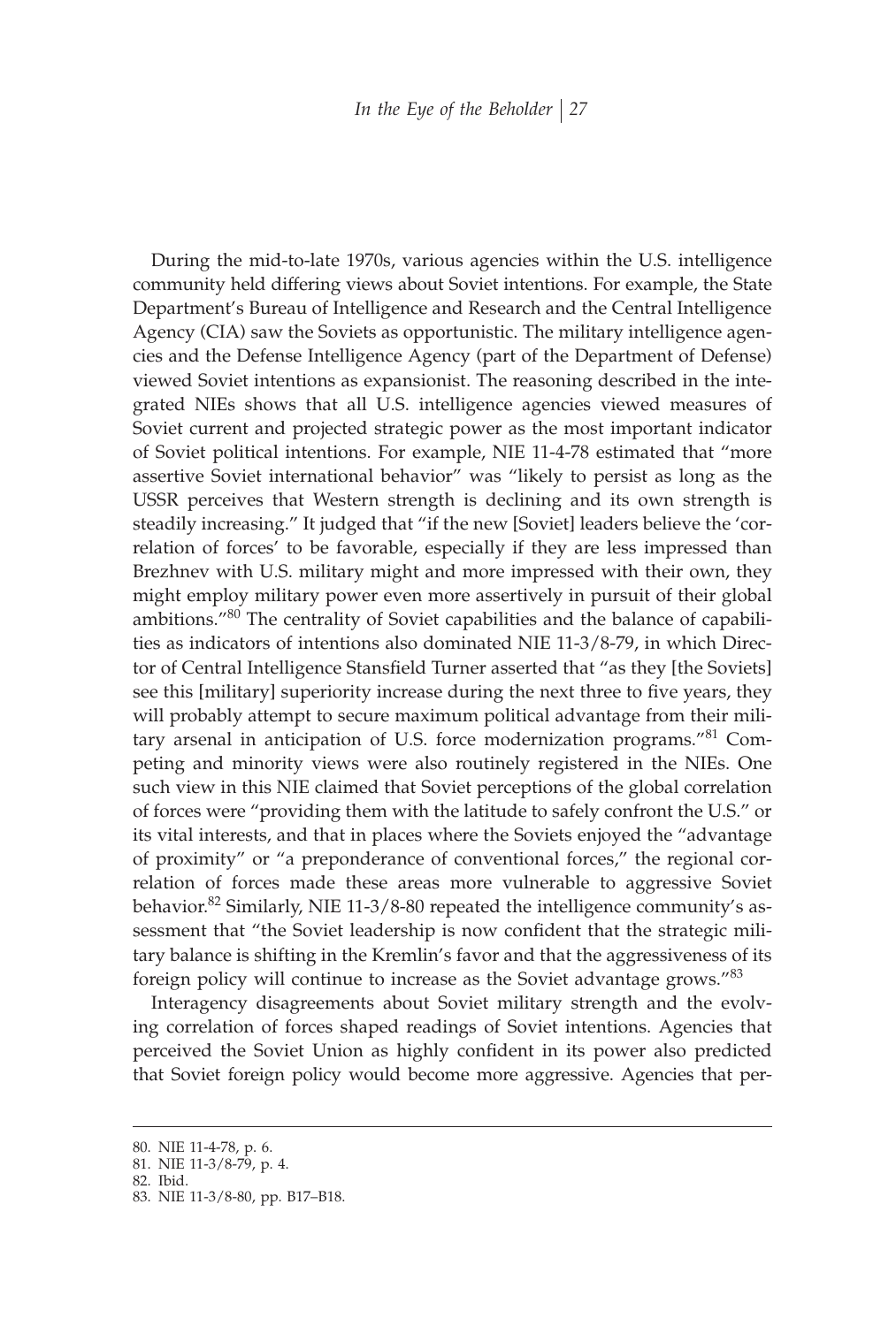During the mid-to-late 1970s, various agencies within the U.S. intelligence community held differing views about Soviet intentions. For example, the State Department's Bureau of Intelligence and Research and the Central Intelligence Agency (CIA) saw the Soviets as opportunistic. The military intelligence agencies and the Defense Intelligence Agency (part of the Department of Defense) viewed Soviet intentions as expansionist. The reasoning described in the integrated NIEs shows that all U.S. intelligence agencies viewed measures of Soviet current and projected strategic power as the most important indicator of Soviet political intentions. For example, NIE 11-4-78 estimated that "more assertive Soviet international behavior" was "likely to persist as long as the USSR perceives that Western strength is declining and its own strength is steadily increasing." It judged that "if the new [Soviet] leaders believe the 'correlation of forces' to be favorable, especially if they are less impressed than Brezhnev with U.S. military might and more impressed with their own, they might employ military power even more assertively in pursuit of their global ambitions."[80] The centrality of Soviet capabilities and the balance of capabilities as indicators of intentions also dominated NIE 11-3/8-79, in which Director of Central Intelligence Stansfield Turner asserted that "as they [the Soviets] see this [military] superiority increase during the next three to five years, they will probably attempt to secure maximum political advantage from their military arsenal in anticipation of U.S. force modernization programs."[81] Competing and minority views were also routinely registered in the NIEs. One such view in this NIE claimed that Soviet perceptions of the global correlation of forces were "providing them with the latitude to safely confront the U.S." or its vital interests, and that in places where the Soviets enjoyed the "advantage of proximity" or "a preponderance of conventional forces," the regional correlation of forces made these areas more vulnerable to aggressive Soviet behavior.[82] Similarly, NIE 11-3/8-80 repeated the intelligence community's assessment that "the Soviet leadership is now confident that the strategic military balance is shifting in the Kremlin's favor and that the aggressiveness of its foreign policy will continue to increase as the Soviet advantage grows."[83]

Interagency disagreements about Soviet military strength and the evolving correlation of forces shaped readings of Soviet intentions. Agencies that perceived the Soviet Union as highly confident in its power also predicted that Soviet foreign policy would become more aggressive. Agencies that per-

80. NIE 11-4-78, p. 6.
81. NIE 11-3/8-79, p. 4.
82. Ibid.
83. NIE 11-3/8-80, pp. B17–B18.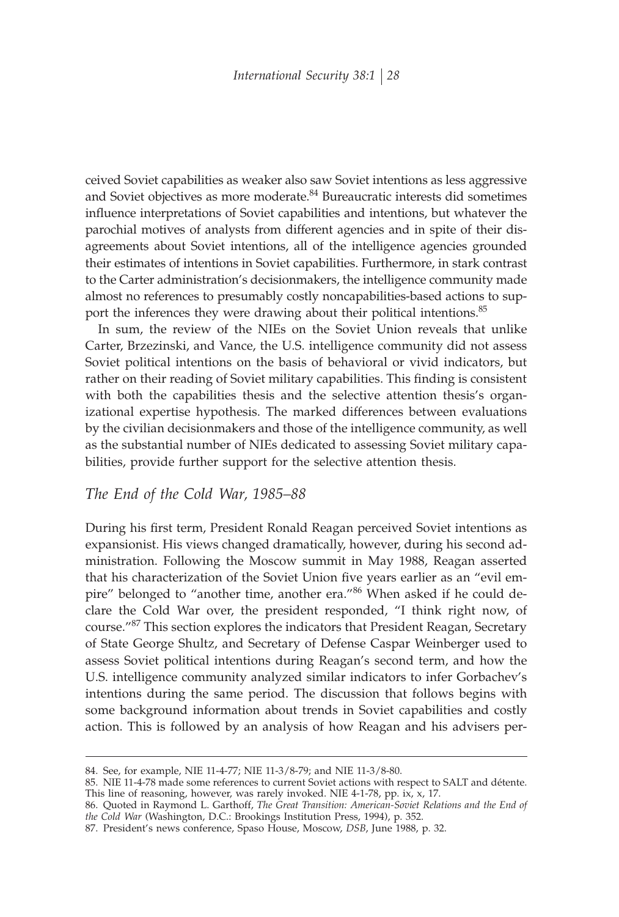ceived Soviet capabilities as weaker also saw Soviet intentions as less aggressive and Soviet objectives as more moderate.[84] Bureaucratic interests did sometimes influence interpretations of Soviet capabilities and intentions, but whatever the parochial motives of analysts from different agencies and in spite of their disagreements about Soviet intentions, all of the intelligence agencies grounded their estimates of intentions in Soviet capabilities. Furthermore, in stark contrast to the Carter administration's decisionmakers, the intelligence community made almost no references to presumably costly noncapabilities-based actions to support the inferences they were drawing about their political intentions.[85]

In sum, the review of the NIEs on the Soviet Union reveals that unlike Carter, Brzezinski, and Vance, the U.S. intelligence community did not assess Soviet political intentions on the basis of behavioral or vivid indicators, but rather on their reading of Soviet military capabilities. This finding is consistent with both the capabilities thesis and the selective attention thesis's organizational expertise hypothesis. The marked differences between evaluations by the civilian decisionmakers and those of the intelligence community, as well as the substantial number of NIEs dedicated to assessing Soviet military capabilities, provide further support for the selective attention thesis.

## *The End of the Cold War, 1985–88*

During his first term, President Ronald Reagan perceived Soviet intentions as expansionist. His views changed dramatically, however, during his second administration. Following the Moscow summit in May 1988, Reagan asserted that his characterization of the Soviet Union five years earlier as an "evil empire" belonged to "another time, another era."[86] When asked if he could declare the Cold War over, the president responded, "I think right now, of course."[87] This section explores the indicators that President Reagan, Secretary of State George Shultz, and Secretary of Defense Caspar Weinberger used to assess Soviet political intentions during Reagan's second term, and how the U.S. intelligence community analyzed similar indicators to infer Gorbachev's intentions during the same period. The discussion that follows begins with some background information about trends in Soviet capabilities and costly action. This is followed by an analysis of how Reagan and his advisers per-

---

84. See, for example, NIE 11-4-77; NIE 11-3/8-79; and NIE 11-3/8-80.

85. NIE 11-4-78 made some references to current Soviet actions with respect to SALT and détente. This line of reasoning, however, was rarely invoked. NIE 4-1-78, pp. ix, x, 17.

86. Quoted in Raymond L. Garthoff, *The Great Transition: American-Soviet Relations and the End of the Cold War* (Washington, D.C.: Brookings Institution Press, 1994), p. 352.

87. President's news conference, Spaso House, Moscow, *DSB*, June 1988, p. 32.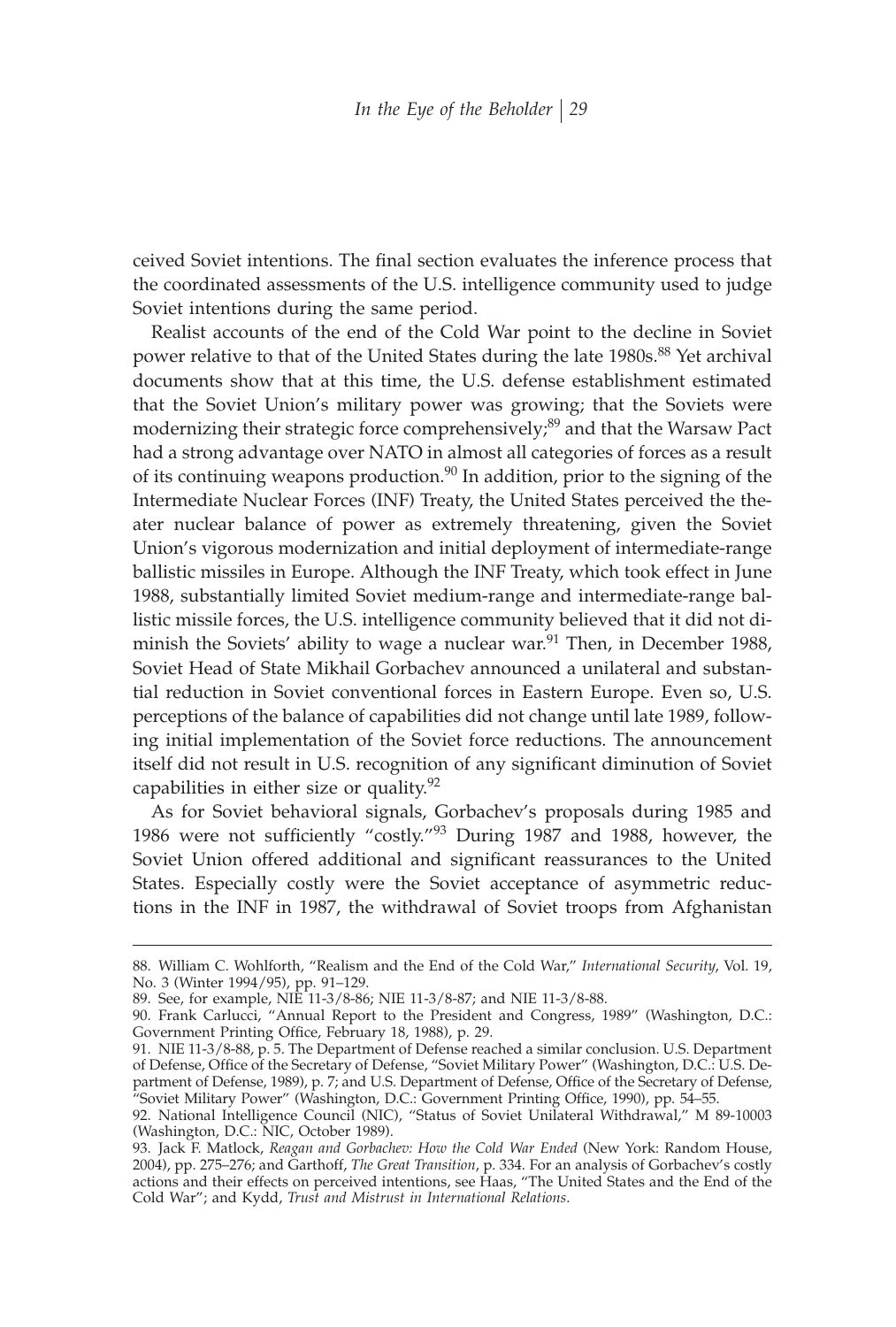ceived Soviet intentions. The final section evaluates the inference process that the coordinated assessments of the U.S. intelligence community used to judge Soviet intentions during the same period.

Realist accounts of the end of the Cold War point to the decline in Soviet power relative to that of the United States during the late 1980s.[88] Yet archival documents show that at this time, the U.S. defense establishment estimated that the Soviet Union's military power was growing; that the Soviets were modernizing their strategic force comprehensively;[89] and that the Warsaw Pact had a strong advantage over NATO in almost all categories of forces as a result of its continuing weapons production.[90] In addition, prior to the signing of the Intermediate Nuclear Forces (INF) Treaty, the United States perceived the theater nuclear balance of power as extremely threatening, given the Soviet Union's vigorous modernization and initial deployment of intermediate-range ballistic missiles in Europe. Although the INF Treaty, which took effect in June 1988, substantially limited Soviet medium-range and intermediate-range ballistic missile forces, the U.S. intelligence community believed that it did not diminish the Soviets' ability to wage a nuclear war.[91] Then, in December 1988, Soviet Head of State Mikhail Gorbachev announced a unilateral and substantial reduction in Soviet conventional forces in Eastern Europe. Even so, U.S. perceptions of the balance of capabilities did not change until late 1989, following initial implementation of the Soviet force reductions. The announcement itself did not result in U.S. recognition of any significant diminution of Soviet capabilities in either size or quality.[92]

As for Soviet behavioral signals, Gorbachev's proposals during 1985 and 1986 were not sufficiently "costly."[93] During 1987 and 1988, however, the Soviet Union offered additional and significant reassurances to the United States. Especially costly were the Soviet acceptance of asymmetric reductions in the INF in 1987, the withdrawal of Soviet troops from Afghanistan

---

88. William C. Wohlforth, "Realism and the End of the Cold War," *International Security*, Vol. 19, No. 3 (Winter 1994/95), pp. 91–129.

89. See, for example, NIE 11-3/8-86; NIE 11-3/8-87; and NIE 11-3/8-88.

90. Frank Carlucci, "Annual Report to the President and Congress, 1989" (Washington, D.C.: Government Printing Office, February 18, 1988), p. 29.

91. NIE 11-3/8-88, p. 5. The Department of Defense reached a similar conclusion. U.S. Department of Defense, Office of the Secretary of Defense, "Soviet Military Power" (Washington, D.C.: U.S. Department of Defense, 1989), p. 7; and U.S. Department of Defense, Office of the Secretary of Defense, "Soviet Military Power" (Washington, D.C.: Government Printing Office, 1990), pp. 54–55.

92. National Intelligence Council (NIC), "Status of Soviet Unilateral Withdrawal," M 89-10003 (Washington, D.C.: NIC, October 1989).

93. Jack F. Matlock, *Reagan and Gorbachev: How the Cold War Ended* (New York: Random House, 2004), pp. 275–276; and Garthoff, *The Great Transition*, p. 334. For an analysis of Gorbachev's costly actions and their effects on perceived intentions, see Haas, "The United States and the End of the Cold War"; and Kydd, *Trust and Mistrust in International Relations*.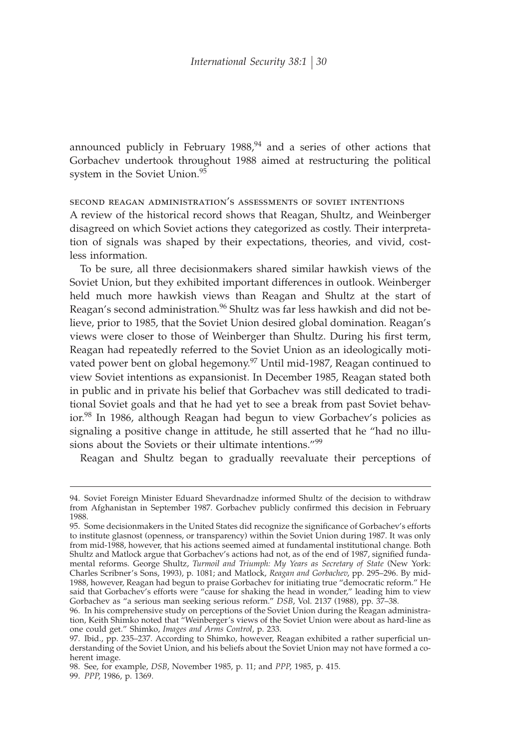announced publicly in February 1988,[94] and a series of other actions that Gorbachev undertook throughout 1988 aimed at restructuring the political system in the Soviet Union.[95]

### second reagan administration's assessments of soviet intentions

A review of the historical record shows that Reagan, Shultz, and Weinberger disagreed on which Soviet actions they categorized as costly. Their interpretation of signals was shaped by their expectations, theories, and vivid, costless information.

To be sure, all three decisionmakers shared similar hawkish views of the Soviet Union, but they exhibited important differences in outlook. Weinberger held much more hawkish views than Reagan and Shultz at the start of Reagan's second administration.[96] Shultz was far less hawkish and did not believe, prior to 1985, that the Soviet Union desired global domination. Reagan's views were closer to those of Weinberger than Shultz. During his first term, Reagan had repeatedly referred to the Soviet Union as an ideologically motivated power bent on global hegemony.[97] Until mid-1987, Reagan continued to view Soviet intentions as expansionist. In December 1985, Reagan stated both in public and in private his belief that Gorbachev was still dedicated to traditional Soviet goals and that he had yet to see a break from past Soviet behavior.[98] In 1986, although Reagan had begun to view Gorbachev's policies as signaling a positive change in attitude, he still asserted that he "had no illusions about the Soviets or their ultimate intentions."[99]

Reagan and Shultz began to gradually reevaluate their perceptions of

---

94. Soviet Foreign Minister Eduard Shevardnadze informed Shultz of the decision to withdraw from Afghanistan in September 1987. Gorbachev publicly confirmed this decision in February 1988.

95. Some decisionmakers in the United States did recognize the significance of Gorbachev's efforts to institute glasnost (openness, or transparency) within the Soviet Union during 1987. It was only from mid-1988, however, that his actions seemed aimed at fundamental institutional change. Both Shultz and Matlock argue that Gorbachev's actions had not, as of the end of 1987, signified fundamental reforms. George Shultz, *Turmoil and Triumph: My Years as Secretary of State* (New York: Charles Scribner's Sons, 1993), p. 1081; and Matlock, *Reagan and Gorbachev*, pp. 295–296. By mid-1988, however, Reagan had begun to praise Gorbachev for initiating true "democratic reform." He said that Gorbachev's efforts were "cause for shaking the head in wonder," leading him to view Gorbachev as "a serious man seeking serious reform." *DSB*, Vol. 2137 (1988), pp. 37–38.

96. In his comprehensive study on perceptions of the Soviet Union during the Reagan administration, Keith Shimko noted that "Weinberger's views of the Soviet Union were about as hard-line as one could get." Shimko, *Images and Arms Control*, p. 233.

97. Ibid., pp. 235–237. According to Shimko, however, Reagan exhibited a rather superficial understanding of the Soviet Union, and his beliefs about the Soviet Union may not have formed a coherent image.

98. See, for example, *DSB*, November 1985, p. 11; and *PPP*, 1985, p. 415.

99. *PPP*, 1986, p. 1369.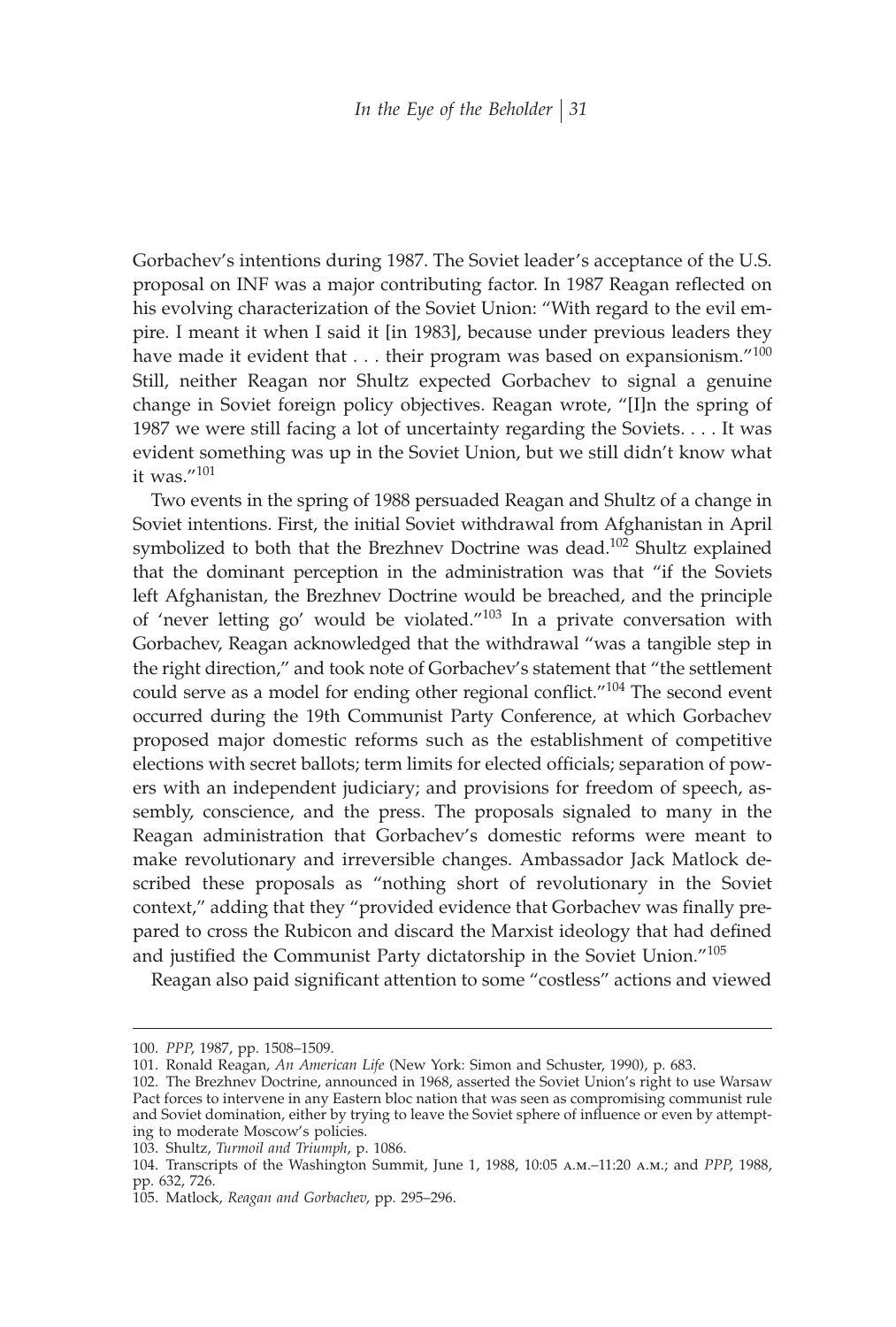Gorbachev's intentions during 1987. The Soviet leader's acceptance of the U.S. proposal on INF was a major contributing factor. In 1987 Reagan reflected on his evolving characterization of the Soviet Union: "With regard to the evil empire. I meant it when I said it [in 1983], because under previous leaders they have made it evident that . . . their program was based on expansionism."[100] Still, neither Reagan nor Shultz expected Gorbachev to signal a genuine change in Soviet foreign policy objectives. Reagan wrote, "[I]n the spring of 1987 we were still facing a lot of uncertainty regarding the Soviets. . . . It was evident something was up in the Soviet Union, but we still didn't know what it was."[101]

Two events in the spring of 1988 persuaded Reagan and Shultz of a change in Soviet intentions. First, the initial Soviet withdrawal from Afghanistan in April symbolized to both that the Brezhnev Doctrine was dead.[102] Shultz explained that the dominant perception in the administration was that "if the Soviets left Afghanistan, the Brezhnev Doctrine would be breached, and the principle of 'never letting go' would be violated."[103] In a private conversation with Gorbachev, Reagan acknowledged that the withdrawal "was a tangible step in the right direction," and took note of Gorbachev's statement that "the settlement could serve as a model for ending other regional conflict."[104] The second event occurred during the 19th Communist Party Conference, at which Gorbachev proposed major domestic reforms such as the establishment of competitive elections with secret ballots; term limits for elected officials; separation of powers with an independent judiciary; and provisions for freedom of speech, assembly, conscience, and the press. The proposals signaled to many in the Reagan administration that Gorbachev's domestic reforms were meant to make revolutionary and irreversible changes. Ambassador Jack Matlock described these proposals as "nothing short of revolutionary in the Soviet context," adding that they "provided evidence that Gorbachev was finally prepared to cross the Rubicon and discard the Marxist ideology that had defined and justified the Communist Party dictatorship in the Soviet Union."[105]

Reagan also paid significant attention to some "costless" actions and viewed

100. *PPP*, 1987, pp. 1508–1509.

101. Ronald Reagan, *An American Life* (New York: Simon and Schuster, 1990), p. 683.

102. The Brezhnev Doctrine, announced in 1968, asserted the Soviet Union's right to use Warsaw Pact forces to intervene in any Eastern bloc nation that was seen as compromising communist rule and Soviet domination, either by trying to leave the Soviet sphere of influence or even by attempting to moderate Moscow's policies.

103. Shultz, *Turmoil and Triumph*, p. 1086.

104. Transcripts of the Washington Summit, June 1, 1988, 10:05 A.M.–11:20 A.M.; and *PPP*, 1988, pp. 632, 726.

105. Matlock, *Reagan and Gorbachev*, pp. 295–296.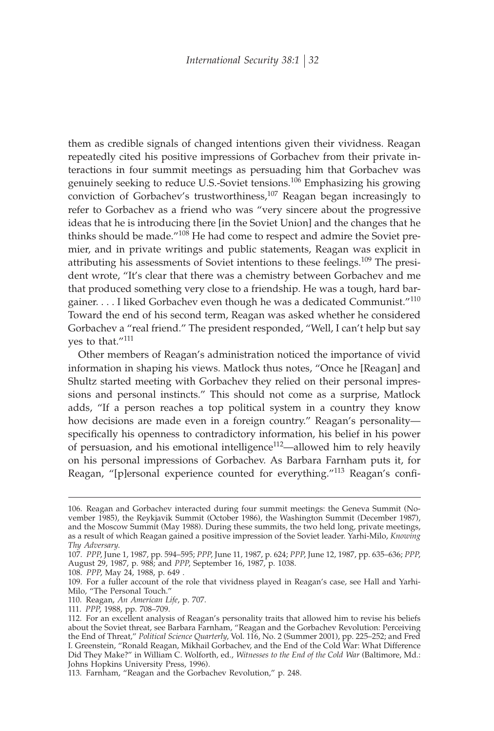them as credible signals of changed intentions given their vividness. Reagan repeatedly cited his positive impressions of Gorbachev from their private interactions in four summit meetings as persuading him that Gorbachev was genuinely seeking to reduce U.S.-Soviet tensions.[106] Emphasizing his growing conviction of Gorbachev's trustworthiness,[107] Reagan began increasingly to refer to Gorbachev as a friend who was "very sincere about the progressive ideas that he is introducing there [in the Soviet Union] and the changes that he thinks should be made."[108] He had come to respect and admire the Soviet premier, and in private writings and public statements, Reagan was explicit in attributing his assessments of Soviet intentions to these feelings.[109] The president wrote, "It's clear that there was a chemistry between Gorbachev and me that produced something very close to a friendship. He was a tough, hard bargainer. . . . I liked Gorbachev even though he was a dedicated Communist."[110] Toward the end of his second term, Reagan was asked whether he considered Gorbachev a "real friend." The president responded, "Well, I can't help but say yes to that."[111]

Other members of Reagan's administration noticed the importance of vivid information in shaping his views. Matlock thus notes, "Once he [Reagan] and Shultz started meeting with Gorbachev they relied on their personal impressions and personal instincts." This should not come as a surprise, Matlock adds, "If a person reaches a top political system in a country they know how decisions are made even in a foreign country." Reagan's personality—specifically his openness to contradictory information, his belief in his power of persuasion, and his emotional intelligence[112]—allowed him to rely heavily on his personal impressions of Gorbachev. As Barbara Farnham puts it, for Reagan, "[p]ersonal experience counted for everything."[113] Reagan's confi-

---

106. Reagan and Gorbachev interacted during four summit meetings: the Geneva Summit (November 1985), the Reykjavik Summit (October 1986), the Washington Summit (December 1987), and the Moscow Summit (May 1988). During these summits, the two held long, private meetings, as a result of which Reagan gained a positive impression of the Soviet leader. Yarhi-Milo, *Knowing Thy Adversary*.

107. *PPP*, June 1, 1987, pp. 594–595; *PPP*, June 11, 1987, p. 624; *PPP*, June 12, 1987, pp. 635–636; *PPP*, August 29, 1987, p. 988; and *PPP*, September 16, 1987, p. 1038.

108. *PPP*, May 24, 1988, p. 649 .

109. For a fuller account of the role that vividness played in Reagan's case, see Hall and Yarhi-Milo, "The Personal Touch."

110. Reagan, *An American Life*, p. 707.

111. *PPP*, 1988, pp. 708–709.

112. For an excellent analysis of Reagan's personality traits that allowed him to revise his beliefs about the Soviet threat, see Barbara Farnham, "Reagan and the Gorbachev Revolution: Perceiving the End of Threat," *Political Science Quarterly*, Vol. 116, No. 2 (Summer 2001), pp. 225–252; and Fred I. Greenstein, "Ronald Reagan, Mikhail Gorbachev, and the End of the Cold War: What Difference Did They Make?" in William C. Wolforth, ed., *Witnesses to the End of the Cold War* (Baltimore, Md.: Johns Hopkins University Press, 1996).

113. Farnham, "Reagan and the Gorbachev Revolution," p. 248.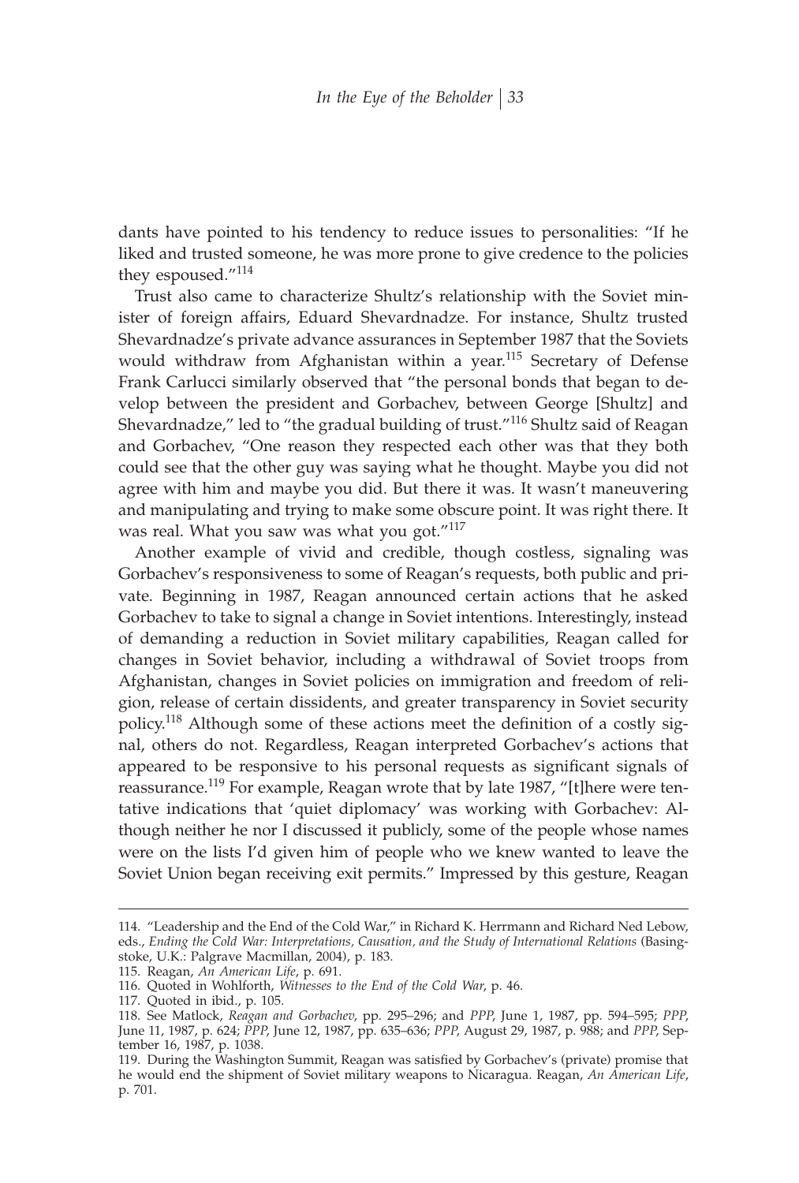dants have pointed to his tendency to reduce issues to personalities: "If he liked and trusted someone, he was more prone to give credence to the policies they espoused."[114]

Trust also came to characterize Shultz's relationship with the Soviet minister of foreign affairs, Eduard Shevardnadze. For instance, Shultz trusted Shevardnadze's private advance assurances in September 1987 that the Soviets would withdraw from Afghanistan within a year.[115] Secretary of Defense Frank Carlucci similarly observed that "the personal bonds that began to develop between the president and Gorbachev, between George [Shultz] and Shevardnadze," led to "the gradual building of trust."[116] Shultz said of Reagan and Gorbachev, "One reason they respected each other was that they both could see that the other guy was saying what he thought. Maybe you did not agree with him and maybe you did. But there it was. It wasn't maneuvering and manipulating and trying to make some obscure point. It was right there. It was real. What you saw was what you got."[117]

Another example of vivid and credible, though costless, signaling was Gorbachev's responsiveness to some of Reagan's requests, both public and private. Beginning in 1987, Reagan announced certain actions that he asked Gorbachev to take to signal a change in Soviet intentions. Interestingly, instead of demanding a reduction in Soviet military capabilities, Reagan called for changes in Soviet behavior, including a withdrawal of Soviet troops from Afghanistan, changes in Soviet policies on immigration and freedom of religion, release of certain dissidents, and greater transparency in Soviet security policy.[118] Although some of these actions meet the definition of a costly signal, others do not. Regardless, Reagan interpreted Gorbachev's actions that appeared to be responsive to his personal requests as significant signals of reassurance.[119] For example, Reagan wrote that by late 1987, "[t]here were tentative indications that 'quiet diplomacy' was working with Gorbachev: Although neither he nor I discussed it publicly, some of the people whose names were on the lists I'd given him of people who we knew wanted to leave the Soviet Union began receiving exit permits." Impressed by this gesture, Reagan

---

114. "Leadership and the End of the Cold War," in Richard K. Herrmann and Richard Ned Lebow, eds., *Ending the Cold War: Interpretations, Causation, and the Study of International Relations* (Basingstoke, U.K.: Palgrave Macmillan, 2004), p. 183.

115. Reagan, *An American Life*, p. 691.

116. Quoted in Wohlforth, *Witnesses to the End of the Cold War*, p. 46.

117. Quoted in ibid., p. 105.

118. See Matlock, *Reagan and Gorbachev*, pp. 295–296; and *PPP*, June 1, 1987, pp. 594–595; *PPP*, June 11, 1987, p. 624; *PPP*, June 12, 1987, pp. 635–636; *PPP*, August 29, 1987, p. 988; and *PPP*, September 16, 1987, p. 1038.

119. During the Washington Summit, Reagan was satisfied by Gorbachev's (private) promise that he would end the shipment of Soviet military weapons to Nicaragua. Reagan, *An American Life*, p. 701.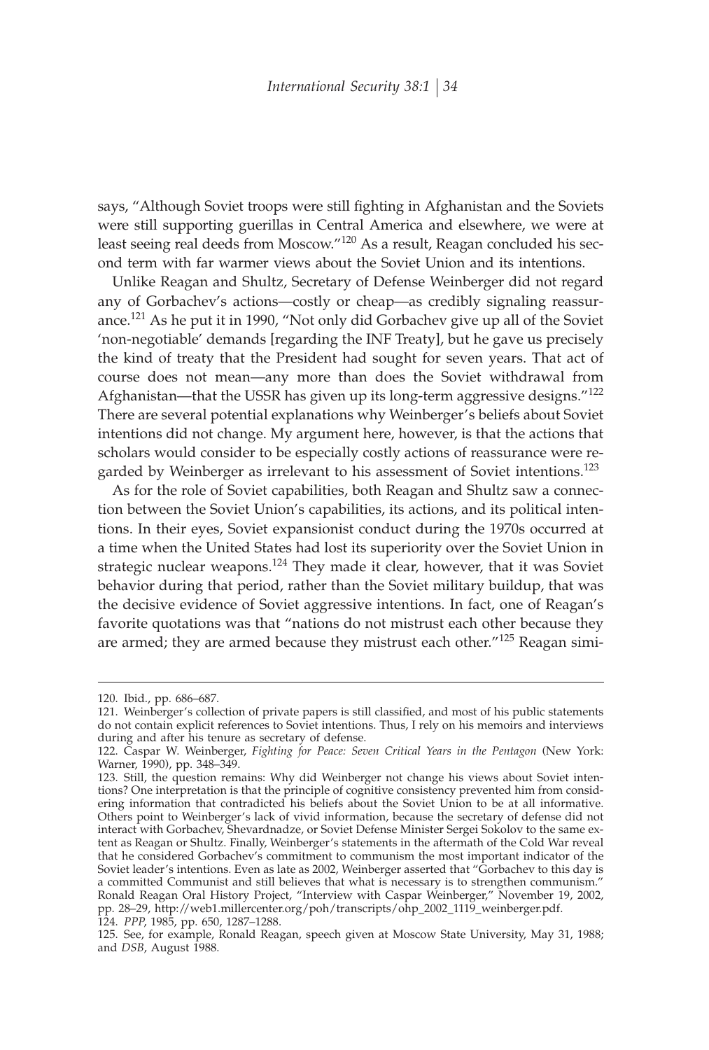says, "Although Soviet troops were still fighting in Afghanistan and the Soviets were still supporting guerillas in Central America and elsewhere, we were at least seeing real deeds from Moscow."[120] As a result, Reagan concluded his second term with far warmer views about the Soviet Union and its intentions.

Unlike Reagan and Shultz, Secretary of Defense Weinberger did not regard any of Gorbachev's actions—costly or cheap—as credibly signaling reassurance.[121] As he put it in 1990, "Not only did Gorbachev give up all of the Soviet 'non-negotiable' demands [regarding the INF Treaty], but he gave us precisely the kind of treaty that the President had sought for seven years. That act of course does not mean—any more than does the Soviet withdrawal from Afghanistan—that the USSR has given up its long-term aggressive designs."[122] There are several potential explanations why Weinberger's beliefs about Soviet intentions did not change. My argument here, however, is that the actions that scholars would consider to be especially costly actions of reassurance were regarded by Weinberger as irrelevant to his assessment of Soviet intentions.[123]

As for the role of Soviet capabilities, both Reagan and Shultz saw a connection between the Soviet Union's capabilities, its actions, and its political intentions. In their eyes, Soviet expansionist conduct during the 1970s occurred at a time when the United States had lost its superiority over the Soviet Union in strategic nuclear weapons.[124] They made it clear, however, that it was Soviet behavior during that period, rather than the Soviet military buildup, that was the decisive evidence of Soviet aggressive intentions. In fact, one of Reagan's favorite quotations was that "nations do not mistrust each other because they are armed; they are armed because they mistrust each other."[125] Reagan simi-

---

120. Ibid., pp. 686–687.

121. Weinberger's collection of private papers is still classified, and most of his public statements do not contain explicit references to Soviet intentions. Thus, I rely on his memoirs and interviews during and after his tenure as secretary of defense.

122. Caspar W. Weinberger, *Fighting for Peace: Seven Critical Years in the Pentagon* (New York: Warner, 1990), pp. 348–349.

123. Still, the question remains: Why did Weinberger not change his views about Soviet intentions? One interpretation is that the principle of cognitive consistency prevented him from considering information that contradicted his beliefs about the Soviet Union to be at all informative. Others point to Weinberger's lack of vivid information, because the secretary of defense did not interact with Gorbachev, Shevardnadze, or Soviet Defense Minister Sergei Sokolov to the same extent as Reagan or Shultz. Finally, Weinberger's statements in the aftermath of the Cold War reveal that he considered Gorbachev's commitment to communism the most important indicator of the Soviet leader's intentions. Even as late as 2002, Weinberger asserted that "Gorbachev to this day is a committed Communist and still believes that what is necessary is to strengthen communism." Ronald Reagan Oral History Project, "Interview with Caspar Weinberger," November 19, 2002, pp. 28–29, http://web1.millercenter.org/poh/transcripts/ohp_2002_1119_weinberger.pdf.

124. *PPP*, 1985, pp. 650, 1287–1288.

125. See, for example, Ronald Reagan, speech given at Moscow State University, May 31, 1988; and *DSB*, August 1988.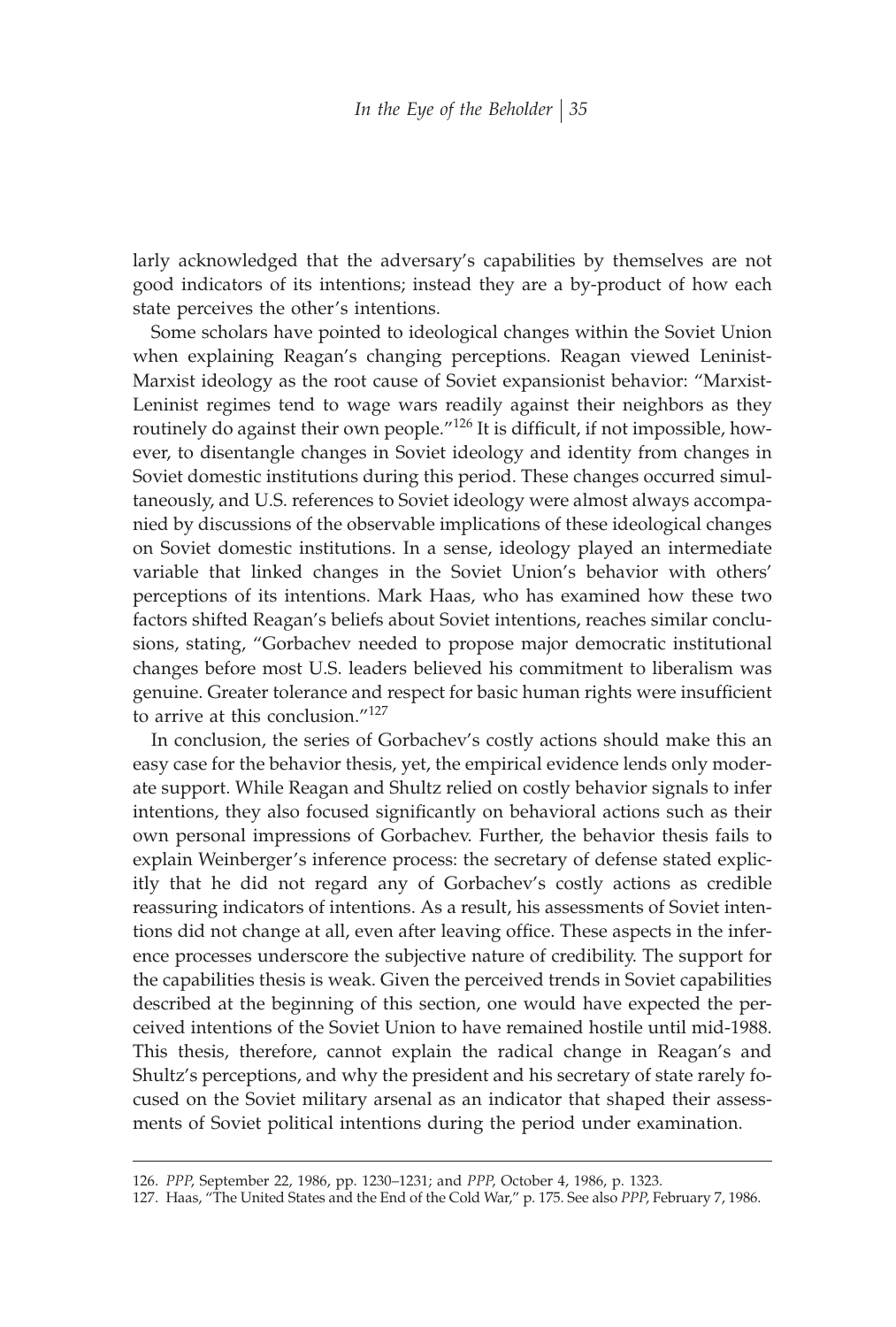larly acknowledged that the adversary's capabilities by themselves are not good indicators of its intentions; instead they are a by-product of how each state perceives the other's intentions.

Some scholars have pointed to ideological changes within the Soviet Union when explaining Reagan's changing perceptions. Reagan viewed Leninist-Marxist ideology as the root cause of Soviet expansionist behavior: "Marxist-Leninist regimes tend to wage wars readily against their neighbors as they routinely do against their own people."[126] It is difficult, if not impossible, however, to disentangle changes in Soviet ideology and identity from changes in Soviet domestic institutions during this period. These changes occurred simultaneously, and U.S. references to Soviet ideology were almost always accompanied by discussions of the observable implications of these ideological changes on Soviet domestic institutions. In a sense, ideology played an intermediate variable that linked changes in the Soviet Union's behavior with others' perceptions of its intentions. Mark Haas, who has examined how these two factors shifted Reagan's beliefs about Soviet intentions, reaches similar conclusions, stating, "Gorbachev needed to propose major democratic institutional changes before most U.S. leaders believed his commitment to liberalism was genuine. Greater tolerance and respect for basic human rights were insufficient to arrive at this conclusion."[127]

In conclusion, the series of Gorbachev's costly actions should make this an easy case for the behavior thesis, yet, the empirical evidence lends only moderate support. While Reagan and Shultz relied on costly behavior signals to infer intentions, they also focused significantly on behavioral actions such as their own personal impressions of Gorbachev. Further, the behavior thesis fails to explain Weinberger's inference process: the secretary of defense stated explicitly that he did not regard any of Gorbachev's costly actions as credible reassuring indicators of intentions. As a result, his assessments of Soviet intentions did not change at all, even after leaving office. These aspects in the inference processes underscore the subjective nature of credibility. The support for the capabilities thesis is weak. Given the perceived trends in Soviet capabilities described at the beginning of this section, one would have expected the perceived intentions of the Soviet Union to have remained hostile until mid-1988. This thesis, therefore, cannot explain the radical change in Reagan's and Shultz's perceptions, and why the president and his secretary of state rarely focused on the Soviet military arsenal as an indicator that shaped their assessments of Soviet political intentions during the period under examination.

---

126. *PPP*, September 22, 1986, pp. 1230–1231; and *PPP*, October 4, 1986, p. 1323.

127. Haas, "The United States and the End of the Cold War," p. 175. See also *PPP*, February 7, 1986.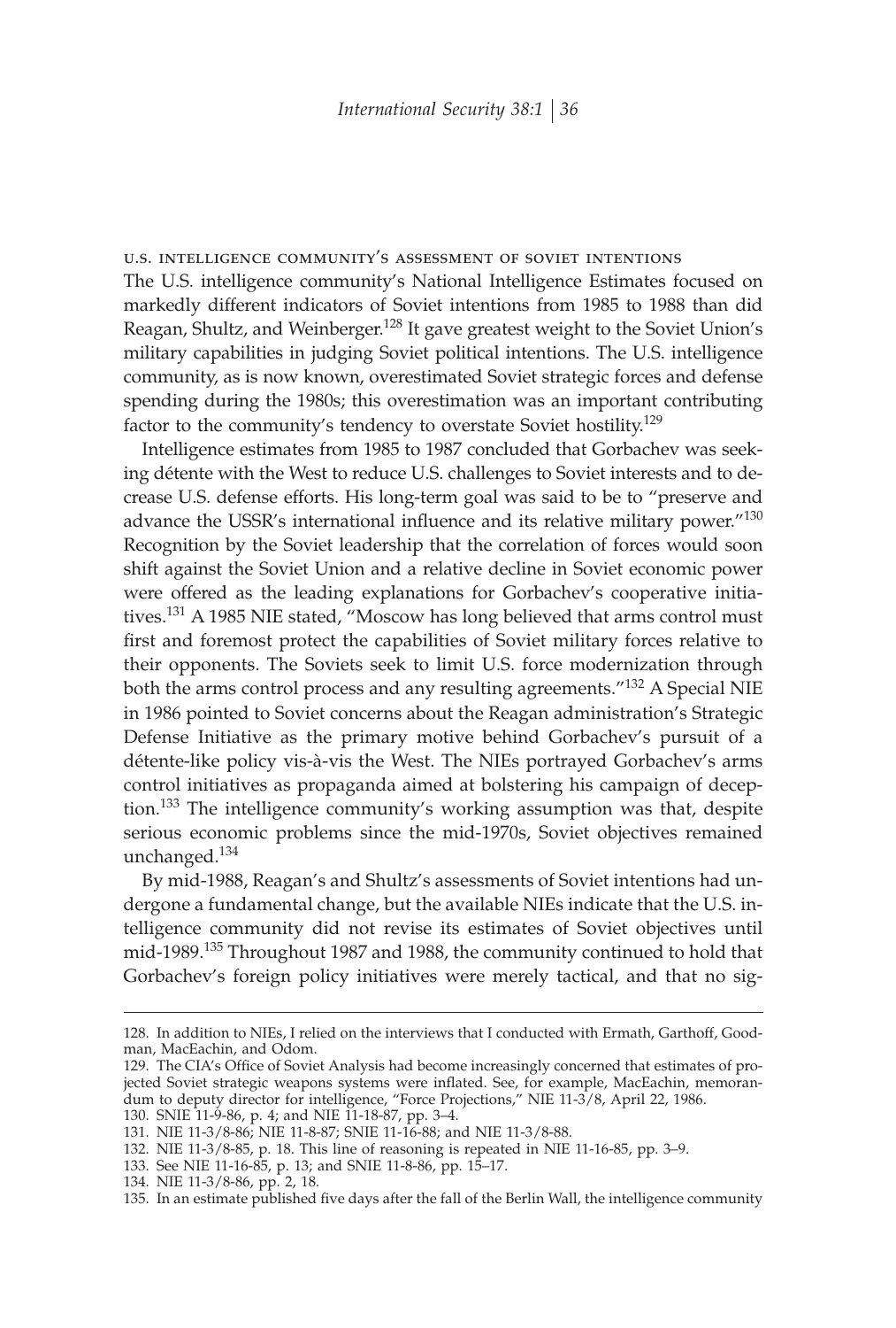### U.S. INTELLIGENCE COMMUNITY'S ASSESSMENT OF SOVIET INTENTIONS

The U.S. intelligence community's National Intelligence Estimates focused on markedly different indicators of Soviet intentions from 1985 to 1988 than did Reagan, Shultz, and Weinberger.[128] It gave greatest weight to the Soviet Union's military capabilities in judging Soviet political intentions. The U.S. intelligence community, as is now known, overestimated Soviet strategic forces and defense spending during the 1980s; this overestimation was an important contributing factor to the community's tendency to overstate Soviet hostility.[129]

Intelligence estimates from 1985 to 1987 concluded that Gorbachev was seeking détente with the West to reduce U.S. challenges to Soviet interests and to decrease U.S. defense efforts. His long-term goal was said to be to "preserve and advance the USSR's international influence and its relative military power."[130] Recognition by the Soviet leadership that the correlation of forces would soon shift against the Soviet Union and a relative decline in Soviet economic power were offered as the leading explanations for Gorbachev's cooperative initiatives.[131] A 1985 NIE stated, "Moscow has long believed that arms control must first and foremost protect the capabilities of Soviet military forces relative to their opponents. The Soviets seek to limit U.S. force modernization through both the arms control process and any resulting agreements."[132] A Special NIE in 1986 pointed to Soviet concerns about the Reagan administration's Strategic Defense Initiative as the primary motive behind Gorbachev's pursuit of a détente-like policy vis-à-vis the West. The NIEs portrayed Gorbachev's arms control initiatives as propaganda aimed at bolstering his campaign of deception.[133] The intelligence community's working assumption was that, despite serious economic problems since the mid-1970s, Soviet objectives remained unchanged.[134]

By mid-1988, Reagan's and Shultz's assessments of Soviet intentions had undergone a fundamental change, but the available NIEs indicate that the U.S. intelligence community did not revise its estimates of Soviet objectives until mid-1989.[135] Throughout 1987 and 1988, the community continued to hold that Gorbachev's foreign policy initiatives were merely tactical, and that no sig-

---

128. In addition to NIEs, I relied on the interviews that I conducted with Ermath, Garthoff, Goodman, MacEachin, and Odom.

129. The CIA's Office of Soviet Analysis had become increasingly concerned that estimates of projected Soviet strategic weapons systems were inflated. See, for example, MacEachin, memorandum to deputy director for intelligence, "Force Projections," NIE 11-3/8, April 22, 1986.

130. SNIE 11-9-86, p. 4; and NIE 11-18-87, pp. 3–4.

131. NIE 11-3/8-86; NIE 11-8-87; SNIE 11-16-88; and NIE 11-3/8-88.

132. NIE 11-3/8-85, p. 18. This line of reasoning is repeated in NIE 11-16-85, pp. 3–9.

133. See NIE 11-16-85, p. 13; and SNIE 11-8-86, pp. 15–17.

134. NIE 11-3/8-86, pp. 2, 18.

135. In an estimate published five days after the fall of the Berlin Wall, the intelligence community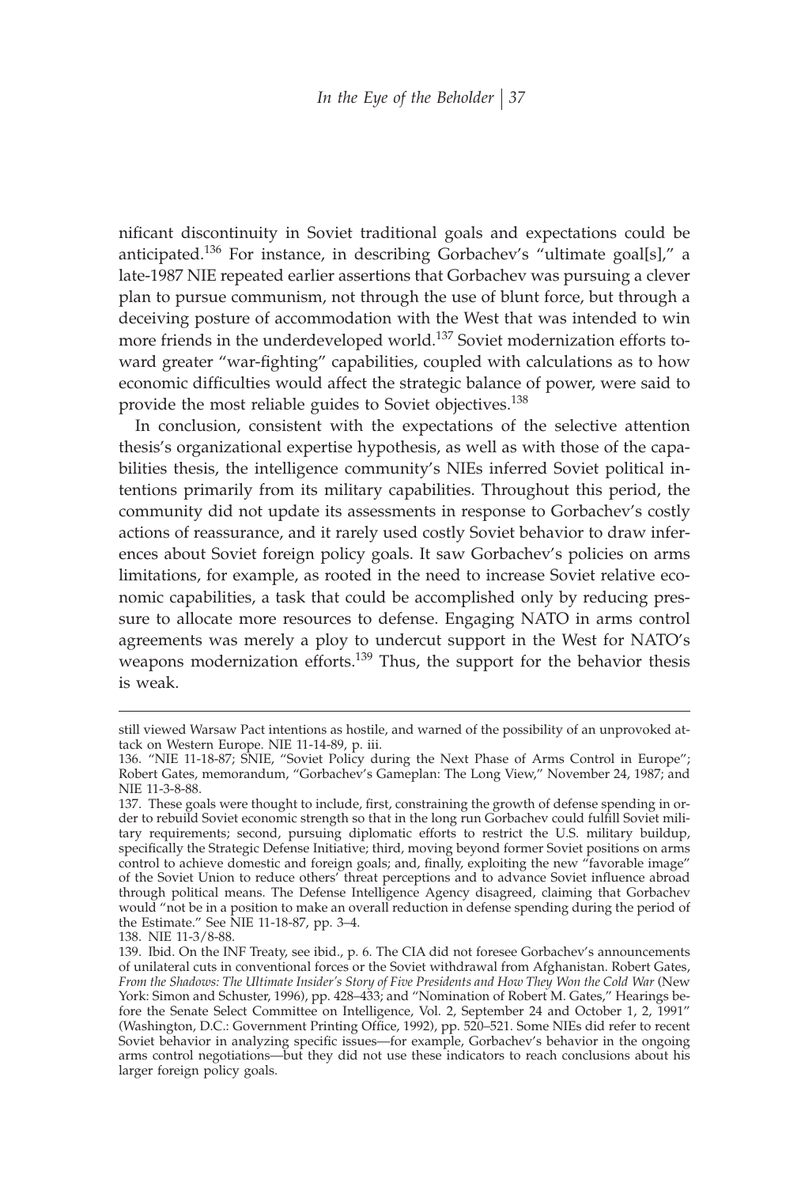nificant discontinuity in Soviet traditional goals and expectations could be anticipated.[136] For instance, in describing Gorbachev's "ultimate goal[s]," a late-1987 NIE repeated earlier assertions that Gorbachev was pursuing a clever plan to pursue communism, not through the use of blunt force, but through a deceiving posture of accommodation with the West that was intended to win more friends in the underdeveloped world.[137] Soviet modernization efforts toward greater "war-fighting" capabilities, coupled with calculations as to how economic difficulties would affect the strategic balance of power, were said to provide the most reliable guides to Soviet objectives.[138]

In conclusion, consistent with the expectations of the selective attention thesis's organizational expertise hypothesis, as well as with those of the capabilities thesis, the intelligence community's NIEs inferred Soviet political intentions primarily from its military capabilities. Throughout this period, the community did not update its assessments in response to Gorbachev's costly actions of reassurance, and it rarely used costly Soviet behavior to draw inferences about Soviet foreign policy goals. It saw Gorbachev's policies on arms limitations, for example, as rooted in the need to increase Soviet relative economic capabilities, a task that could be accomplished only by reducing pressure to allocate more resources to defense. Engaging NATO in arms control agreements was merely a ploy to undercut support in the West for NATO's weapons modernization efforts.[139] Thus, the support for the behavior thesis is weak.

---

still viewed Warsaw Pact intentions as hostile, and warned of the possibility of an unprovoked attack on Western Europe. NIE 11-14-89, p. iii.

136. "NIE 11-18-87; SNIE, "Soviet Policy during the Next Phase of Arms Control in Europe"; Robert Gates, memorandum, "Gorbachev's Gameplan: The Long View," November 24, 1987; and NIE 11-3-8-88.

137. These goals were thought to include, first, constraining the growth of defense spending in order to rebuild Soviet economic strength so that in the long run Gorbachev could fulfill Soviet military requirements; second, pursuing diplomatic efforts to restrict the U.S. military buildup, specifically the Strategic Defense Initiative; third, moving beyond former Soviet positions on arms control to achieve domestic and foreign goals; and, finally, exploiting the new "favorable image" of the Soviet Union to reduce others' threat perceptions and to advance Soviet influence abroad through political means. The Defense Intelligence Agency disagreed, claiming that Gorbachev would "not be in a position to make an overall reduction in defense spending during the period of the Estimate." See NIE 11-18-87, pp. 3–4.

138. NIE 11-3/8-88.

139. Ibid. On the INF Treaty, see ibid., p. 6. The CIA did not foresee Gorbachev's announcements of unilateral cuts in conventional forces or the Soviet withdrawal from Afghanistan. Robert Gates, *From the Shadows: The Ultimate Insider's Story of Five Presidents and How They Won the Cold War* (New York: Simon and Schuster, 1996), pp. 428–433; and "Nomination of Robert M. Gates," Hearings before the Senate Select Committee on Intelligence, Vol. 2, September 24 and October 1, 2, 1991" (Washington, D.C.: Government Printing Office, 1992), pp. 520–521. Some NIEs did refer to recent Soviet behavior in analyzing specific issues—for example, Gorbachev's behavior in the ongoing arms control negotiations—but they did not use these indicators to reach conclusions about his larger foreign policy goals.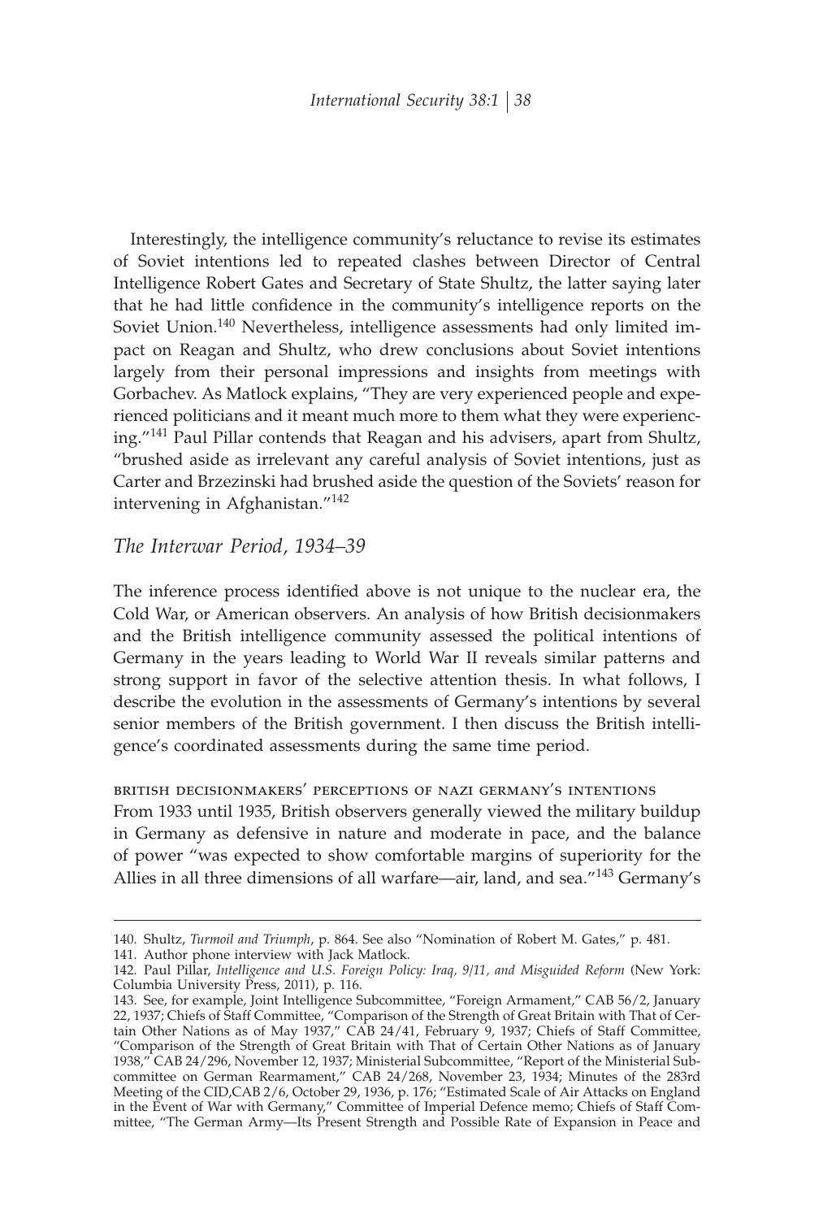Interestingly, the intelligence community's reluctance to revise its estimates of Soviet intentions led to repeated clashes between Director of Central Intelligence Robert Gates and Secretary of State Shultz, the latter saying later that he had little confidence in the community's intelligence reports on the Soviet Union.[140] Nevertheless, intelligence assessments had only limited impact on Reagan and Shultz, who drew conclusions about Soviet intentions largely from their personal impressions and insights from meetings with Gorbachev. As Matlock explains, "They are very experienced people and experienced politicians and it meant much more to them what they were experiencing."[141] Paul Pillar contends that Reagan and his advisers, apart from Shultz, "brushed aside as irrelevant any careful analysis of Soviet intentions, just as Carter and Brzezinski had brushed aside the question of the Soviets' reason for intervening in Afghanistan."[142]

## *The Interwar Period, 1934–39*

The inference process identified above is not unique to the nuclear era, the Cold War, or American observers. An analysis of how British decisionmakers and the British intelligence community assessed the political intentions of Germany in the years leading to World War II reveals similar patterns and strong support in favor of the selective attention thesis. In what follows, I describe the evolution in the assessments of Germany's intentions by several senior members of the British government. I then discuss the British intelligence's coordinated assessments during the same time period.

### British decisionmakers' perceptions of Nazi Germany's intentions

From 1933 until 1935, British observers generally viewed the military buildup in Germany as defensive in nature and moderate in pace, and the balance of power "was expected to show comfortable margins of superiority for the Allies in all three dimensions of all warfare—air, land, and sea."[143] Germany's

---

140. Shultz, *Turmoil and Triumph*, p. 864. See also "Nomination of Robert M. Gates," p. 481.

141. Author phone interview with Jack Matlock.

142. Paul Pillar, *Intelligence and U.S. Foreign Policy: Iraq, 9/11, and Misguided Reform* (New York: Columbia University Press, 2011), p. 116.

143. See, for example, Joint Intelligence Subcommittee, "Foreign Armament," CAB 56/2, January 22, 1937; Chiefs of Staff Committee, "Comparison of the Strength of Great Britain with That of Certain Other Nations as of May 1937," CAB 24/41, February 9, 1937; Chiefs of Staff Committee, "Comparison of the Strength of Great Britain with That of Certain Other Nations as of January 1938," CAB 24/296, November 12, 1937; Ministerial Subcommittee, "Report of the Ministerial Subcommittee on German Rearmament," CAB 24/268, November 23, 1934; Minutes of the 283rd Meeting of the CID,CAB 2/6, October 29, 1936, p. 176; "Estimated Scale of Air Attacks on England in the Event of War with Germany," Committee of Imperial Defence memo; Chiefs of Staff Committee, "The German Army—Its Present Strength and Possible Rate of Expansion in Peace and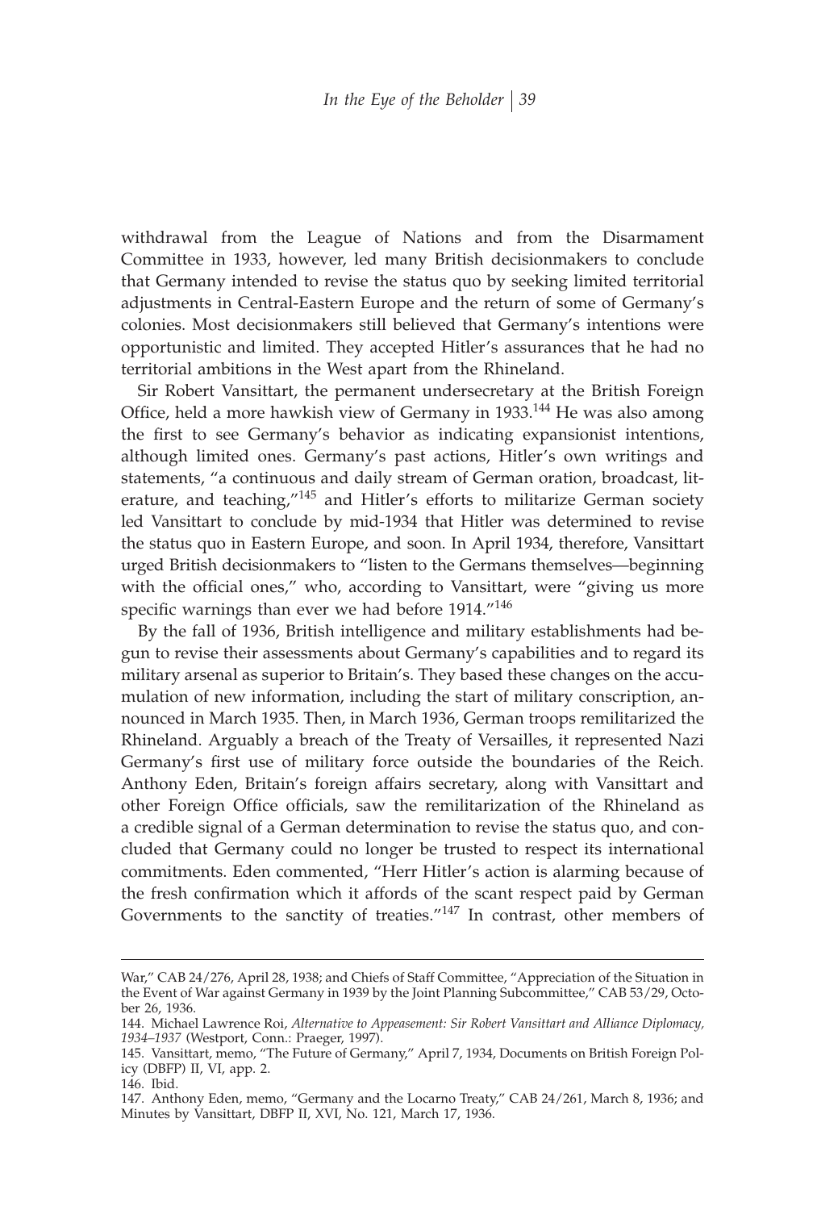withdrawal from the League of Nations and from the Disarmament Committee in 1933, however, led many British decisionmakers to conclude that Germany intended to revise the status quo by seeking limited territorial adjustments in Central-Eastern Europe and the return of some of Germany's colonies. Most decisionmakers still believed that Germany's intentions were opportunistic and limited. They accepted Hitler's assurances that he had no territorial ambitions in the West apart from the Rhineland.

Sir Robert Vansittart, the permanent undersecretary at the British Foreign Office, held a more hawkish view of Germany in 1933.[144] He was also among the first to see Germany's behavior as indicating expansionist intentions, although limited ones. Germany's past actions, Hitler's own writings and statements, "a continuous and daily stream of German oration, broadcast, literature, and teaching,"[145] and Hitler's efforts to militarize German society led Vansittart to conclude by mid-1934 that Hitler was determined to revise the status quo in Eastern Europe, and soon. In April 1934, therefore, Vansittart urged British decisionmakers to "listen to the Germans themselves—beginning with the official ones," who, according to Vansittart, were "giving us more specific warnings than ever we had before 1914."[146]

By the fall of 1936, British intelligence and military establishments had begun to revise their assessments about Germany's capabilities and to regard its military arsenal as superior to Britain's. They based these changes on the accumulation of new information, including the start of military conscription, announced in March 1935. Then, in March 1936, German troops remilitarized the Rhineland. Arguably a breach of the Treaty of Versailles, it represented Nazi Germany's first use of military force outside the boundaries of the Reich. Anthony Eden, Britain's foreign affairs secretary, along with Vansittart and other Foreign Office officials, saw the remilitarization of the Rhineland as a credible signal of a German determination to revise the status quo, and concluded that Germany could no longer be trusted to respect its international commitments. Eden commented, "Herr Hitler's action is alarming because of the fresh confirmation which it affords of the scant respect paid by German Governments to the sanctity of treaties."[147] In contrast, other members of

---

War," CAB 24/276, April 28, 1938; and Chiefs of Staff Committee, "Appreciation of the Situation in the Event of War against Germany in 1939 by the Joint Planning Subcommittee," CAB 53/29, October 26, 1936.

144. Michael Lawrence Roi, *Alternative to Appeasement: Sir Robert Vansittart and Alliance Diplomacy, 1934–1937* (Westport, Conn.: Praeger, 1997).

145. Vansittart, memo, "The Future of Germany," April 7, 1934, Documents on British Foreign Policy (DBFP) II, VI, app. 2.

146. Ibid.

147. Anthony Eden, memo, "Germany and the Locarno Treaty," CAB 24/261, March 8, 1936; and Minutes by Vansittart, DBFP II, XVI, No. 121, March 17, 1936.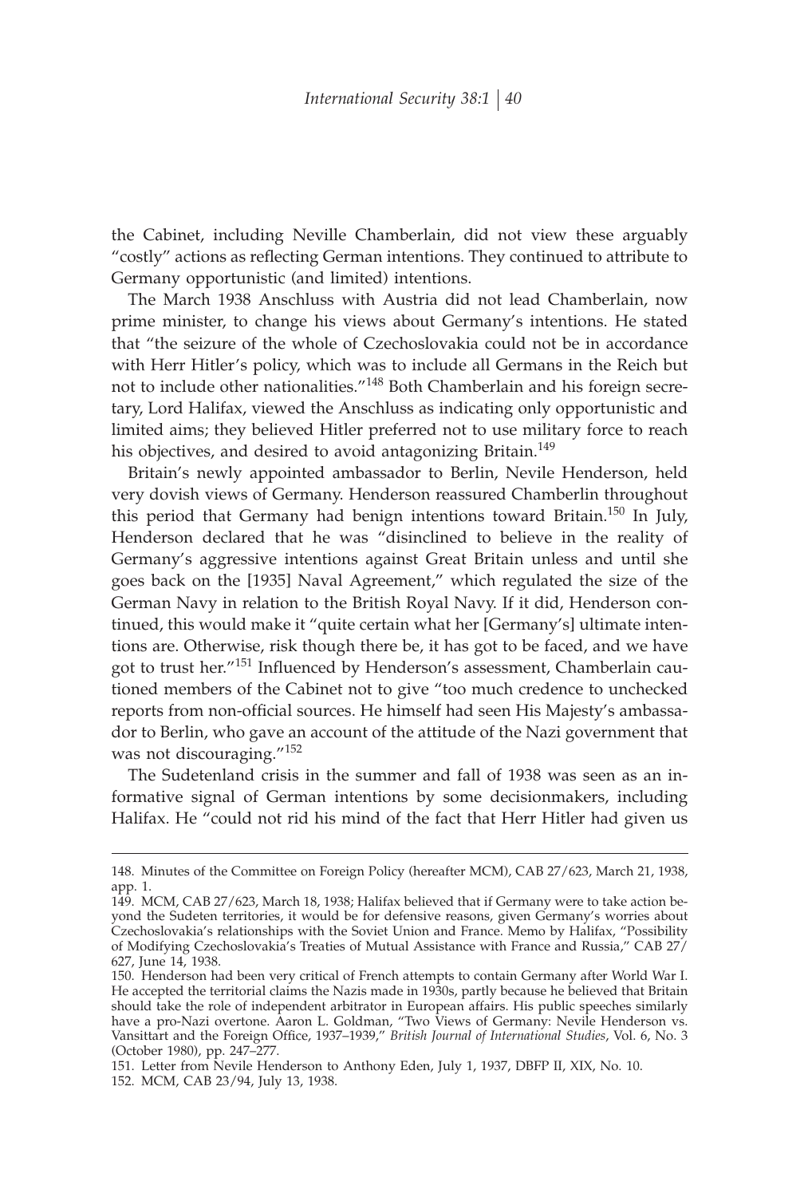the Cabinet, including Neville Chamberlain, did not view these arguably "costly" actions as reflecting German intentions. They continued to attribute to Germany opportunistic (and limited) intentions.

The March 1938 Anschluss with Austria did not lead Chamberlain, now prime minister, to change his views about Germany's intentions. He stated that "the seizure of the whole of Czechoslovakia could not be in accordance with Herr Hitler's policy, which was to include all Germans in the Reich but not to include other nationalities."[148] Both Chamberlain and his foreign secretary, Lord Halifax, viewed the Anschluss as indicating only opportunistic and limited aims; they believed Hitler preferred not to use military force to reach his objectives, and desired to avoid antagonizing Britain.[149]

Britain's newly appointed ambassador to Berlin, Nevile Henderson, held very dovish views of Germany. Henderson reassured Chamberlin throughout this period that Germany had benign intentions toward Britain.[150] In July, Henderson declared that he was "disinclined to believe in the reality of Germany's aggressive intentions against Great Britain unless and until she goes back on the [1935] Naval Agreement," which regulated the size of the German Navy in relation to the British Royal Navy. If it did, Henderson continued, this would make it "quite certain what her [Germany's] ultimate intentions are. Otherwise, risk though there be, it has got to be faced, and we have got to trust her."[151] Influenced by Henderson's assessment, Chamberlain cautioned members of the Cabinet not to give "too much credence to unchecked reports from non-official sources. He himself had seen His Majesty's ambassador to Berlin, who gave an account of the attitude of the Nazi government that was not discouraging."[152]

The Sudetenland crisis in the summer and fall of 1938 was seen as an informative signal of German intentions by some decisionmakers, including Halifax. He "could not rid his mind of the fact that Herr Hitler had given us

---

148. Minutes of the Committee on Foreign Policy (hereafter MCM), CAB 27/623, March 21, 1938, app. 1.

149. MCM, CAB 27/623, March 18, 1938; Halifax believed that if Germany were to take action beyond the Sudeten territories, it would be for defensive reasons, given Germany's worries about Czechoslovakia's relationships with the Soviet Union and France. Memo by Halifax, "Possibility of Modifying Czechoslovakia's Treaties of Mutual Assistance with France and Russia," CAB 27/627, June 14, 1938.

150. Henderson had been very critical of French attempts to contain Germany after World War I. He accepted the territorial claims the Nazis made in 1930s, partly because he believed that Britain should take the role of independent arbitrator in European affairs. His public speeches similarly have a pro-Nazi overtone. Aaron L. Goldman, "Two Views of Germany: Nevile Henderson vs. Vansittart and the Foreign Office, 1937–1939," *British Journal of International Studies*, Vol. 6, No. 3 (October 1980), pp. 247–277.

151. Letter from Nevile Henderson to Anthony Eden, July 1, 1937, DBFP II, XIX, No. 10.

152. MCM, CAB 23/94, July 13, 1938.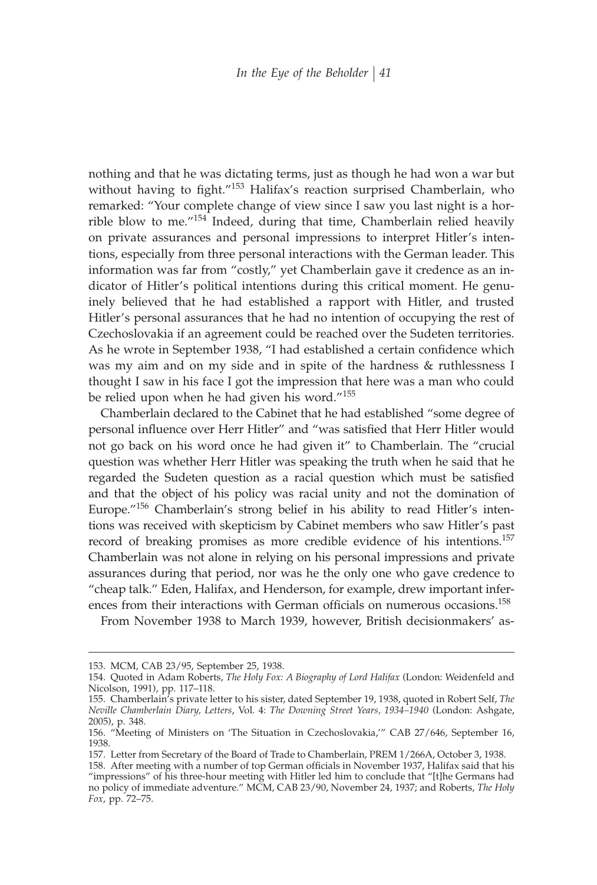nothing and that he was dictating terms, just as though he had won a war but without having to fight."[153] Halifax's reaction surprised Chamberlain, who remarked: "Your complete change of view since I saw you last night is a horrible blow to me."[154] Indeed, during that time, Chamberlain relied heavily on private assurances and personal impressions to interpret Hitler's intentions, especially from three personal interactions with the German leader. This information was far from "costly," yet Chamberlain gave it credence as an indicator of Hitler's political intentions during this critical moment. He genuinely believed that he had established a rapport with Hitler, and trusted Hitler's personal assurances that he had no intention of occupying the rest of Czechoslovakia if an agreement could be reached over the Sudeten territories. As he wrote in September 1938, "I had established a certain confidence which was my aim and on my side and in spite of the hardness & ruthlessness I thought I saw in his face I got the impression that here was a man who could be relied upon when he had given his word."[155]

Chamberlain declared to the Cabinet that he had established "some degree of personal influence over Herr Hitler" and "was satisfied that Herr Hitler would not go back on his word once he had given it" to Chamberlain. The "crucial question was whether Herr Hitler was speaking the truth when he said that he regarded the Sudeten question as a racial question which must be satisfied and that the object of his policy was racial unity and not the domination of Europe."[156] Chamberlain's strong belief in his ability to read Hitler's intentions was received with skepticism by Cabinet members who saw Hitler's past record of breaking promises as more credible evidence of his intentions.[157] Chamberlain was not alone in relying on his personal impressions and private assurances during that period, nor was he the only one who gave credence to "cheap talk." Eden, Halifax, and Henderson, for example, drew important inferences from their interactions with German officials on numerous occasions.[158]

From November 1938 to March 1939, however, British decisionmakers' as-

---

153. MCM, CAB 23/95, September 25, 1938.

154. Quoted in Adam Roberts, *The Holy Fox: A Biography of Lord Halifax* (London: Weidenfeld and Nicolson, 1991), pp. 117–118.

155. Chamberlain's private letter to his sister, dated September 19, 1938, quoted in Robert Self, *The Neville Chamberlain Diary, Letters*, Vol. 4: *The Downing Street Years, 1934–1940* (London: Ashgate, 2005), p. 348.

156. "Meeting of Ministers on 'The Situation in Czechoslovakia,'" CAB 27/646, September 16, 1938.

157. Letter from Secretary of the Board of Trade to Chamberlain, PREM 1/266A, October 3, 1938.

158. After meeting with a number of top German officials in November 1937, Halifax said that his "impressions" of his three-hour meeting with Hitler led him to conclude that "[t]he Germans had no policy of immediate adventure." MCM, CAB 23/90, November 24, 1937; and Roberts, *The Holy Fox*, pp. 72–75.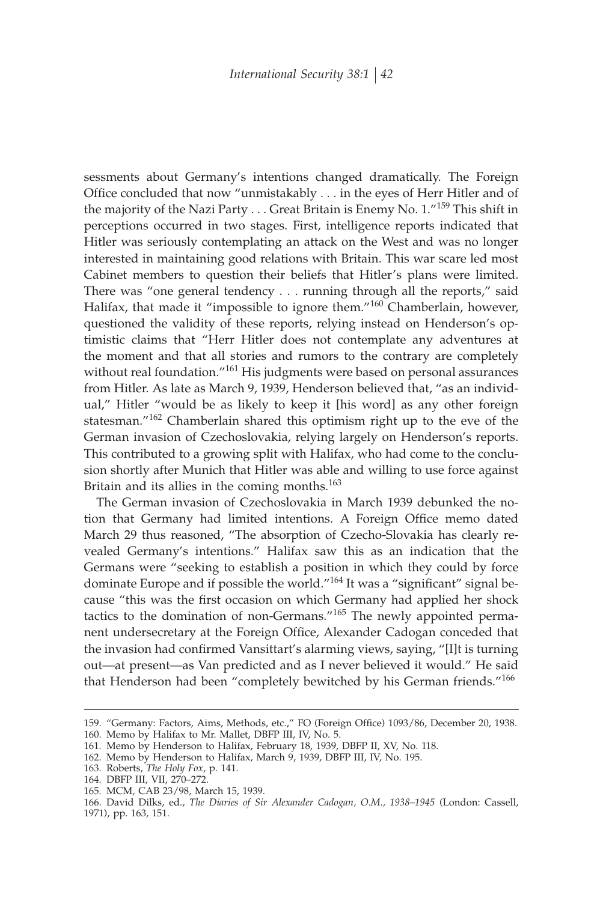sessments about Germany's intentions changed dramatically. The Foreign Office concluded that now "unmistakably . . . in the eyes of Herr Hitler and of the majority of the Nazi Party . . . Great Britain is Enemy No. 1."[159] This shift in perceptions occurred in two stages. First, intelligence reports indicated that Hitler was seriously contemplating an attack on the West and was no longer interested in maintaining good relations with Britain. This war scare led most Cabinet members to question their beliefs that Hitler's plans were limited. There was "one general tendency . . . running through all the reports," said Halifax, that made it "impossible to ignore them."[160] Chamberlain, however, questioned the validity of these reports, relying instead on Henderson's optimistic claims that "Herr Hitler does not contemplate any adventures at the moment and that all stories and rumors to the contrary are completely without real foundation."[161] His judgments were based on personal assurances from Hitler. As late as March 9, 1939, Henderson believed that, "as an individual," Hitler "would be as likely to keep it [his word] as any other foreign statesman."[162] Chamberlain shared this optimism right up to the eve of the German invasion of Czechoslovakia, relying largely on Henderson's reports. This contributed to a growing split with Halifax, who had come to the conclusion shortly after Munich that Hitler was able and willing to use force against Britain and its allies in the coming months.[163]

The German invasion of Czechoslovakia in March 1939 debunked the notion that Germany had limited intentions. A Foreign Office memo dated March 29 thus reasoned, "The absorption of Czecho-Slovakia has clearly revealed Germany's intentions." Halifax saw this as an indication that the Germans were "seeking to establish a position in which they could by force dominate Europe and if possible the world."[164] It was a "significant" signal because "this was the first occasion on which Germany had applied her shock tactics to the domination of non-Germans."[165] The newly appointed permanent undersecretary at the Foreign Office, Alexander Cadogan conceded that the invasion had confirmed Vansittart's alarming views, saying, "[I]t is turning out—at present—as Van predicted and as I never believed it would." He said that Henderson had been "completely bewitched by his German friends."[166]

---

159. "Germany: Factors, Aims, Methods, etc.," FO (Foreign Office) 1093/86, December 20, 1938.

160. Memo by Halifax to Mr. Mallet, DBFP III, IV, No. 5.

161. Memo by Henderson to Halifax, February 18, 1939, DBFP II, XV, No. 118.

162. Memo by Henderson to Halifax, March 9, 1939, DBFP III, IV, No. 195.

163. Roberts, *The Holy Fox*, p. 141.

164. DBFP III, VII, 270–272.

165. MCM, CAB 23/98, March 15, 1939.

166. David Dilks, ed., *The Diaries of Sir Alexander Cadogan, O.M., 1938–1945* (London: Cassell, 1971), pp. 163, 151.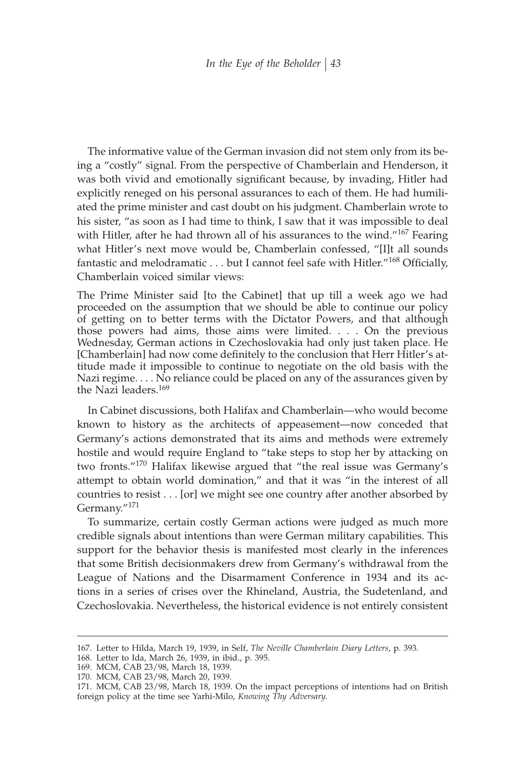The informative value of the German invasion did not stem only from its being a "costly" signal. From the perspective of Chamberlain and Henderson, it was both vivid and emotionally significant because, by invading, Hitler had explicitly reneged on his personal assurances to each of them. He had humiliated the prime minister and cast doubt on his judgment. Chamberlain wrote to his sister, "as soon as I had time to think, I saw that it was impossible to deal with Hitler, after he had thrown all of his assurances to the wind."[167] Fearing what Hitler's next move would be, Chamberlain confessed, "[I]t all sounds fantastic and melodramatic . . . but I cannot feel safe with Hitler."[168] Officially, Chamberlain voiced similar views:

> The Prime Minister said [to the Cabinet] that up till a week ago we had proceeded on the assumption that we should be able to continue our policy of getting on to better terms with the Dictator Powers, and that although those powers had aims, those aims were limited. . . . On the previous Wednesday, German actions in Czechoslovakia had only just taken place. He [Chamberlain] had now come definitely to the conclusion that Herr Hitler's attitude made it impossible to continue to negotiate on the old basis with the Nazi regime. . . . No reliance could be placed on any of the assurances given by the Nazi leaders.[169]

In Cabinet discussions, both Halifax and Chamberlain—who would become known to history as the architects of appeasement—now conceded that Germany's actions demonstrated that its aims and methods were extremely hostile and would require England to "take steps to stop her by attacking on two fronts."[170] Halifax likewise argued that "the real issue was Germany's attempt to obtain world domination," and that it was "in the interest of all countries to resist . . . [or] we might see one country after another absorbed by Germany."[171]

To summarize, certain costly German actions were judged as much more credible signals about intentions than were German military capabilities. This support for the behavior thesis is manifested most clearly in the inferences that some British decisionmakers drew from Germany's withdrawal from the League of Nations and the Disarmament Conference in 1934 and its actions in a series of crises over the Rhineland, Austria, the Sudetenland, and Czechoslovakia. Nevertheless, the historical evidence is not entirely consistent

---

167. Letter to Hilda, March 19, 1939, in Self, *The Neville Chamberlain Diary Letters*, p. 393.

168. Letter to Ida, March 26, 1939, in ibid., p. 395.

169. MCM, CAB 23/98, March 18, 1939.

170. MCM, CAB 23/98, March 20, 1939.

171. MCM, CAB 23/98, March 18, 1939. On the impact perceptions of intentions had on British foreign policy at the time see Yarhi-Milo, *Knowing Thy Adversary*.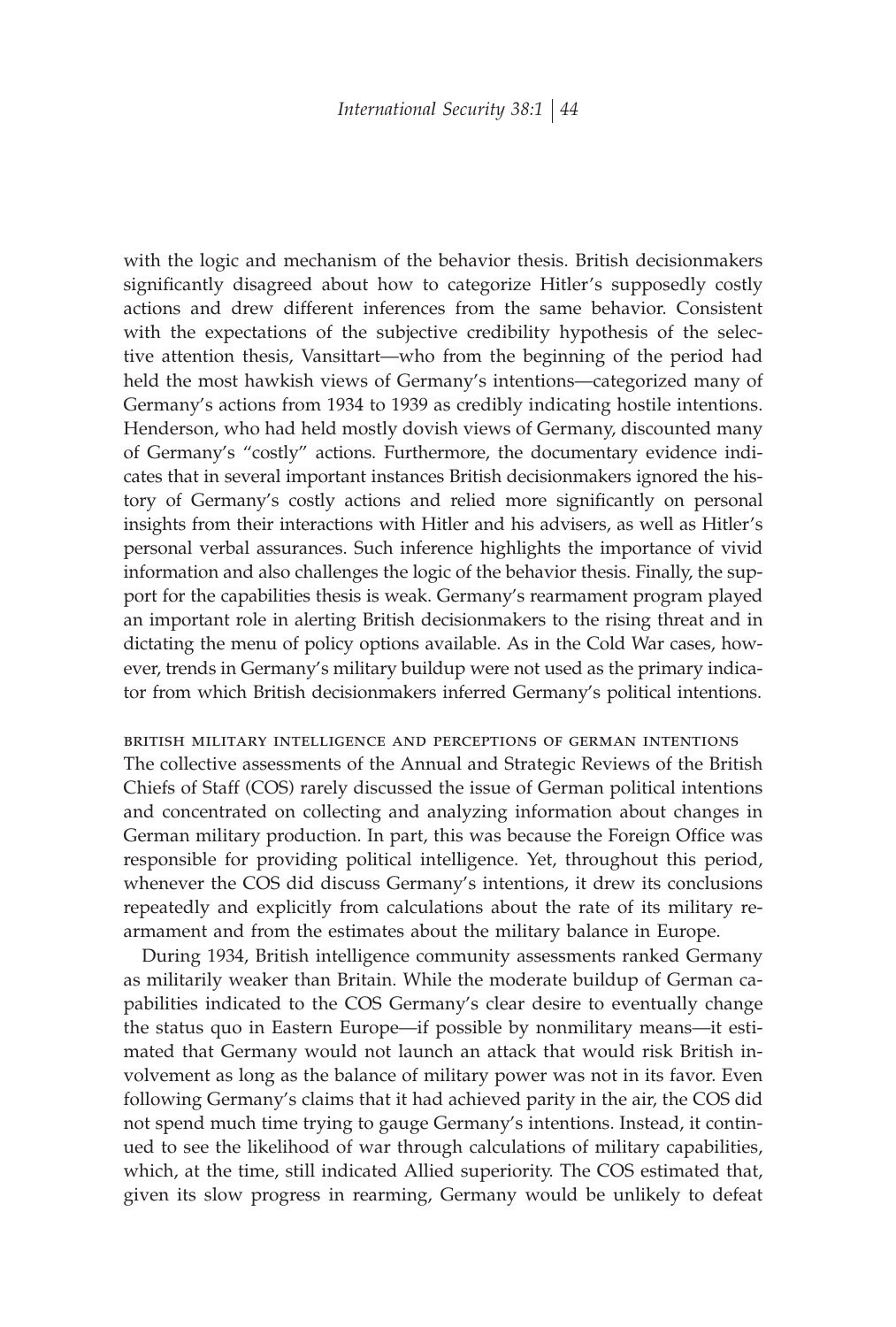with the logic and mechanism of the behavior thesis. British decisionmakers significantly disagreed about how to categorize Hitler's supposedly costly actions and drew different inferences from the same behavior. Consistent with the expectations of the subjective credibility hypothesis of the selective attention thesis, Vansittart—who from the beginning of the period had held the most hawkish views of Germany's intentions—categorized many of Germany's actions from 1934 to 1939 as credibly indicating hostile intentions. Henderson, who had held mostly dovish views of Germany, discounted many of Germany's "costly" actions. Furthermore, the documentary evidence indicates that in several important instances British decisionmakers ignored the history of Germany's costly actions and relied more significantly on personal insights from their interactions with Hitler and his advisers, as well as Hitler's personal verbal assurances. Such inference highlights the importance of vivid information and also challenges the logic of the behavior thesis. Finally, the support for the capabilities thesis is weak. Germany's rearmament program played an important role in alerting British decisionmakers to the rising threat and in dictating the menu of policy options available. As in the Cold War cases, however, trends in Germany's military buildup were not used as the primary indicator from which British decisionmakers inferred Germany's political intentions.

### british military intelligence and perceptions of german intentions

The collective assessments of the Annual and Strategic Reviews of the British Chiefs of Staff (COS) rarely discussed the issue of German political intentions and concentrated on collecting and analyzing information about changes in German military production. In part, this was because the Foreign Office was responsible for providing political intelligence. Yet, throughout this period, whenever the COS did discuss Germany's intentions, it drew its conclusions repeatedly and explicitly from calculations about the rate of its military rearmament and from the estimates about the military balance in Europe.

During 1934, British intelligence community assessments ranked Germany as militarily weaker than Britain. While the moderate buildup of German capabilities indicated to the COS Germany's clear desire to eventually change the status quo in Eastern Europe—if possible by nonmilitary means—it estimated that Germany would not launch an attack that would risk British involvement as long as the balance of military power was not in its favor. Even following Germany's claims that it had achieved parity in the air, the COS did not spend much time trying to gauge Germany's intentions. Instead, it continued to see the likelihood of war through calculations of military capabilities, which, at the time, still indicated Allied superiority. The COS estimated that, given its slow progress in rearming, Germany would be unlikely to defeat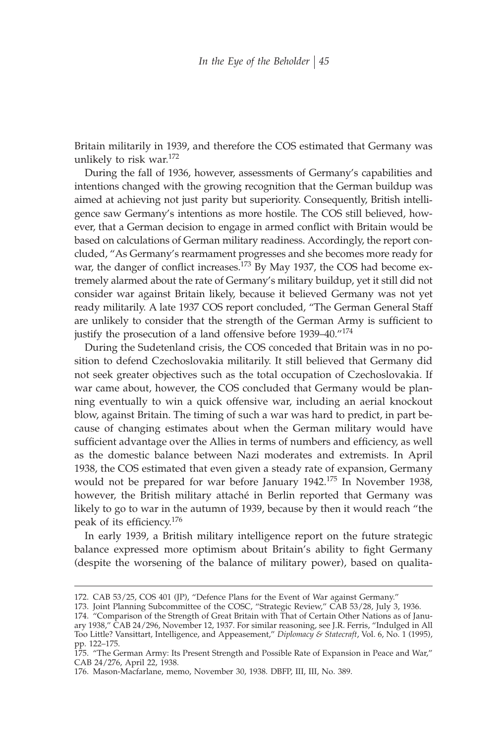Britain militarily in 1939, and therefore the COS estimated that Germany was unlikely to risk war.[172]

During the fall of 1936, however, assessments of Germany's capabilities and intentions changed with the growing recognition that the German buildup was aimed at achieving not just parity but superiority. Consequently, British intelligence saw Germany's intentions as more hostile. The COS still believed, however, that a German decision to engage in armed conflict with Britain would be based on calculations of German military readiness. Accordingly, the report concluded, "As Germany's rearmament progresses and she becomes more ready for war, the danger of conflict increases.[173] By May 1937, the COS had become extremely alarmed about the rate of Germany's military buildup, yet it still did not consider war against Britain likely, because it believed Germany was not yet ready militarily. A late 1937 COS report concluded, "The German General Staff are unlikely to consider that the strength of the German Army is sufficient to justify the prosecution of a land offensive before 1939–40."[174]

During the Sudetenland crisis, the COS conceded that Britain was in no position to defend Czechoslovakia militarily. It still believed that Germany did not seek greater objectives such as the total occupation of Czechoslovakia. If war came about, however, the COS concluded that Germany would be planning eventually to win a quick offensive war, including an aerial knockout blow, against Britain. The timing of such a war was hard to predict, in part because of changing estimates about when the German military would have sufficient advantage over the Allies in terms of numbers and efficiency, as well as the domestic balance between Nazi moderates and extremists. In April 1938, the COS estimated that even given a steady rate of expansion, Germany would not be prepared for war before January 1942.[175] In November 1938, however, the British military attaché in Berlin reported that Germany was likely to go to war in the autumn of 1939, because by then it would reach "the peak of its efficiency.[176]

In early 1939, a British military intelligence report on the future strategic balance expressed more optimism about Britain's ability to fight Germany (despite the worsening of the balance of military power), based on qualita-

---

172. CAB 53/25, COS 401 (JP), "Defence Plans for the Event of War against Germany."

173. Joint Planning Subcommittee of the COSC, "Strategic Review," CAB 53/28, July 3, 1936.

174. "Comparison of the Strength of Great Britain with That of Certain Other Nations as of January 1938," CAB 24/296, November 12, 1937. For similar reasoning, see J.R. Ferris, "Indulged in All Too Little? Vansittart, Intelligence, and Appeasement," *Diplomacy & Statecraft*, Vol. 6, No. 1 (1995), pp. 122–175.

175. "The German Army: Its Present Strength and Possible Rate of Expansion in Peace and War," CAB 24/276, April 22, 1938.

176. Mason-Macfarlane, memo, November 30, 1938. DBFP, III, III, No. 389.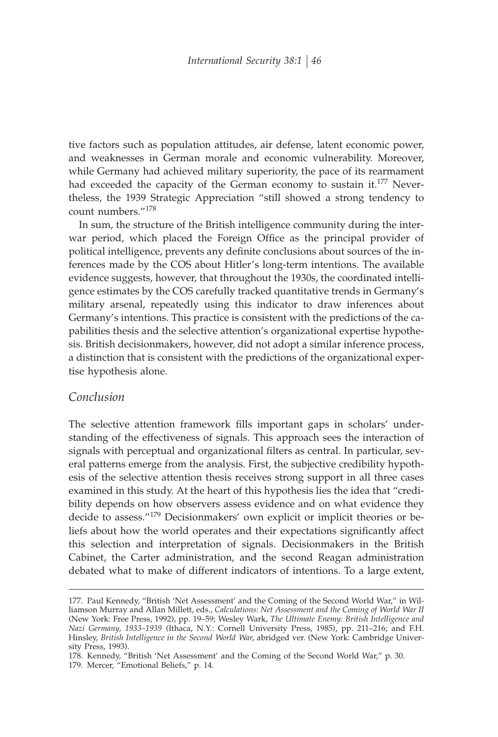tive factors such as population attitudes, air defense, latent economic power, and weaknesses in German morale and economic vulnerability. Moreover, while Germany had achieved military superiority, the pace of its rearmament had exceeded the capacity of the German economy to sustain it.[177] Nevertheless, the 1939 Strategic Appreciation "still showed a strong tendency to count numbers."[178]

In sum, the structure of the British intelligence community during the interwar period, which placed the Foreign Office as the principal provider of political intelligence, prevents any definite conclusions about sources of the inferences made by the COS about Hitler's long-term intentions. The available evidence suggests, however, that throughout the 1930s, the coordinated intelligence estimates by the COS carefully tracked quantitative trends in Germany's military arsenal, repeatedly using this indicator to draw inferences about Germany's intentions. This practice is consistent with the predictions of the capabilities thesis and the selective attention's organizational expertise hypothesis. British decisionmakers, however, did not adopt a similar inference process, a distinction that is consistent with the predictions of the organizational expertise hypothesis alone.

## *Conclusion*

The selective attention framework fills important gaps in scholars' understanding of the effectiveness of signals. This approach sees the interaction of signals with perceptual and organizational filters as central. In particular, several patterns emerge from the analysis. First, the subjective credibility hypothesis of the selective attention thesis receives strong support in all three cases examined in this study. At the heart of this hypothesis lies the idea that "credibility depends on how observers assess evidence and on what evidence they decide to assess."[179] Decisionmakers' own explicit or implicit theories or beliefs about how the world operates and their expectations significantly affect this selection and interpretation of signals. Decisionmakers in the British Cabinet, the Carter administration, and the second Reagan administration debated what to make of different indicators of intentions. To a large extent,

---

177. Paul Kennedy, "British 'Net Assessment' and the Coming of the Second World War," in Williamson Murray and Allan Millett, eds., *Calculations: Net Assessment and the Coming of World War II* (New York: Free Press, 1992), pp. 19–59; Wesley Wark, *The Ultimate Enemy: British Intelligence and Nazi Germany, 1933–1939* (Ithaca, N.Y.: Cornell University Press, 1985), pp. 211–216; and F.H. Hinsley, *British Intelligence in the Second World War*, abridged ver. (New York: Cambridge University Press, 1993).

178. Kennedy, "British 'Net Assessment' and the Coming of the Second World War," p. 30.

179. Mercer, "Emotional Beliefs," p. 14.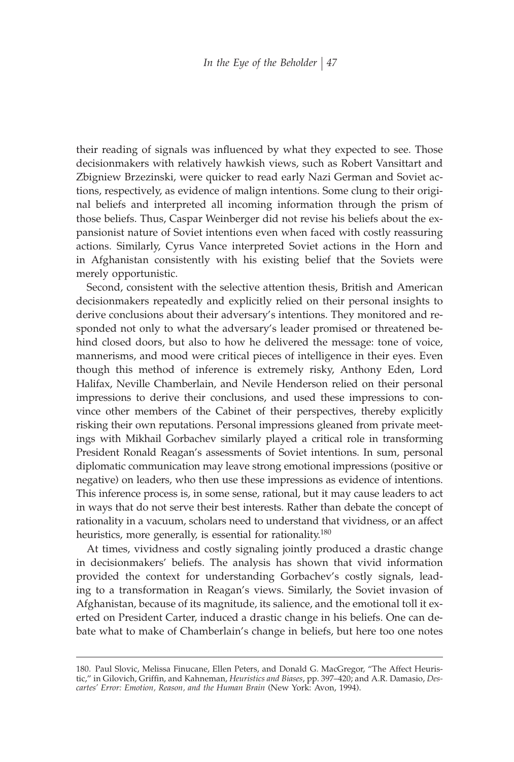their reading of signals was influenced by what they expected to see. Those decisionmakers with relatively hawkish views, such as Robert Vansittart and Zbigniew Brzezinski, were quicker to read early Nazi German and Soviet actions, respectively, as evidence of malign intentions. Some clung to their original beliefs and interpreted all incoming information through the prism of those beliefs. Thus, Caspar Weinberger did not revise his beliefs about the expansionist nature of Soviet intentions even when faced with costly reassuring actions. Similarly, Cyrus Vance interpreted Soviet actions in the Horn and in Afghanistan consistently with his existing belief that the Soviets were merely opportunistic.

Second, consistent with the selective attention thesis, British and American decisionmakers repeatedly and explicitly relied on their personal insights to derive conclusions about their adversary's intentions. They monitored and responded not only to what the adversary's leader promised or threatened behind closed doors, but also to how he delivered the message: tone of voice, mannerisms, and mood were critical pieces of intelligence in their eyes. Even though this method of inference is extremely risky, Anthony Eden, Lord Halifax, Neville Chamberlain, and Nevile Henderson relied on their personal impressions to derive their conclusions, and used these impressions to convince other members of the Cabinet of their perspectives, thereby explicitly risking their own reputations. Personal impressions gleaned from private meetings with Mikhail Gorbachev similarly played a critical role in transforming President Ronald Reagan's assessments of Soviet intentions. In sum, personal diplomatic communication may leave strong emotional impressions (positive or negative) on leaders, who then use these impressions as evidence of intentions. This inference process is, in some sense, rational, but it may cause leaders to act in ways that do not serve their best interests. Rather than debate the concept of rationality in a vacuum, scholars need to understand that vividness, or an affect heuristics, more generally, is essential for rationality.[180]

At times, vividness and costly signaling jointly produced a drastic change in decisionmakers' beliefs. The analysis has shown that vivid information provided the context for understanding Gorbachev's costly signals, leading to a transformation in Reagan's views. Similarly, the Soviet invasion of Afghanistan, because of its magnitude, its salience, and the emotional toll it exerted on President Carter, induced a drastic change in his beliefs. One can debate what to make of Chamberlain's change in beliefs, but here too one notes

180. Paul Slovic, Melissa Finucane, Ellen Peters, and Donald G. MacGregor, "The Affect Heuristic," in Gilovich, Griffin, and Kahneman, *Heuristics and Biases*, pp. 397–420; and A.R. Damasio, *Descartes' Error: Emotion, Reason, and the Human Brain* (New York: Avon, 1994).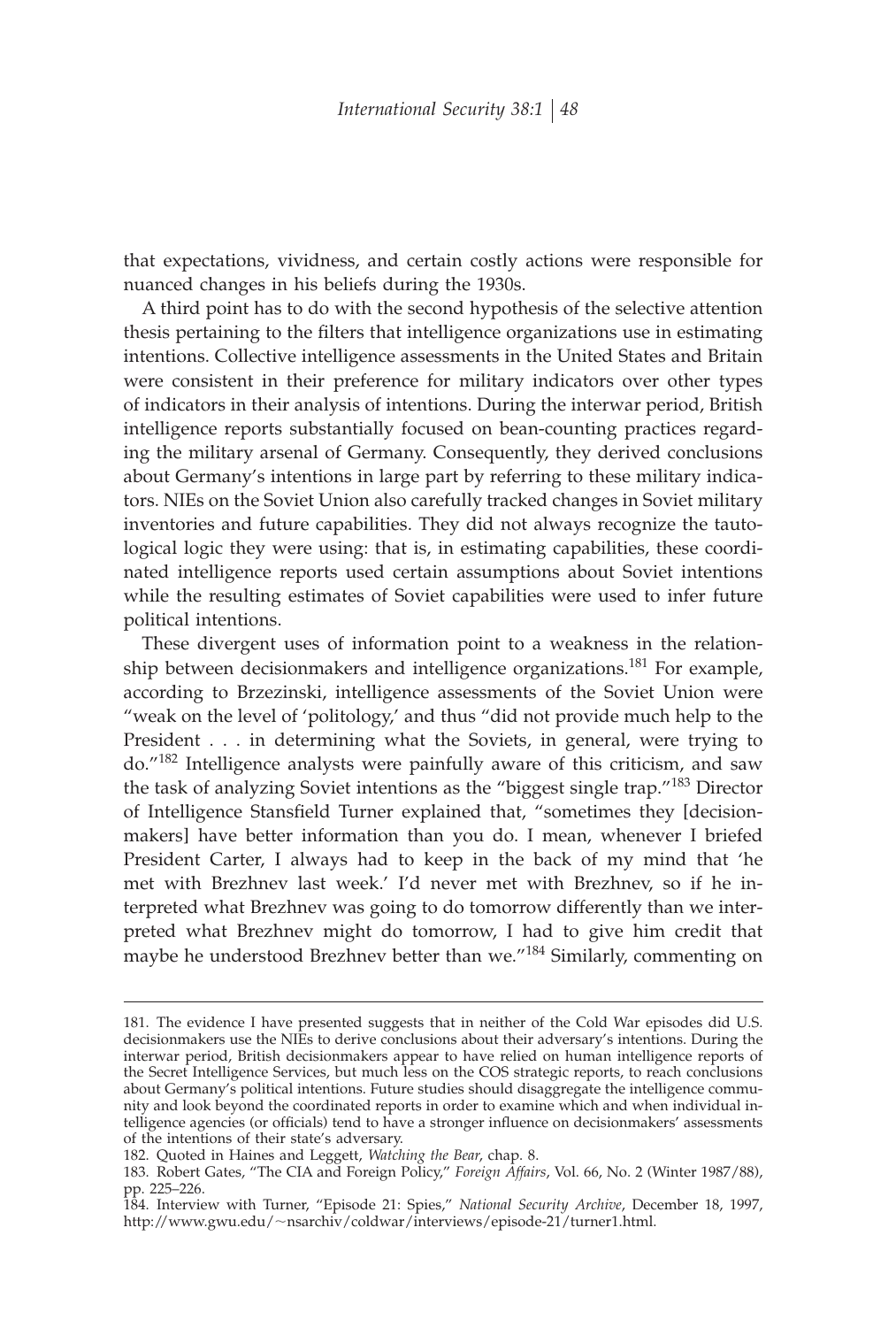that expectations, vividness, and certain costly actions were responsible for nuanced changes in his beliefs during the 1930s.

A third point has to do with the second hypothesis of the selective attention thesis pertaining to the filters that intelligence organizations use in estimating intentions. Collective intelligence assessments in the United States and Britain were consistent in their preference for military indicators over other types of indicators in their analysis of intentions. During the interwar period, British intelligence reports substantially focused on bean-counting practices regarding the military arsenal of Germany. Consequently, they derived conclusions about Germany's intentions in large part by referring to these military indicators. NIEs on the Soviet Union also carefully tracked changes in Soviet military inventories and future capabilities. They did not always recognize the tautological logic they were using: that is, in estimating capabilities, these coordinated intelligence reports used certain assumptions about Soviet intentions while the resulting estimates of Soviet capabilities were used to infer future political intentions.

These divergent uses of information point to a weakness in the relationship between decisionmakers and intelligence organizations.[181] For example, according to Brzezinski, intelligence assessments of the Soviet Union were "weak on the level of 'politology,' and thus "did not provide much help to the President . . . in determining what the Soviets, in general, were trying to do."[182] Intelligence analysts were painfully aware of this criticism, and saw the task of analyzing Soviet intentions as the "biggest single trap."[183] Director of Intelligence Stansfield Turner explained that, "sometimes they [decisionmakers] have better information than you do. I mean, whenever I briefed President Carter, I always had to keep in the back of my mind that 'he met with Brezhnev last week.' I'd never met with Brezhnev, so if he interpreted what Brezhnev was going to do tomorrow differently than we interpreted what Brezhnev might do tomorrow, I had to give him credit that maybe he understood Brezhnev better than we."[184] Similarly, commenting on

---

181. The evidence I have presented suggests that in neither of the Cold War episodes did U.S. decisionmakers use the NIEs to derive conclusions about their adversary's intentions. During the interwar period, British decisionmakers appear to have relied on human intelligence reports of the Secret Intelligence Services, but much less on the COS strategic reports, to reach conclusions about Germany's political intentions. Future studies should disaggregate the intelligence community and look beyond the coordinated reports in order to examine which and when individual intelligence agencies (or officials) tend to have a stronger influence on decisionmakers' assessments of the intentions of their state's adversary.

182. Quoted in Haines and Leggett, *Watching the Bear*, chap. 8.

183. Robert Gates, "The CIA and Foreign Policy," *Foreign Affairs*, Vol. 66, No. 2 (Winter 1987/88), pp. 225–226.

184. Interview with Turner, "Episode 21: Spies," *National Security Archive*, December 18, 1997, http://www.gwu.edu/~nsarchiv/coldwar/interviews/episode-21/turner1.html.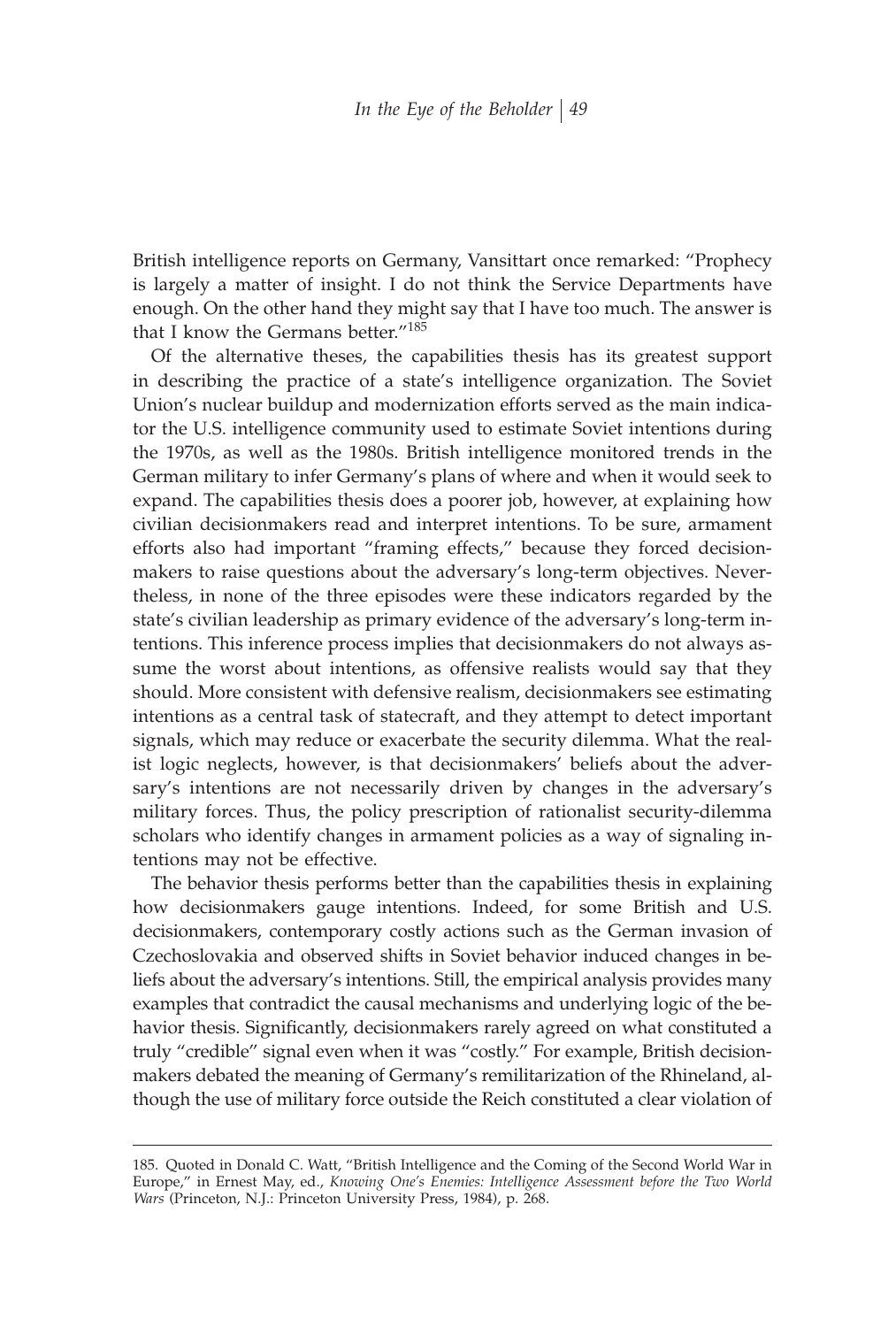British intelligence reports on Germany, Vansittart once remarked: "Prophecy is largely a matter of insight. I do not think the Service Departments have enough. On the other hand they might say that I have too much. The answer is that I know the Germans better."[185]

Of the alternative theses, the capabilities thesis has its greatest support in describing the practice of a state's intelligence organization. The Soviet Union's nuclear buildup and modernization efforts served as the main indicator the U.S. intelligence community used to estimate Soviet intentions during the 1970s, as well as the 1980s. British intelligence monitored trends in the German military to infer Germany's plans of where and when it would seek to expand. The capabilities thesis does a poorer job, however, at explaining how civilian decisionmakers read and interpret intentions. To be sure, armament efforts also had important "framing effects," because they forced decisionmakers to raise questions about the adversary's long-term objectives. Nevertheless, in none of the three episodes were these indicators regarded by the state's civilian leadership as primary evidence of the adversary's long-term intentions. This inference process implies that decisionmakers do not always assume the worst about intentions, as offensive realists would say that they should. More consistent with defensive realism, decisionmakers see estimating intentions as a central task of statecraft, and they attempt to detect important signals, which may reduce or exacerbate the security dilemma. What the realist logic neglects, however, is that decisionmakers' beliefs about the adversary's intentions are not necessarily driven by changes in the adversary's military forces. Thus, the policy prescription of rationalist security-dilemma scholars who identify changes in armament policies as a way of signaling intentions may not be effective.

The behavior thesis performs better than the capabilities thesis in explaining how decisionmakers gauge intentions. Indeed, for some British and U.S. decisionmakers, contemporary costly actions such as the German invasion of Czechoslovakia and observed shifts in Soviet behavior induced changes in beliefs about the adversary's intentions. Still, the empirical analysis provides many examples that contradict the causal mechanisms and underlying logic of the behavior thesis. Significantly, decisionmakers rarely agreed on what constituted a truly "credible" signal even when it was "costly." For example, British decisionmakers debated the meaning of Germany's remilitarization of the Rhineland, although the use of military force outside the Reich constituted a clear violation of

185. Quoted in Donald C. Watt, "British Intelligence and the Coming of the Second World War in Europe," in Ernest May, ed., *Knowing One's Enemies: Intelligence Assessment before the Two World Wars* (Princeton, N.J.: Princeton University Press, 1984), p. 268.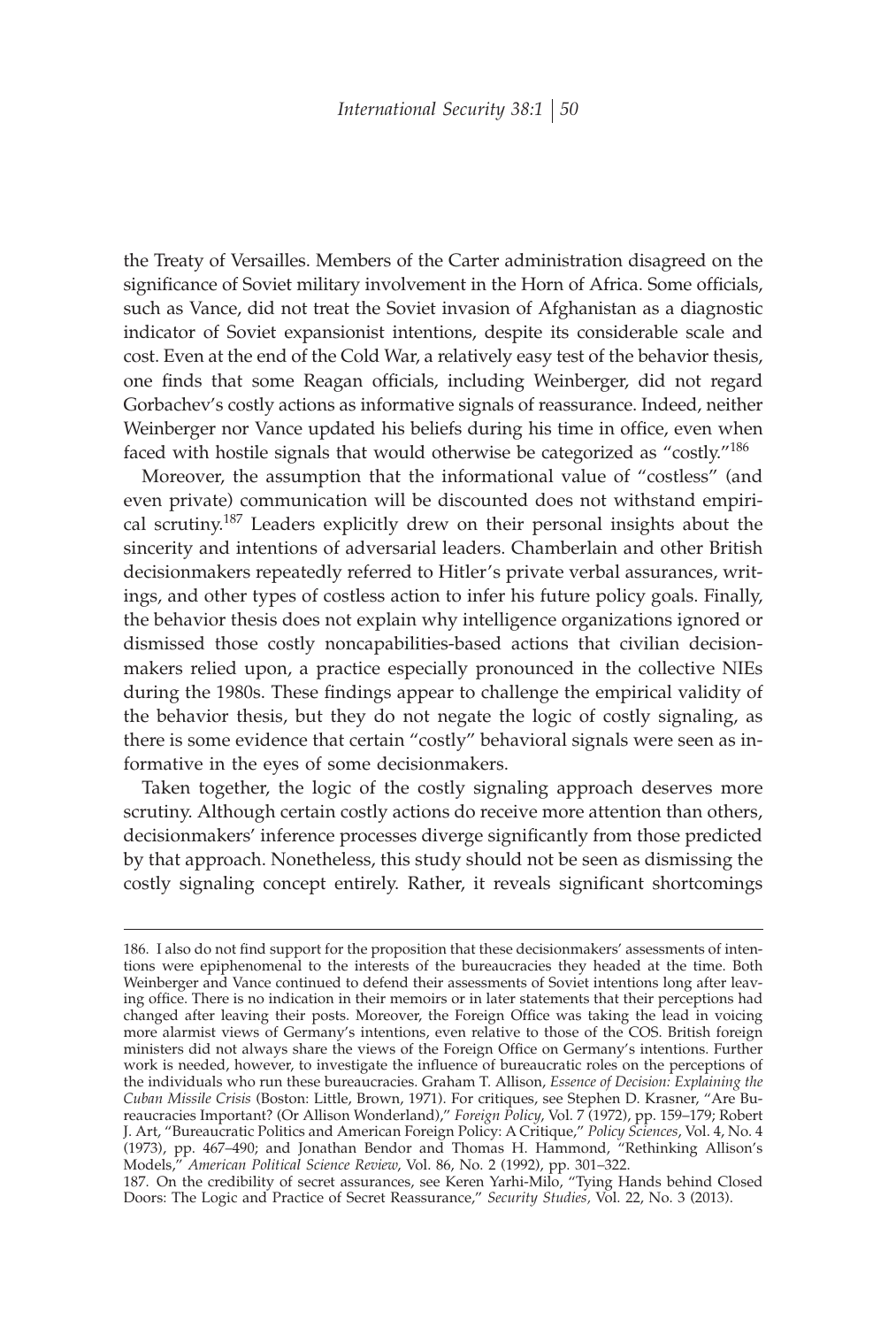the Treaty of Versailles. Members of the Carter administration disagreed on the significance of Soviet military involvement in the Horn of Africa. Some officials, such as Vance, did not treat the Soviet invasion of Afghanistan as a diagnostic indicator of Soviet expansionist intentions, despite its considerable scale and cost. Even at the end of the Cold War, a relatively easy test of the behavior thesis, one finds that some Reagan officials, including Weinberger, did not regard Gorbachev's costly actions as informative signals of reassurance. Indeed, neither Weinberger nor Vance updated his beliefs during his time in office, even when faced with hostile signals that would otherwise be categorized as "costly."[186]

Moreover, the assumption that the informational value of "costless" (and even private) communication will be discounted does not withstand empirical scrutiny.[187] Leaders explicitly drew on their personal insights about the sincerity and intentions of adversarial leaders. Chamberlain and other British decisionmakers repeatedly referred to Hitler's private verbal assurances, writings, and other types of costless action to infer his future policy goals. Finally, the behavior thesis does not explain why intelligence organizations ignored or dismissed those costly noncapabilities-based actions that civilian decisionmakers relied upon, a practice especially pronounced in the collective NIEs during the 1980s. These findings appear to challenge the empirical validity of the behavior thesis, but they do not negate the logic of costly signaling, as there is some evidence that certain "costly" behavioral signals were seen as informative in the eyes of some decisionmakers.

Taken together, the logic of the costly signaling approach deserves more scrutiny. Although certain costly actions do receive more attention than others, decisionmakers' inference processes diverge significantly from those predicted by that approach. Nonetheless, this study should not be seen as dismissing the costly signaling concept entirely. Rather, it reveals significant shortcomings

---

186. I also do not find support for the proposition that these decisionmakers' assessments of intentions were epiphenomenal to the interests of the bureaucracies they headed at the time. Both Weinberger and Vance continued to defend their assessments of Soviet intentions long after leaving office. There is no indication in their memoirs or in later statements that their perceptions had changed after leaving their posts. Moreover, the Foreign Office was taking the lead in voicing more alarmist views of Germany's intentions, even relative to those of the COS. British foreign ministers did not always share the views of the Foreign Office on Germany's intentions. Further work is needed, however, to investigate the influence of bureaucratic roles on the perceptions of the individuals who run these bureaucracies. Graham T. Allison, *Essence of Decision: Explaining the Cuban Missile Crisis* (Boston: Little, Brown, 1971). For critiques, see Stephen D. Krasner, "Are Bureaucracies Important? (Or Allison Wonderland)," *Foreign Policy*, Vol. 7 (1972), pp. 159–179; Robert J. Art, "Bureaucratic Politics and American Foreign Policy: A Critique," *Policy Sciences*, Vol. 4, No. 4 (1973), pp. 467–490; and Jonathan Bendor and Thomas H. Hammond, "Rethinking Allison's Models," *American Political Science Review*, Vol. 86, No. 2 (1992), pp. 301–322.

187. On the credibility of secret assurances, see Keren Yarhi-Milo, "Tying Hands behind Closed Doors: The Logic and Practice of Secret Reassurance," *Security Studies*, Vol. 22, No. 3 (2013).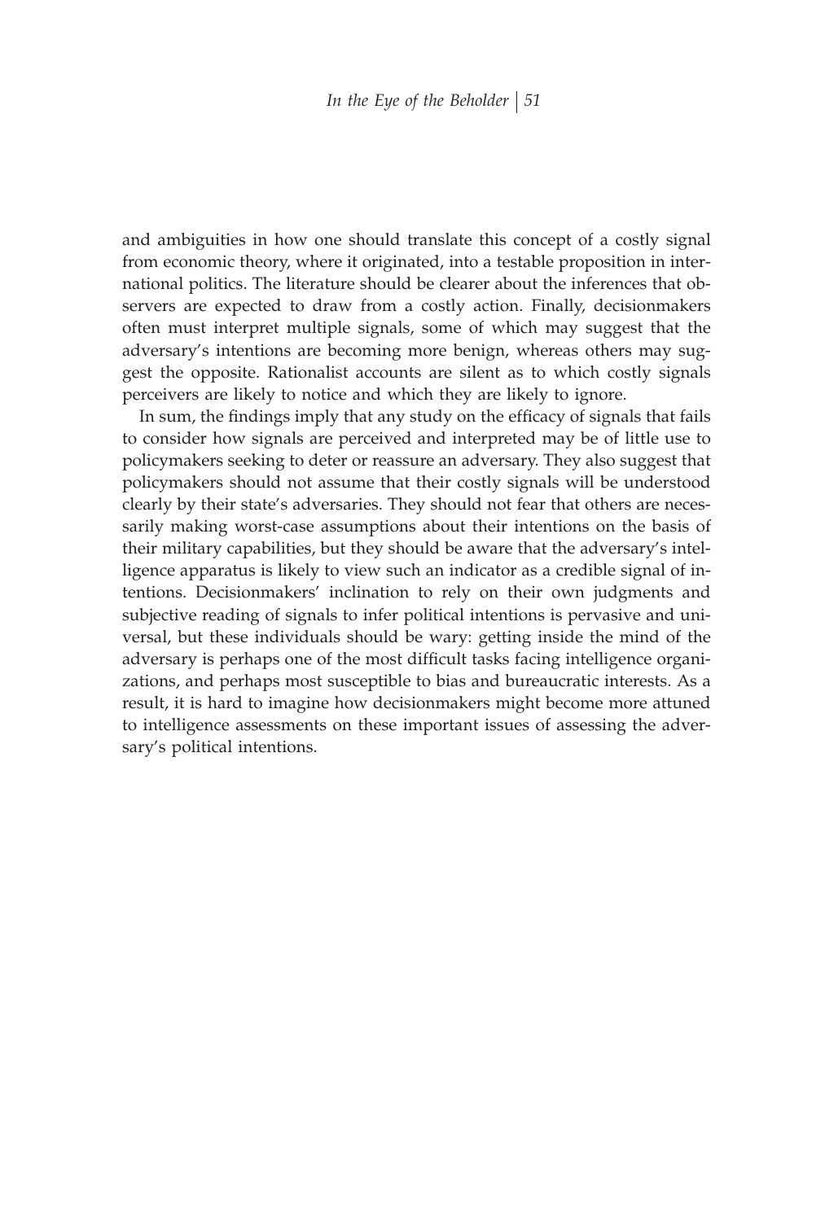and ambiguities in how one should translate this concept of a costly signal from economic theory, where it originated, into a testable proposition in international politics. The literature should be clearer about the inferences that observers are expected to draw from a costly action. Finally, decisionmakers often must interpret multiple signals, some of which may suggest that the adversary's intentions are becoming more benign, whereas others may suggest the opposite. Rationalist accounts are silent as to which costly signals perceivers are likely to notice and which they are likely to ignore.

In sum, the findings imply that any study on the efficacy of signals that fails to consider how signals are perceived and interpreted may be of little use to policymakers seeking to deter or reassure an adversary. They also suggest that policymakers should not assume that their costly signals will be understood clearly by their state's adversaries. They should not fear that others are necessarily making worst-case assumptions about their intentions on the basis of their military capabilities, but they should be aware that the adversary's intelligence apparatus is likely to view such an indicator as a credible signal of intentions. Decisionmakers' inclination to rely on their own judgments and subjective reading of signals to infer political intentions is pervasive and universal, but these individuals should be wary: getting inside the mind of the adversary is perhaps one of the most difficult tasks facing intelligence organizations, and perhaps most susceptible to bias and bureaucratic interests. As a result, it is hard to imagine how decisionmakers might become more attuned to intelligence assessments on these important issues of assessing the adversary's political intentions.